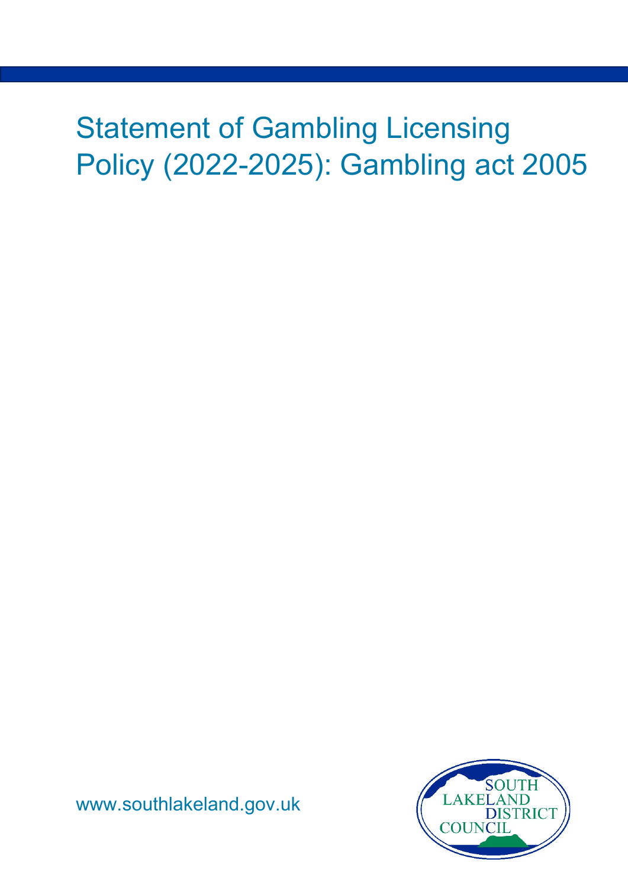# Statement of Gambling Licensing Policy (2022-2025): Gambling act 2005

www.southlakeland.gov.uk

SOUTH LAKELAND DISTRICT COUNCIL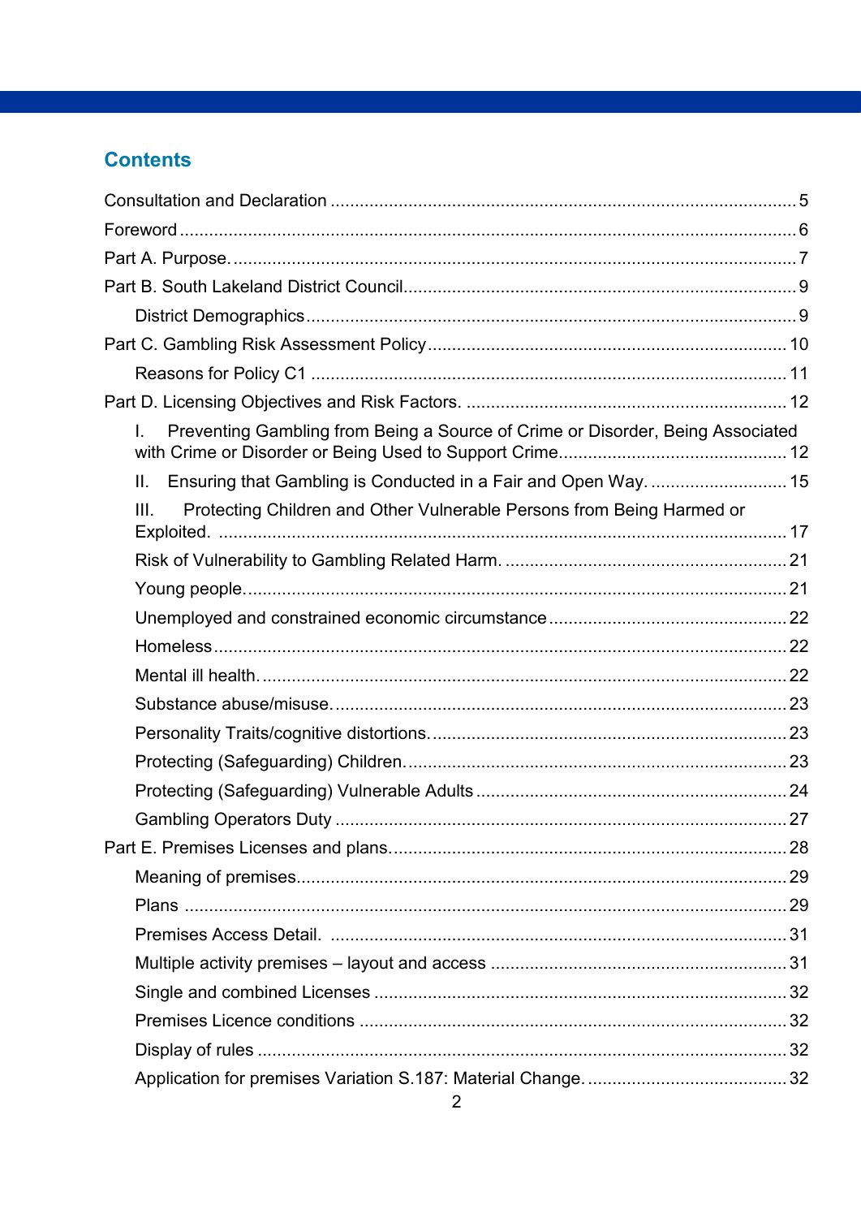## Contents

Consultation and Declaration ..... 5

Foreword ..... 6

Part A. Purpose. ..... 7

Part B. South Lakeland District Council ..... 9

- District Demographics ..... 9

Part C. Gambling Risk Assessment Policy ..... 10

- Reasons for Policy C1 ..... 11

Part D. Licensing Objectives and Risk Factors. ..... 12

- I. Preventing Gambling from Being a Source of Crime or Disorder, Being Associated with Crime or Disorder or Being Used to Support Crime ..... 12
- II. Ensuring that Gambling is Conducted in a Fair and Open Way. ..... 15
- III. Protecting Children and Other Vulnerable Persons from Being Harmed or Exploited. ..... 17
- Risk of Vulnerability to Gambling Related Harm. ..... 21
- Young people. ..... 21
- Unemployed and constrained economic circumstance ..... 22
- Homeless ..... 22
- Mental ill health. ..... 22
- Substance abuse/misuse. ..... 23
- Personality Traits/cognitive distortions. ..... 23
- Protecting (Safeguarding) Children. ..... 23
- Protecting (Safeguarding) Vulnerable Adults ..... 24
- Gambling Operators Duty ..... 27

Part E. Premises Licenses and plans. ..... 28

- Meaning of premises. ..... 29
- Plans ..... 29
- Premises Access Detail. ..... 31
- Multiple activity premises – layout and access ..... 31
- Single and combined Licenses ..... 32
- Premises Licence conditions ..... 32
- Display of rules ..... 32
- Application for premises Variation S.187: Material Change. ..... 32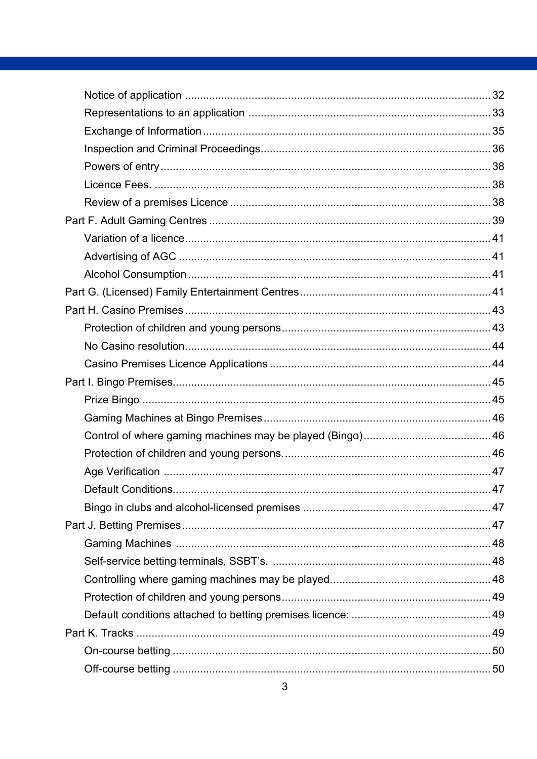- Notice of application ..... 32
- Representations to an application ..... 33
- Exchange of Information ..... 35
- Inspection and Criminal Proceedings ..... 36
- Powers of entry ..... 38
- Licence Fees. ..... 38
- Review of a premises Licence ..... 38

Part F. Adult Gaming Centres ..... 39

- Variation of a licence ..... 41
- Advertising of AGC ..... 41
- Alcohol Consumption ..... 41

Part G. (Licensed) Family Entertainment Centres ..... 41

Part H. Casino Premises ..... 43

- Protection of children and young persons ..... 43
- No Casino resolution ..... 44
- Casino Premises Licence Applications ..... 44

Part I. Bingo Premises ..... 45

- Prize Bingo ..... 45
- Gaming Machines at Bingo Premises ..... 46
- Control of where gaming machines may be played (Bingo) ..... 46
- Protection of children and young persons. ..... 46
- Age Verification ..... 47
- Default Conditions. ..... 47
- Bingo in clubs and alcohol-licensed premises ..... 47

Part J. Betting Premises ..... 47

- Gaming Machines ..... 48
- Self-service betting terminals, SSBT's. ..... 48
- Controlling where gaming machines may be played. ..... 48
- Protection of children and young persons ..... 49
- Default conditions attached to betting premises licence: ..... 49

Part K. Tracks ..... 49

- On-course betting ..... 50
- Off-course betting ..... 50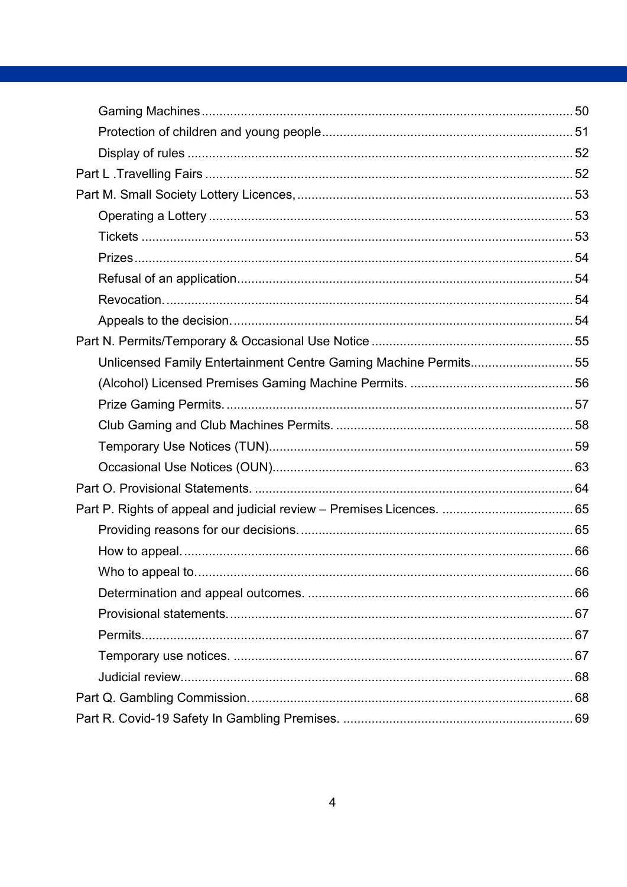- Gaming Machines ........................................................................................................ 50
- Protection of children and young people ...................................................................... 51
- Display of rules ........................................................................................................... 52

Part L .Travelling Fairs ...................................................................................................... 52

Part M. Small Society Lottery Licences, ............................................................................. 53

- Operating a Lottery ..................................................................................................... 53
- Tickets ........................................................................................................................ 53
- Prizes .......................................................................................................................... 54
- Refusal of an application ............................................................................................. 54
- Revocation. ................................................................................................................. 54
- Appeals to the decision. .............................................................................................. 54

Part N. Permits/Temporary & Occasional Use Notice ........................................................ 55

- Unlicensed Family Entertainment Centre Gaming Machine Permits ............................ 55
- (Alcohol) Licensed Premises Gaming Machine Permits. ............................................. 56
- Prize Gaming Permits. ................................................................................................ 57
- Club Gaming and Club Machines Permits. .................................................................. 58
- Temporary Use Notices (TUN) .................................................................................... 59
- Occasional Use Notices (OUN) ................................................................................... 63

Part O. Provisional Statements. ......................................................................................... 64

Part P. Rights of appeal and judicial review – Premises Licences. ..................................... 65

- Providing reasons for our decisions. ............................................................................ 65
- How to appeal. ............................................................................................................ 66
- Who to appeal to. ........................................................................................................ 66
- Determination and appeal outcomes. .......................................................................... 66
- Provisional statements. ............................................................................................... 67
- Permits. ....................................................................................................................... 67
- Temporary use notices. ............................................................................................... 67
- Judicial review. ............................................................................................................ 68

Part Q. Gambling Commission. .......................................................................................... 68

Part R. Covid-19 Safety In Gambling Premises. ................................................................. 69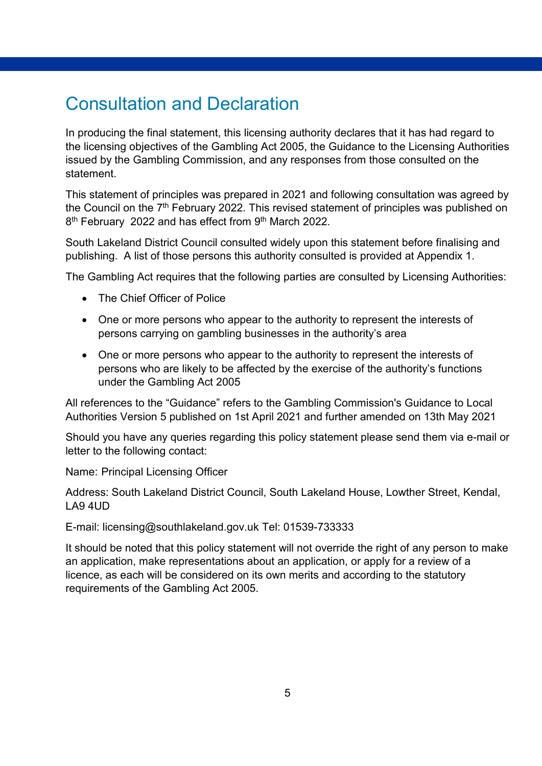# Consultation and Declaration

In producing the final statement, this licensing authority declares that it has had regard to the licensing objectives of the Gambling Act 2005, the Guidance to the Licensing Authorities issued by the Gambling Commission, and any responses from those consulted on the statement.

This statement of principles was prepared in 2021 and following consultation was agreed by the Council on the 7th February 2022. This revised statement of principles was published on 8th February 2022 and has effect from 9th March 2022.

South Lakeland District Council consulted widely upon this statement before finalising and publishing. A list of those persons this authority consulted is provided at Appendix 1.

The Gambling Act requires that the following parties are consulted by Licensing Authorities:

- The Chief Officer of Police
- One or more persons who appear to the authority to represent the interests of persons carrying on gambling businesses in the authority's area
- One or more persons who appear to the authority to represent the interests of persons who are likely to be affected by the exercise of the authority's functions under the Gambling Act 2005

All references to the "Guidance" refers to the Gambling Commission's Guidance to Local Authorities Version 5 published on 1st April 2021 and further amended on 13th May 2021

Should you have any queries regarding this policy statement please send them via e-mail or letter to the following contact:

Name: Principal Licensing Officer

Address: South Lakeland District Council, South Lakeland House, Lowther Street, Kendal, LA9 4UD

E-mail: licensing@southlakeland.gov.uk Tel: 01539-733333

It should be noted that this policy statement will not override the right of any person to make an application, make representations about an application, or apply for a review of a licence, as each will be considered on its own merits and according to the statutory requirements of the Gambling Act 2005.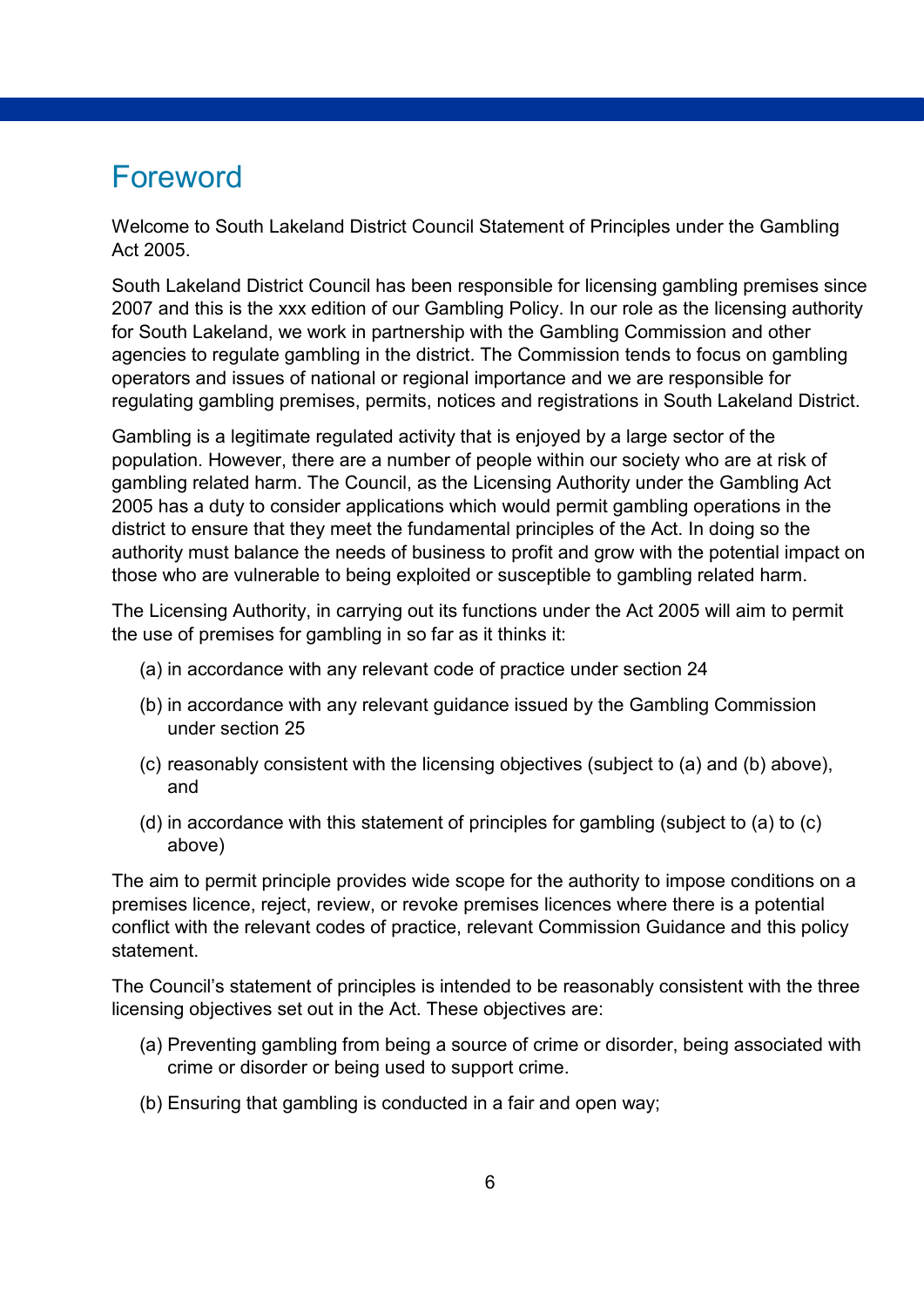# Foreword

Welcome to South Lakeland District Council Statement of Principles under the Gambling Act 2005.

South Lakeland District Council has been responsible for licensing gambling premises since 2007 and this is the xxx edition of our Gambling Policy. In our role as the licensing authority for South Lakeland, we work in partnership with the Gambling Commission and other agencies to regulate gambling in the district. The Commission tends to focus on gambling operators and issues of national or regional importance and we are responsible for regulating gambling premises, permits, notices and registrations in South Lakeland District.

Gambling is a legitimate regulated activity that is enjoyed by a large sector of the population. However, there are a number of people within our society who are at risk of gambling related harm. The Council, as the Licensing Authority under the Gambling Act 2005 has a duty to consider applications which would permit gambling operations in the district to ensure that they meet the fundamental principles of the Act. In doing so the authority must balance the needs of business to profit and grow with the potential impact on those who are vulnerable to being exploited or susceptible to gambling related harm.

The Licensing Authority, in carrying out its functions under the Act 2005 will aim to permit the use of premises for gambling in so far as it thinks it:

(a) in accordance with any relevant code of practice under section 24

(b) in accordance with any relevant guidance issued by the Gambling Commission under section 25

(c) reasonably consistent with the licensing objectives (subject to (a) and (b) above), and

(d) in accordance with this statement of principles for gambling (subject to (a) to (c) above)

The aim to permit principle provides wide scope for the authority to impose conditions on a premises licence, reject, review, or revoke premises licences where there is a potential conflict with the relevant codes of practice, relevant Commission Guidance and this policy statement.

The Council's statement of principles is intended to be reasonably consistent with the three licensing objectives set out in the Act. These objectives are:

(a) Preventing gambling from being a source of crime or disorder, being associated with crime or disorder or being used to support crime.

(b) Ensuring that gambling is conducted in a fair and open way;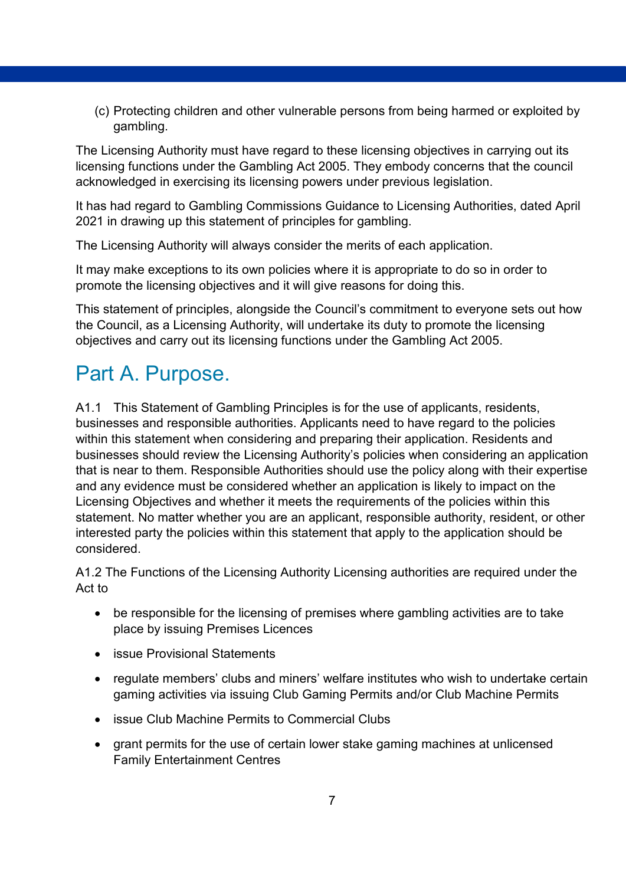(c) Protecting children and other vulnerable persons from being harmed or exploited by gambling.

The Licensing Authority must have regard to these licensing objectives in carrying out its licensing functions under the Gambling Act 2005. They embody concerns that the council acknowledged in exercising its licensing powers under previous legislation.

It has had regard to Gambling Commissions Guidance to Licensing Authorities, dated April 2021 in drawing up this statement of principles for gambling.

The Licensing Authority will always consider the merits of each application.

It may make exceptions to its own policies where it is appropriate to do so in order to promote the licensing objectives and it will give reasons for doing this.

This statement of principles, alongside the Council's commitment to everyone sets out how the Council, as a Licensing Authority, will undertake its duty to promote the licensing objectives and carry out its licensing functions under the Gambling Act 2005.

## Part A. Purpose.

A1.1 This Statement of Gambling Principles is for the use of applicants, residents, businesses and responsible authorities. Applicants need to have regard to the policies within this statement when considering and preparing their application. Residents and businesses should review the Licensing Authority's policies when considering an application that is near to them. Responsible Authorities should use the policy along with their expertise and any evidence must be considered whether an application is likely to impact on the Licensing Objectives and whether it meets the requirements of the policies within this statement. No matter whether you are an applicant, responsible authority, resident, or other interested party the policies within this statement that apply to the application should be considered.

A1.2 The Functions of the Licensing Authority Licensing authorities are required under the Act to

- be responsible for the licensing of premises where gambling activities are to take place by issuing Premises Licences
- issue Provisional Statements
- regulate members' clubs and miners' welfare institutes who wish to undertake certain gaming activities via issuing Club Gaming Permits and/or Club Machine Permits
- issue Club Machine Permits to Commercial Clubs
- grant permits for the use of certain lower stake gaming machines at unlicensed Family Entertainment Centres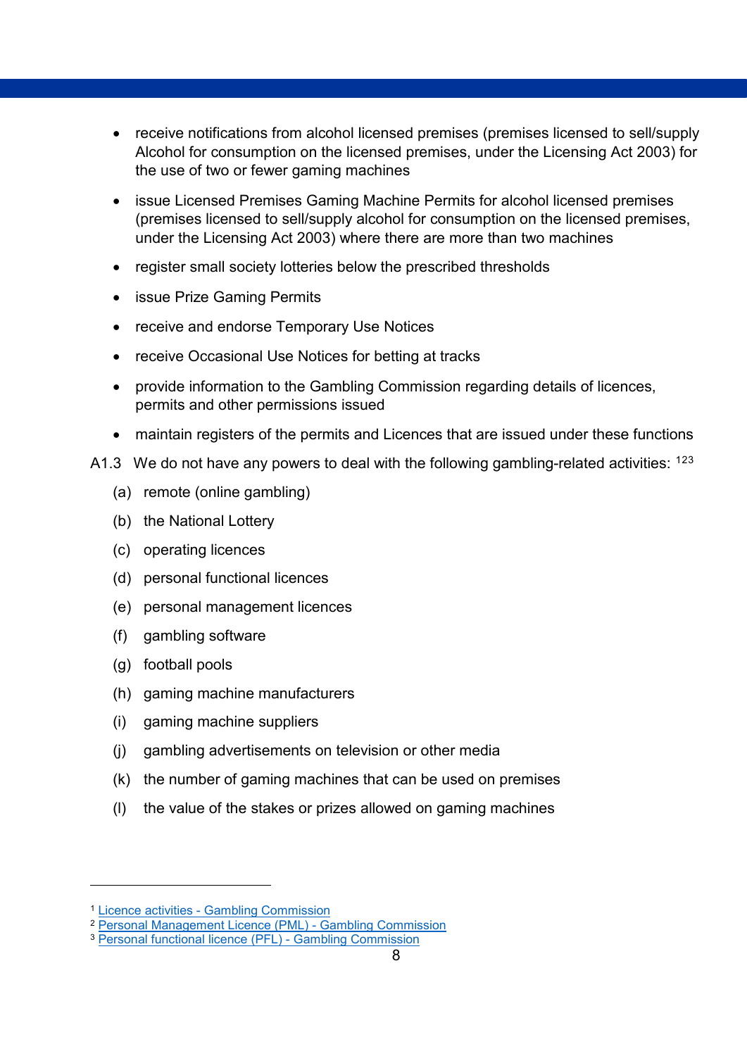- receive notifications from alcohol licensed premises (premises licensed to sell/supply Alcohol for consumption on the licensed premises, under the Licensing Act 2003) for the use of two or fewer gaming machines
- issue Licensed Premises Gaming Machine Permits for alcohol licensed premises (premises licensed to sell/supply alcohol for consumption on the licensed premises, under the Licensing Act 2003) where there are more than two machines
- register small society lotteries below the prescribed thresholds
- issue Prize Gaming Permits
- receive and endorse Temporary Use Notices
- receive Occasional Use Notices for betting at tracks
- provide information to the Gambling Commission regarding details of licences, permits and other permissions issued
- maintain registers of the permits and Licences that are issued under these functions

A1.3 We do not have any powers to deal with the following gambling-related activities: [1] [2] [3]

(a) remote (online gambling)

(b) the National Lottery

(c) operating licences

(d) personal functional licences

(e) personal management licences

(f) gambling software

(g) football pools

(h) gaming machine manufacturers

(i) gaming machine suppliers

(j) gambling advertisements on television or other media

(k) the number of gaming machines that can be used on premises

(l) the value of the stakes or prizes allowed on gaming machines

---

[1] Licence activities - Gambling Commission

[2] Personal Management Licence (PML) - Gambling Commission

[3] Personal functional licence (PFL) - Gambling Commission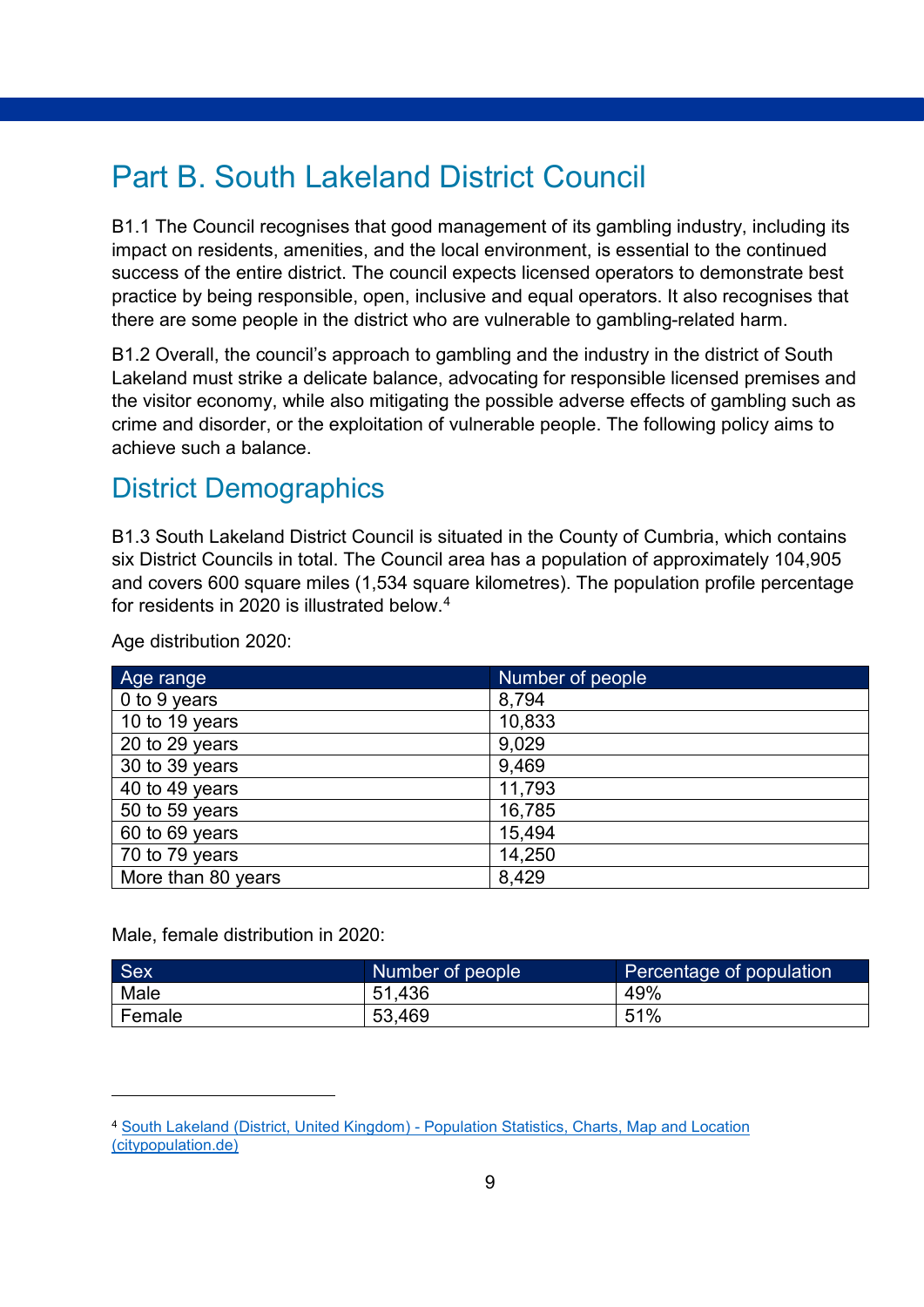# Part B. South Lakeland District Council

B1.1 The Council recognises that good management of its gambling industry, including its impact on residents, amenities, and the local environment, is essential to the continued success of the entire district. The council expects licensed operators to demonstrate best practice by being responsible, open, inclusive and equal operators. It also recognises that there are some people in the district who are vulnerable to gambling-related harm.

B1.2 Overall, the council's approach to gambling and the industry in the district of South Lakeland must strike a delicate balance, advocating for responsible licensed premises and the visitor economy, while also mitigating the possible adverse effects of gambling such as crime and disorder, or the exploitation of vulnerable people. The following policy aims to achieve such a balance.

## District Demographics

B1.3 South Lakeland District Council is situated in the County of Cumbria, which contains six District Councils in total. The Council area has a population of approximately 104,905 and covers 600 square miles (1,534 square kilometres). The population profile percentage for residents in 2020 is illustrated below.[4]

Age distribution 2020:

| Age range | Number of people |
|---|---|
| 0 to 9 years | 8,794 |
| 10 to 19 years | 10,833 |
| 20 to 29 years | 9,029 |
| 30 to 39 years | 9,469 |
| 40 to 49 years | 11,793 |
| 50 to 59 years | 16,785 |
| 60 to 69 years | 15,494 |
| 70 to 79 years | 14,250 |
| More than 80 years | 8,429 |

Male, female distribution in 2020:

| Sex | Number of people | Percentage of population |
|---|---|---|
| Male | 51,436 | 49% |
| Female | 53,469 | 51% |

[4] South Lakeland (District, United Kingdom) - Population Statistics, Charts, Map and Location (citypopulation.de)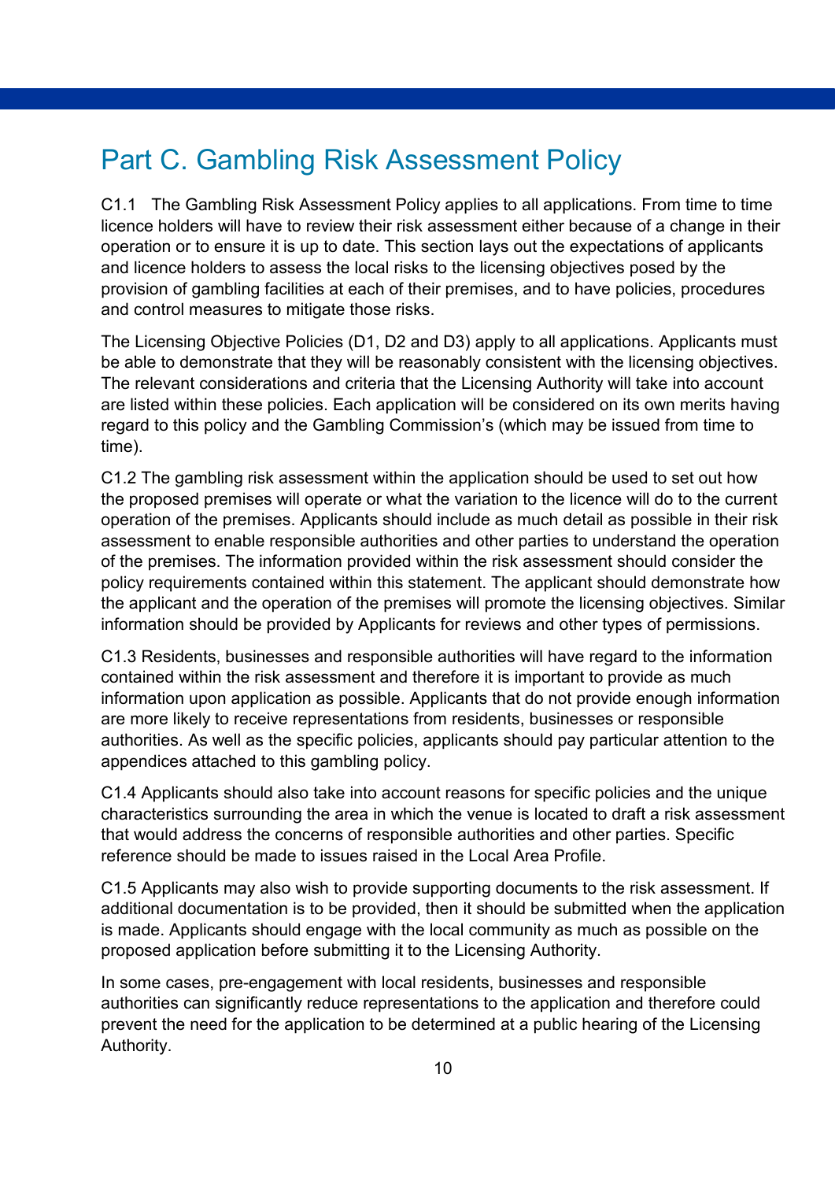# Part C. Gambling Risk Assessment Policy

C1.1 The Gambling Risk Assessment Policy applies to all applications. From time to time licence holders will have to review their risk assessment either because of a change in their operation or to ensure it is up to date. This section lays out the expectations of applicants and licence holders to assess the local risks to the licensing objectives posed by the provision of gambling facilities at each of their premises, and to have policies, procedures and control measures to mitigate those risks.

The Licensing Objective Policies (D1, D2 and D3) apply to all applications. Applicants must be able to demonstrate that they will be reasonably consistent with the licensing objectives. The relevant considerations and criteria that the Licensing Authority will take into account are listed within these policies. Each application will be considered on its own merits having regard to this policy and the Gambling Commission's (which may be issued from time to time).

C1.2 The gambling risk assessment within the application should be used to set out how the proposed premises will operate or what the variation to the licence will do to the current operation of the premises. Applicants should include as much detail as possible in their risk assessment to enable responsible authorities and other parties to understand the operation of the premises. The information provided within the risk assessment should consider the policy requirements contained within this statement. The applicant should demonstrate how the applicant and the operation of the premises will promote the licensing objectives. Similar information should be provided by Applicants for reviews and other types of permissions.

C1.3 Residents, businesses and responsible authorities will have regard to the information contained within the risk assessment and therefore it is important to provide as much information upon application as possible. Applicants that do not provide enough information are more likely to receive representations from residents, businesses or responsible authorities. As well as the specific policies, applicants should pay particular attention to the appendices attached to this gambling policy.

C1.4 Applicants should also take into account reasons for specific policies and the unique characteristics surrounding the area in which the venue is located to draft a risk assessment that would address the concerns of responsible authorities and other parties. Specific reference should be made to issues raised in the Local Area Profile.

C1.5 Applicants may also wish to provide supporting documents to the risk assessment. If additional documentation is to be provided, then it should be submitted when the application is made. Applicants should engage with the local community as much as possible on the proposed application before submitting it to the Licensing Authority.

In some cases, pre-engagement with local residents, businesses and responsible authorities can significantly reduce representations to the application and therefore could prevent the need for the application to be determined at a public hearing of the Licensing Authority.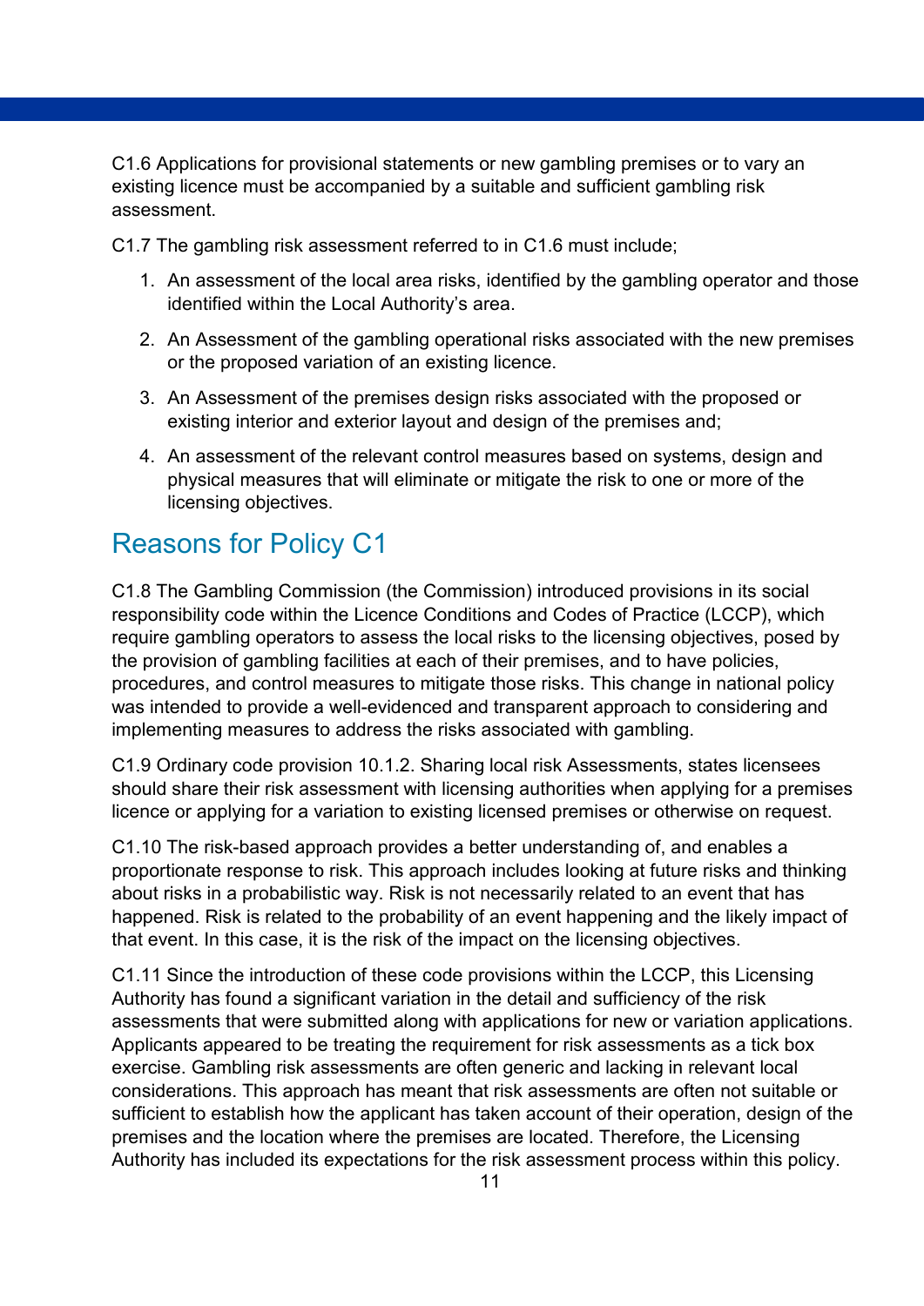C1.6 Applications for provisional statements or new gambling premises or to vary an existing licence must be accompanied by a suitable and sufficient gambling risk assessment.

C1.7 The gambling risk assessment referred to in C1.6 must include;

1. An assessment of the local area risks, identified by the gambling operator and those identified within the Local Authority's area.
2. An Assessment of the gambling operational risks associated with the new premises or the proposed variation of an existing licence.
3. An Assessment of the premises design risks associated with the proposed or existing interior and exterior layout and design of the premises and;
4. An assessment of the relevant control measures based on systems, design and physical measures that will eliminate or mitigate the risk to one or more of the licensing objectives.

## Reasons for Policy C1

C1.8 The Gambling Commission (the Commission) introduced provisions in its social responsibility code within the Licence Conditions and Codes of Practice (LCCP), which require gambling operators to assess the local risks to the licensing objectives, posed by the provision of gambling facilities at each of their premises, and to have policies, procedures, and control measures to mitigate those risks. This change in national policy was intended to provide a well-evidenced and transparent approach to considering and implementing measures to address the risks associated with gambling.

C1.9 Ordinary code provision 10.1.2. Sharing local risk Assessments, states licensees should share their risk assessment with licensing authorities when applying for a premises licence or applying for a variation to existing licensed premises or otherwise on request.

C1.10 The risk-based approach provides a better understanding of, and enables a proportionate response to risk. This approach includes looking at future risks and thinking about risks in a probabilistic way. Risk is not necessarily related to an event that has happened. Risk is related to the probability of an event happening and the likely impact of that event. In this case, it is the risk of the impact on the licensing objectives.

C1.11 Since the introduction of these code provisions within the LCCP, this Licensing Authority has found a significant variation in the detail and sufficiency of the risk assessments that were submitted along with applications for new or variation applications. Applicants appeared to be treating the requirement for risk assessments as a tick box exercise. Gambling risk assessments are often generic and lacking in relevant local considerations. This approach has meant that risk assessments are often not suitable or sufficient to establish how the applicant has taken account of their operation, design of the premises and the location where the premises are located. Therefore, the Licensing Authority has included its expectations for the risk assessment process within this policy.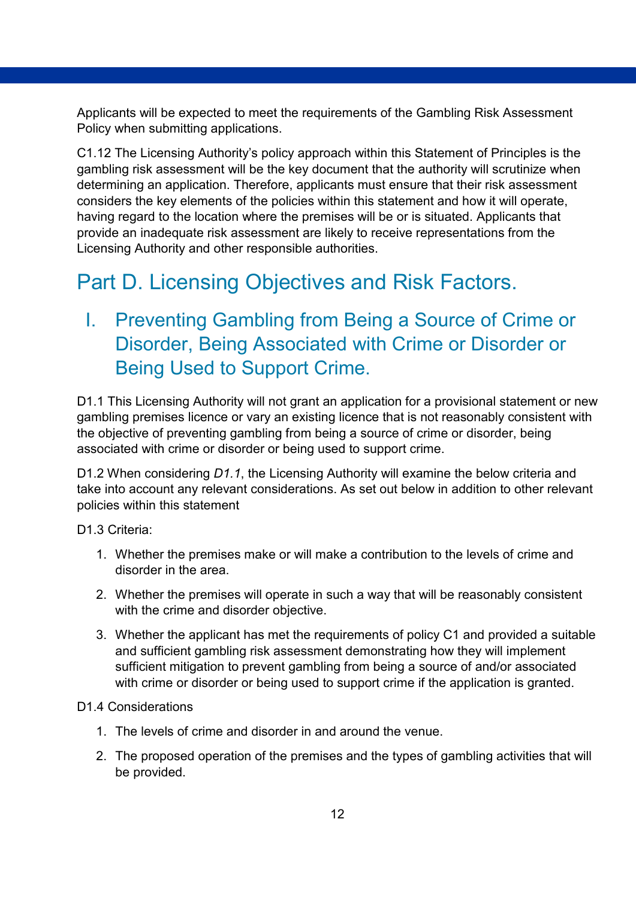Applicants will be expected to meet the requirements of the Gambling Risk Assessment Policy when submitting applications.

C1.12 The Licensing Authority's policy approach within this Statement of Principles is the gambling risk assessment will be the key document that the authority will scrutinize when determining an application. Therefore, applicants must ensure that their risk assessment considers the key elements of the policies within this statement and how it will operate, having regard to the location where the premises will be or is situated. Applicants that provide an inadequate risk assessment are likely to receive representations from the Licensing Authority and other responsible authorities.

# Part D. Licensing Objectives and Risk Factors.

## I. Preventing Gambling from Being a Source of Crime or Disorder, Being Associated with Crime or Disorder or Being Used to Support Crime.

D1.1 This Licensing Authority will not grant an application for a provisional statement or new gambling premises licence or vary an existing licence that is not reasonably consistent with the objective of preventing gambling from being a source of crime or disorder, being associated with crime or disorder or being used to support crime.

D1.2 When considering *D1.1*, the Licensing Authority will examine the below criteria and take into account any relevant considerations. As set out below in addition to other relevant policies within this statement

D1.3 Criteria:

1. Whether the premises make or will make a contribution to the levels of crime and disorder in the area.
2. Whether the premises will operate in such a way that will be reasonably consistent with the crime and disorder objective.
3. Whether the applicant has met the requirements of policy C1 and provided a suitable and sufficient gambling risk assessment demonstrating how they will implement sufficient mitigation to prevent gambling from being a source of and/or associated with crime or disorder or being used to support crime if the application is granted.

D1.4 Considerations

1. The levels of crime and disorder in and around the venue.
2. The proposed operation of the premises and the types of gambling activities that will be provided.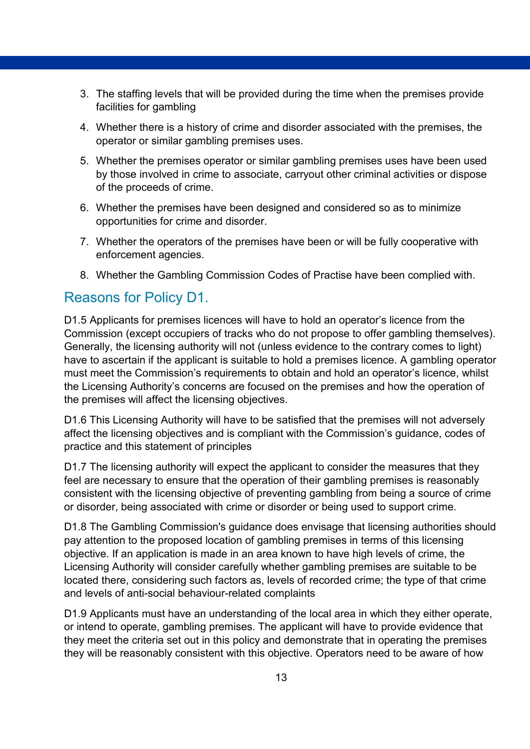3. The staffing levels that will be provided during the time when the premises provide facilities for gambling
4. Whether there is a history of crime and disorder associated with the premises, the operator or similar gambling premises uses.
5. Whether the premises operator or similar gambling premises uses have been used by those involved in crime to associate, carryout other criminal activities or dispose of the proceeds of crime.
6. Whether the premises have been designed and considered so as to minimize opportunities for crime and disorder.
7. Whether the operators of the premises have been or will be fully cooperative with enforcement agencies.
8. Whether the Gambling Commission Codes of Practise have been complied with.

## Reasons for Policy D1.

D1.5 Applicants for premises licences will have to hold an operator's licence from the Commission (except occupiers of tracks who do not propose to offer gambling themselves). Generally, the licensing authority will not (unless evidence to the contrary comes to light) have to ascertain if the applicant is suitable to hold a premises licence. A gambling operator must meet the Commission's requirements to obtain and hold an operator's licence, whilst the Licensing Authority's concerns are focused on the premises and how the operation of the premises will affect the licensing objectives.

D1.6 This Licensing Authority will have to be satisfied that the premises will not adversely affect the licensing objectives and is compliant with the Commission's guidance, codes of practice and this statement of principles

D1.7 The licensing authority will expect the applicant to consider the measures that they feel are necessary to ensure that the operation of their gambling premises is reasonably consistent with the licensing objective of preventing gambling from being a source of crime or disorder, being associated with crime or disorder or being used to support crime.

D1.8 The Gambling Commission's guidance does envisage that licensing authorities should pay attention to the proposed location of gambling premises in terms of this licensing objective. If an application is made in an area known to have high levels of crime, the Licensing Authority will consider carefully whether gambling premises are suitable to be located there, considering such factors as, levels of recorded crime; the type of that crime and levels of anti-social behaviour-related complaints

D1.9 Applicants must have an understanding of the local area in which they either operate, or intend to operate, gambling premises. The applicant will have to provide evidence that they meet the criteria set out in this policy and demonstrate that in operating the premises they will be reasonably consistent with this objective. Operators need to be aware of how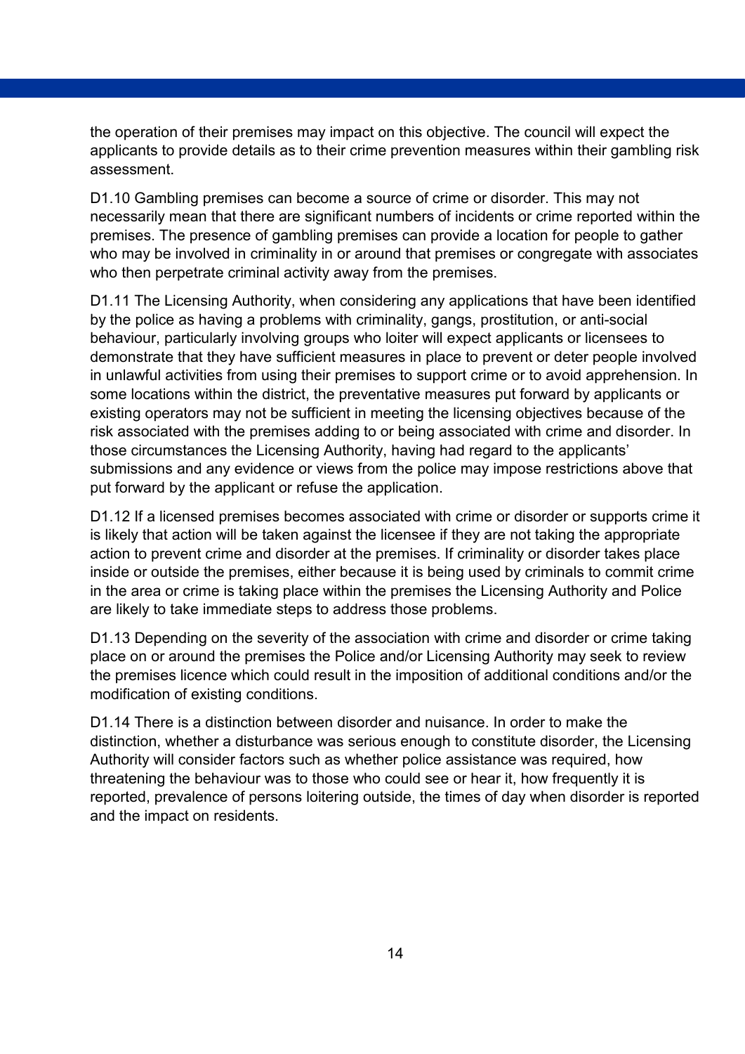the operation of their premises may impact on this objective. The council will expect the applicants to provide details as to their crime prevention measures within their gambling risk assessment.

D1.10 Gambling premises can become a source of crime or disorder. This may not necessarily mean that there are significant numbers of incidents or crime reported within the premises. The presence of gambling premises can provide a location for people to gather who may be involved in criminality in or around that premises or congregate with associates who then perpetrate criminal activity away from the premises.

D1.11 The Licensing Authority, when considering any applications that have been identified by the police as having a problems with criminality, gangs, prostitution, or anti-social behaviour, particularly involving groups who loiter will expect applicants or licensees to demonstrate that they have sufficient measures in place to prevent or deter people involved in unlawful activities from using their premises to support crime or to avoid apprehension. In some locations within the district, the preventative measures put forward by applicants or existing operators may not be sufficient in meeting the licensing objectives because of the risk associated with the premises adding to or being associated with crime and disorder. In those circumstances the Licensing Authority, having had regard to the applicants' submissions and any evidence or views from the police may impose restrictions above that put forward by the applicant or refuse the application.

D1.12 If a licensed premises becomes associated with crime or disorder or supports crime it is likely that action will be taken against the licensee if they are not taking the appropriate action to prevent crime and disorder at the premises. If criminality or disorder takes place inside or outside the premises, either because it is being used by criminals to commit crime in the area or crime is taking place within the premises the Licensing Authority and Police are likely to take immediate steps to address those problems.

D1.13 Depending on the severity of the association with crime and disorder or crime taking place on or around the premises the Police and/or Licensing Authority may seek to review the premises licence which could result in the imposition of additional conditions and/or the modification of existing conditions.

D1.14 There is a distinction between disorder and nuisance. In order to make the distinction, whether a disturbance was serious enough to constitute disorder, the Licensing Authority will consider factors such as whether police assistance was required, how threatening the behaviour was to those who could see or hear it, how frequently it is reported, prevalence of persons loitering outside, the times of day when disorder is reported and the impact on residents.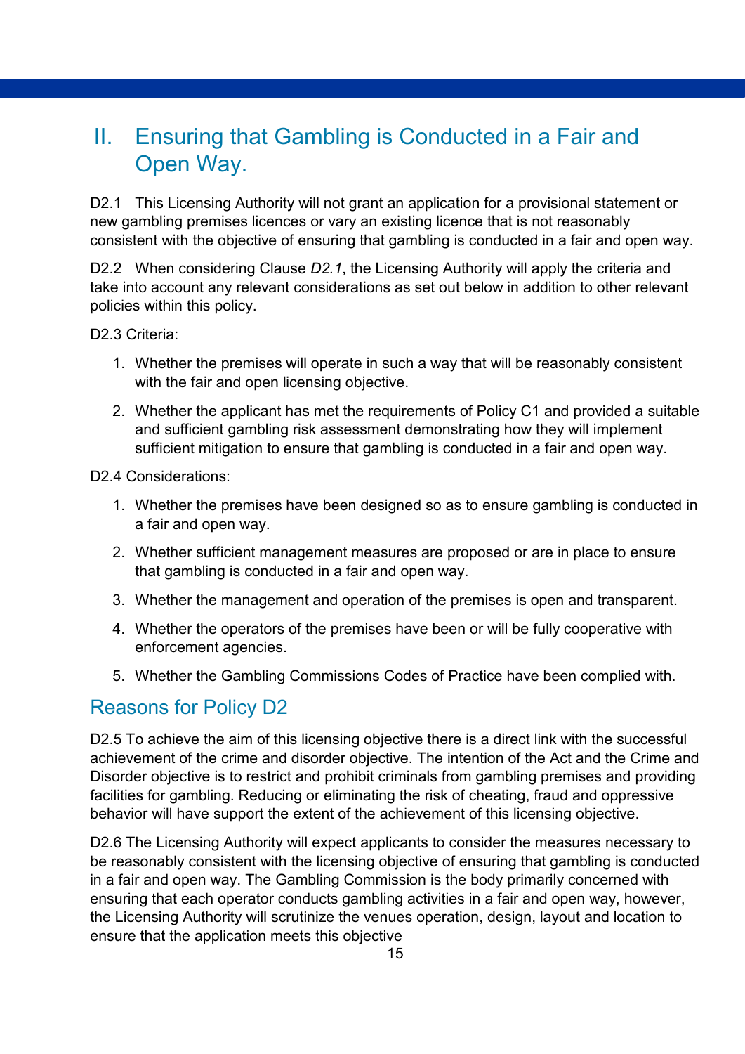## II. Ensuring that Gambling is Conducted in a Fair and Open Way.

D2.1 This Licensing Authority will not grant an application for a provisional statement or new gambling premises licences or vary an existing licence that is not reasonably consistent with the objective of ensuring that gambling is conducted in a fair and open way.

D2.2 When considering Clause *D2.1*, the Licensing Authority will apply the criteria and take into account any relevant considerations as set out below in addition to other relevant policies within this policy.

D2.3 Criteria:

1. Whether the premises will operate in such a way that will be reasonably consistent with the fair and open licensing objective.
2. Whether the applicant has met the requirements of Policy C1 and provided a suitable and sufficient gambling risk assessment demonstrating how they will implement sufficient mitigation to ensure that gambling is conducted in a fair and open way.

D2.4 Considerations:

1. Whether the premises have been designed so as to ensure gambling is conducted in a fair and open way.
2. Whether sufficient management measures are proposed or are in place to ensure that gambling is conducted in a fair and open way.
3. Whether the management and operation of the premises is open and transparent.
4. Whether the operators of the premises have been or will be fully cooperative with enforcement agencies.
5. Whether the Gambling Commissions Codes of Practice have been complied with.

### Reasons for Policy D2

D2.5 To achieve the aim of this licensing objective there is a direct link with the successful achievement of the crime and disorder objective. The intention of the Act and the Crime and Disorder objective is to restrict and prohibit criminals from gambling premises and providing facilities for gambling. Reducing or eliminating the risk of cheating, fraud and oppressive behavior will have support the extent of the achievement of this licensing objective.

D2.6 The Licensing Authority will expect applicants to consider the measures necessary to be reasonably consistent with the licensing objective of ensuring that gambling is conducted in a fair and open way. The Gambling Commission is the body primarily concerned with ensuring that each operator conducts gambling activities in a fair and open way, however, the Licensing Authority will scrutinize the venues operation, design, layout and location to ensure that the application meets this objective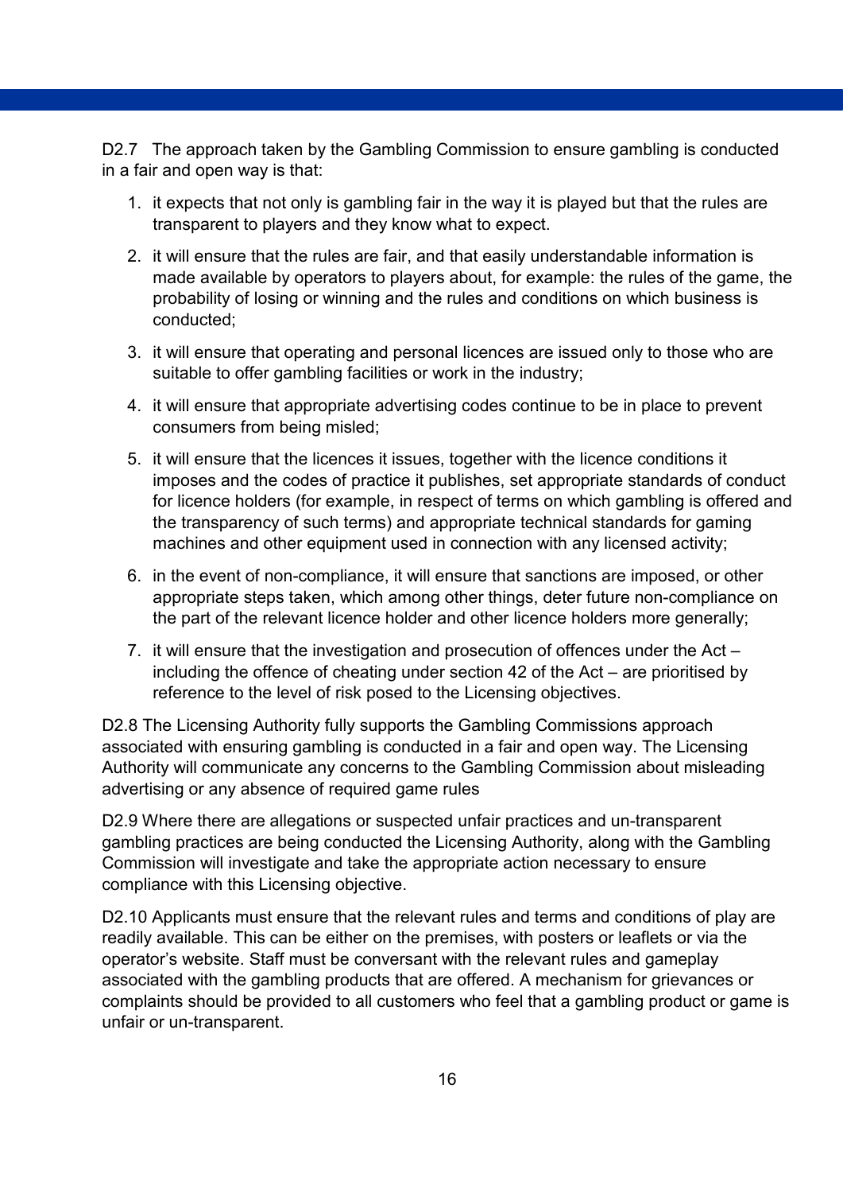D2.7 The approach taken by the Gambling Commission to ensure gambling is conducted in a fair and open way is that:

1. it expects that not only is gambling fair in the way it is played but that the rules are transparent to players and they know what to expect.
2. it will ensure that the rules are fair, and that easily understandable information is made available by operators to players about, for example: the rules of the game, the probability of losing or winning and the rules and conditions on which business is conducted;
3. it will ensure that operating and personal licences are issued only to those who are suitable to offer gambling facilities or work in the industry;
4. it will ensure that appropriate advertising codes continue to be in place to prevent consumers from being misled;
5. it will ensure that the licences it issues, together with the licence conditions it imposes and the codes of practice it publishes, set appropriate standards of conduct for licence holders (for example, in respect of terms on which gambling is offered and the transparency of such terms) and appropriate technical standards for gaming machines and other equipment used in connection with any licensed activity;
6. in the event of non-compliance, it will ensure that sanctions are imposed, or other appropriate steps taken, which among other things, deter future non-compliance on the part of the relevant licence holder and other licence holders more generally;
7. it will ensure that the investigation and prosecution of offences under the Act – including the offence of cheating under section 42 of the Act – are prioritised by reference to the level of risk posed to the Licensing objectives.

D2.8 The Licensing Authority fully supports the Gambling Commissions approach associated with ensuring gambling is conducted in a fair and open way. The Licensing Authority will communicate any concerns to the Gambling Commission about misleading advertising or any absence of required game rules

D2.9 Where there are allegations or suspected unfair practices and un-transparent gambling practices are being conducted the Licensing Authority, along with the Gambling Commission will investigate and take the appropriate action necessary to ensure compliance with this Licensing objective.

D2.10 Applicants must ensure that the relevant rules and terms and conditions of play are readily available. This can be either on the premises, with posters or leaflets or via the operator's website. Staff must be conversant with the relevant rules and gameplay associated with the gambling products that are offered. A mechanism for grievances or complaints should be provided to all customers who feel that a gambling product or game is unfair or un-transparent.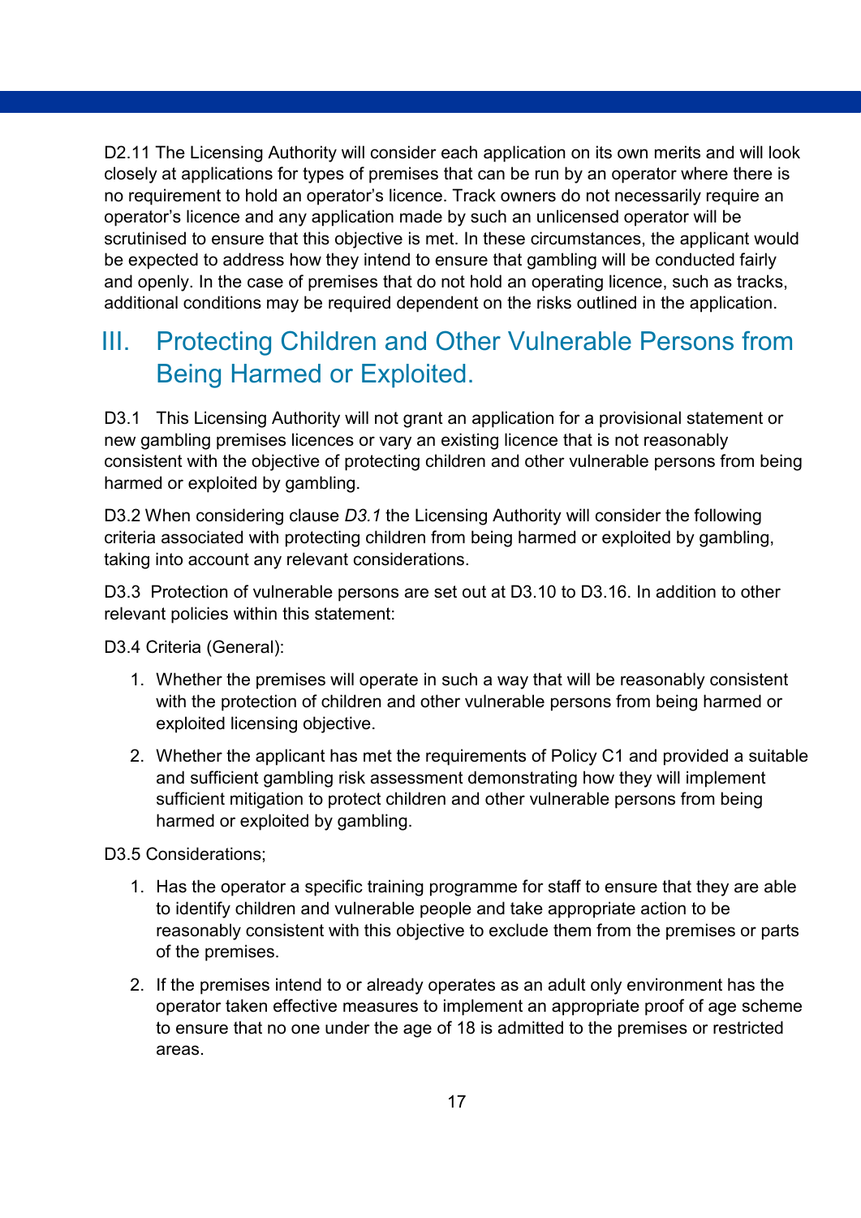D2.11 The Licensing Authority will consider each application on its own merits and will look closely at applications for types of premises that can be run by an operator where there is no requirement to hold an operator's licence. Track owners do not necessarily require an operator's licence and any application made by such an unlicensed operator will be scrutinised to ensure that this objective is met. In these circumstances, the applicant would be expected to address how they intend to ensure that gambling will be conducted fairly and openly. In the case of premises that do not hold an operating licence, such as tracks, additional conditions may be required dependent on the risks outlined in the application.

## III. Protecting Children and Other Vulnerable Persons from Being Harmed or Exploited.

D3.1 This Licensing Authority will not grant an application for a provisional statement or new gambling premises licences or vary an existing licence that is not reasonably consistent with the objective of protecting children and other vulnerable persons from being harmed or exploited by gambling.

D3.2 When considering clause *D3.1* the Licensing Authority will consider the following criteria associated with protecting children from being harmed or exploited by gambling, taking into account any relevant considerations.

D3.3 Protection of vulnerable persons are set out at D3.10 to D3.16. In addition to other relevant policies within this statement:

D3.4 Criteria (General):

1. Whether the premises will operate in such a way that will be reasonably consistent with the protection of children and other vulnerable persons from being harmed or exploited licensing objective.
2. Whether the applicant has met the requirements of Policy C1 and provided a suitable and sufficient gambling risk assessment demonstrating how they will implement sufficient mitigation to protect children and other vulnerable persons from being harmed or exploited by gambling.

D3.5 Considerations;

1. Has the operator a specific training programme for staff to ensure that they are able to identify children and vulnerable people and take appropriate action to be reasonably consistent with this objective to exclude them from the premises or parts of the premises.
2. If the premises intend to or already operates as an adult only environment has the operator taken effective measures to implement an appropriate proof of age scheme to ensure that no one under the age of 18 is admitted to the premises or restricted areas.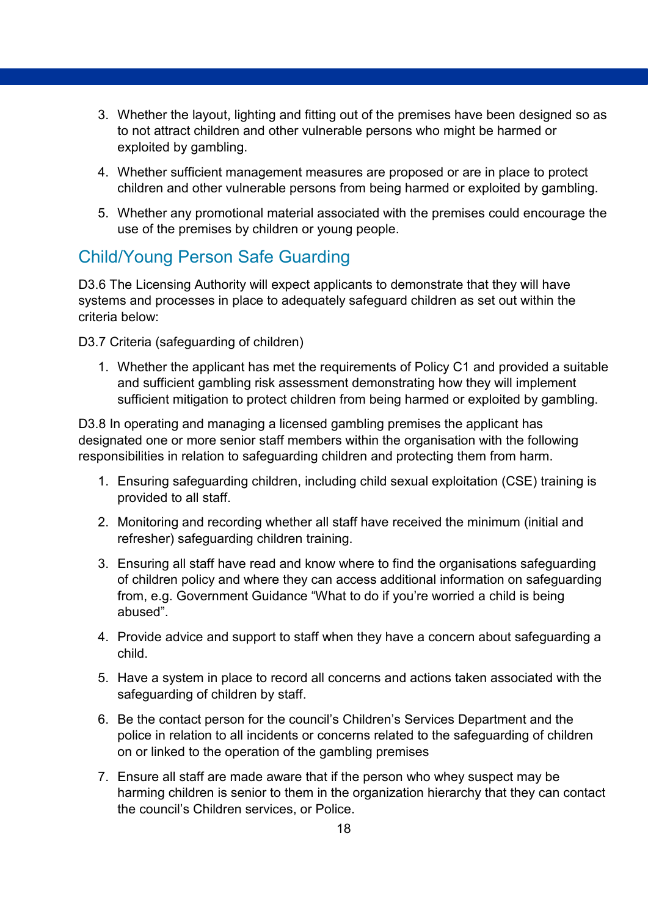3. Whether the layout, lighting and fitting out of the premises have been designed so as to not attract children and other vulnerable persons who might be harmed or exploited by gambling.
4. Whether sufficient management measures are proposed or are in place to protect children and other vulnerable persons from being harmed or exploited by gambling.
5. Whether any promotional material associated with the premises could encourage the use of the premises by children or young people.

## Child/Young Person Safe Guarding

D3.6 The Licensing Authority will expect applicants to demonstrate that they will have systems and processes in place to adequately safeguard children as set out within the criteria below:

D3.7 Criteria (safeguarding of children)

1. Whether the applicant has met the requirements of Policy C1 and provided a suitable and sufficient gambling risk assessment demonstrating how they will implement sufficient mitigation to protect children from being harmed or exploited by gambling.

D3.8 In operating and managing a licensed gambling premises the applicant has designated one or more senior staff members within the organisation with the following responsibilities in relation to safeguarding children and protecting them from harm.

1. Ensuring safeguarding children, including child sexual exploitation (CSE) training is provided to all staff.
2. Monitoring and recording whether all staff have received the minimum (initial and refresher) safeguarding children training.
3. Ensuring all staff have read and know where to find the organisations safeguarding of children policy and where they can access additional information on safeguarding from, e.g. Government Guidance "What to do if you're worried a child is being abused".
4. Provide advice and support to staff when they have a concern about safeguarding a child.
5. Have a system in place to record all concerns and actions taken associated with the safeguarding of children by staff.
6. Be the contact person for the council's Children's Services Department and the police in relation to all incidents or concerns related to the safeguarding of children on or linked to the operation of the gambling premises
7. Ensure all staff are made aware that if the person who whey suspect may be harming children is senior to them in the organization hierarchy that they can contact the council's Children services, or Police.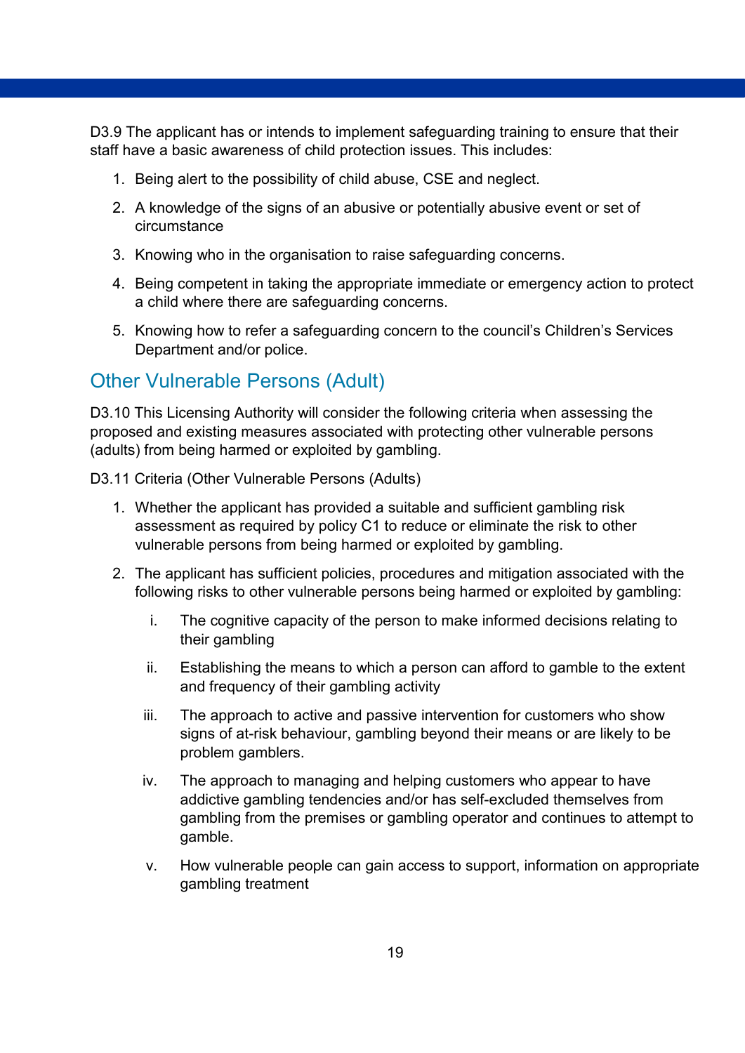D3.9 The applicant has or intends to implement safeguarding training to ensure that their staff have a basic awareness of child protection issues. This includes:

1. Being alert to the possibility of child abuse, CSE and neglect.
2. A knowledge of the signs of an abusive or potentially abusive event or set of circumstance
3. Knowing who in the organisation to raise safeguarding concerns.
4. Being competent in taking the appropriate immediate or emergency action to protect a child where there are safeguarding concerns.
5. Knowing how to refer a safeguarding concern to the council's Children's Services Department and/or police.

## Other Vulnerable Persons (Adult)

D3.10 This Licensing Authority will consider the following criteria when assessing the proposed and existing measures associated with protecting other vulnerable persons (adults) from being harmed or exploited by gambling.

D3.11 Criteria (Other Vulnerable Persons (Adults)

1. Whether the applicant has provided a suitable and sufficient gambling risk assessment as required by policy C1 to reduce or eliminate the risk to other vulnerable persons from being harmed or exploited by gambling.
2. The applicant has sufficient policies, procedures and mitigation associated with the following risks to other vulnerable persons being harmed or exploited by gambling:
    i. The cognitive capacity of the person to make informed decisions relating to their gambling
    ii. Establishing the means to which a person can afford to gamble to the extent and frequency of their gambling activity
    iii. The approach to active and passive intervention for customers who show signs of at-risk behaviour, gambling beyond their means or are likely to be problem gamblers.
    iv. The approach to managing and helping customers who appear to have addictive gambling tendencies and/or has self-excluded themselves from gambling from the premises or gambling operator and continues to attempt to gamble.
    v. How vulnerable people can gain access to support, information on appropriate gambling treatment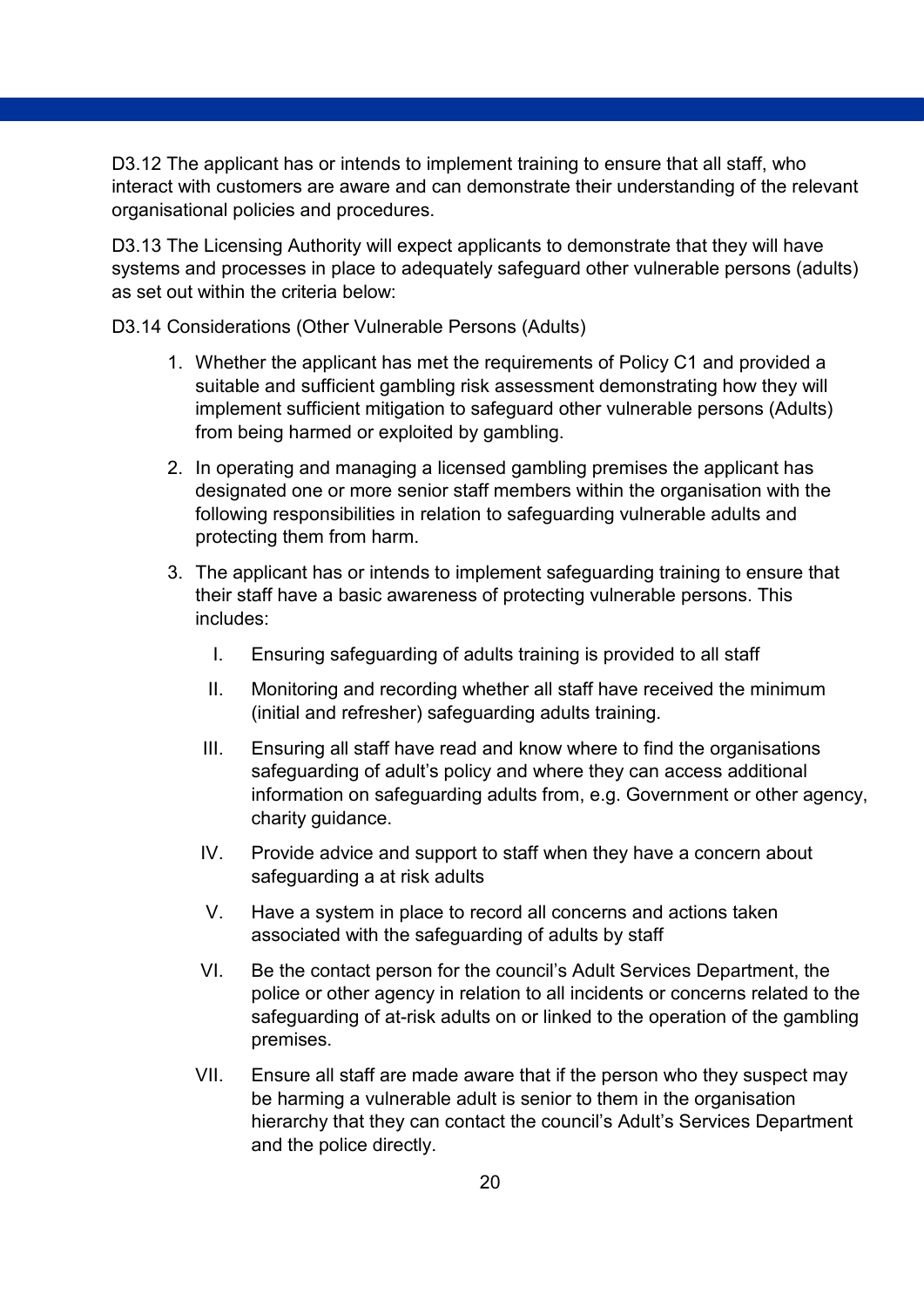D3.12 The applicant has or intends to implement training to ensure that all staff, who interact with customers are aware and can demonstrate their understanding of the relevant organisational policies and procedures.

D3.13 The Licensing Authority will expect applicants to demonstrate that they will have systems and processes in place to adequately safeguard other vulnerable persons (adults) as set out within the criteria below:

D3.14 Considerations (Other Vulnerable Persons (Adults)

1. Whether the applicant has met the requirements of Policy C1 and provided a suitable and sufficient gambling risk assessment demonstrating how they will implement sufficient mitigation to safeguard other vulnerable persons (Adults) from being harmed or exploited by gambling.
2. In operating and managing a licensed gambling premises the applicant has designated one or more senior staff members within the organisation with the following responsibilities in relation to safeguarding vulnerable adults and protecting them from harm.
3. The applicant has or intends to implement safeguarding training to ensure that their staff have a basic awareness of protecting vulnerable persons. This includes:
    I. Ensuring safeguarding of adults training is provided to all staff
    II. Monitoring and recording whether all staff have received the minimum (initial and refresher) safeguarding adults training.
    III. Ensuring all staff have read and know where to find the organisations safeguarding of adult's policy and where they can access additional information on safeguarding adults from, e.g. Government or other agency, charity guidance.
    IV. Provide advice and support to staff when they have a concern about safeguarding a at risk adults
    V. Have a system in place to record all concerns and actions taken associated with the safeguarding of adults by staff
    VI. Be the contact person for the council's Adult Services Department, the police or other agency in relation to all incidents or concerns related to the safeguarding of at-risk adults on or linked to the operation of the gambling premises.
    VII. Ensure all staff are made aware that if the person who they suspect may be harming a vulnerable adult is senior to them in the organisation hierarchy that they can contact the council's Adult's Services Department and the police directly.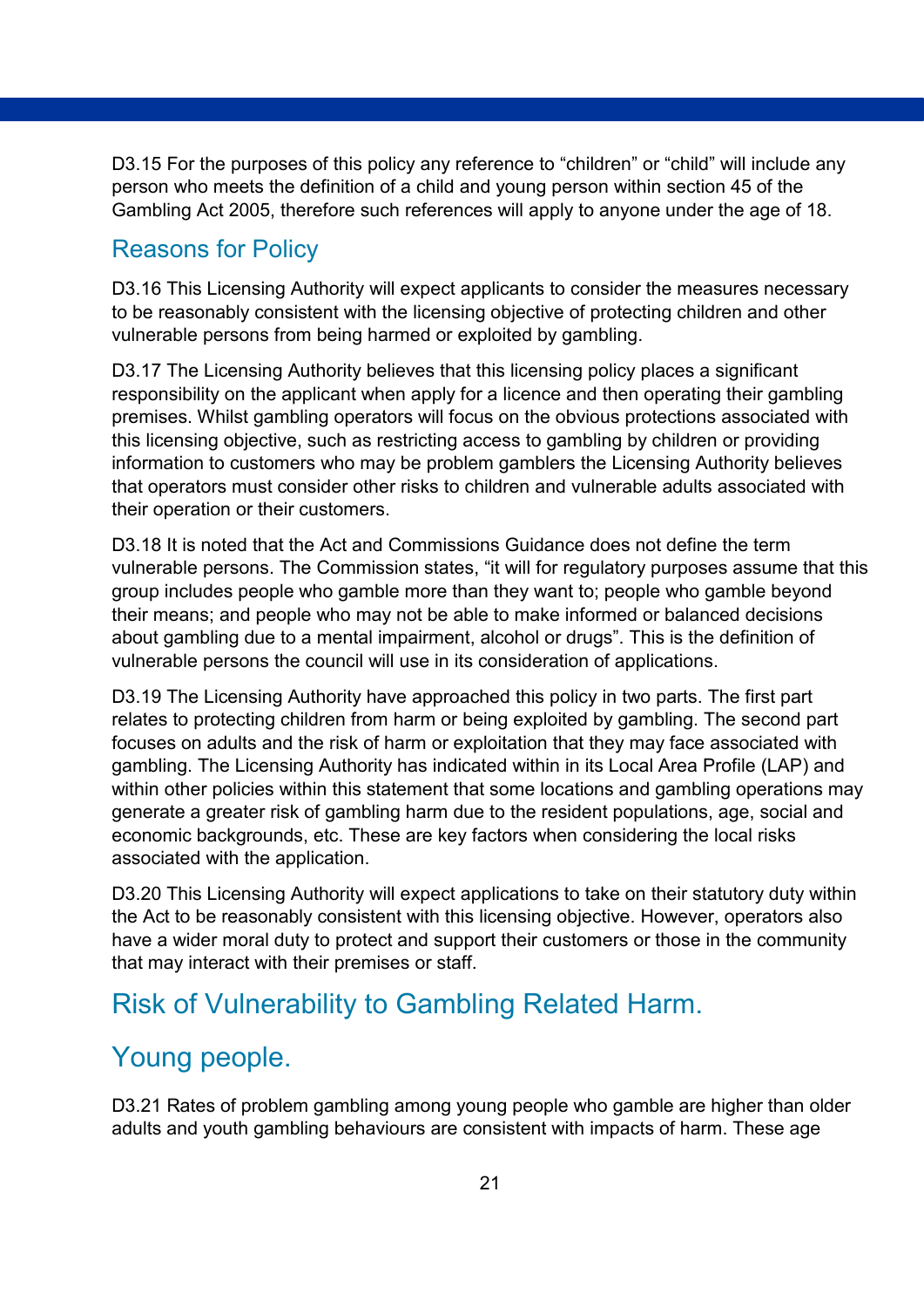D3.15 For the purposes of this policy any reference to “children” or “child” will include any person who meets the definition of a child and young person within section 45 of the Gambling Act 2005, therefore such references will apply to anyone under the age of 18.

## Reasons for Policy

D3.16 This Licensing Authority will expect applicants to consider the measures necessary to be reasonably consistent with the licensing objective of protecting children and other vulnerable persons from being harmed or exploited by gambling.

D3.17 The Licensing Authority believes that this licensing policy places a significant responsibility on the applicant when apply for a licence and then operating their gambling premises. Whilst gambling operators will focus on the obvious protections associated with this licensing objective, such as restricting access to gambling by children or providing information to customers who may be problem gamblers the Licensing Authority believes that operators must consider other risks to children and vulnerable adults associated with their operation or their customers.

D3.18 It is noted that the Act and Commissions Guidance does not define the term vulnerable persons. The Commission states, “it will for regulatory purposes assume that this group includes people who gamble more than they want to; people who gamble beyond their means; and people who may not be able to make informed or balanced decisions about gambling due to a mental impairment, alcohol or drugs”. This is the definition of vulnerable persons the council will use in its consideration of applications.

D3.19 The Licensing Authority have approached this policy in two parts. The first part relates to protecting children from harm or being exploited by gambling. The second part focuses on adults and the risk of harm or exploitation that they may face associated with gambling. The Licensing Authority has indicated within in its Local Area Profile (LAP) and within other policies within this statement that some locations and gambling operations may generate a greater risk of gambling harm due to the resident populations, age, social and economic backgrounds, etc. These are key factors when considering the local risks associated with the application.

D3.20 This Licensing Authority will expect applications to take on their statutory duty within the Act to be reasonably consistent with this licensing objective. However, operators also have a wider moral duty to protect and support their customers or those in the community that may interact with their premises or staff.

## Risk of Vulnerability to Gambling Related Harm.

## Young people.

D3.21 Rates of problem gambling among young people who gamble are higher than older adults and youth gambling behaviours are consistent with impacts of harm. These age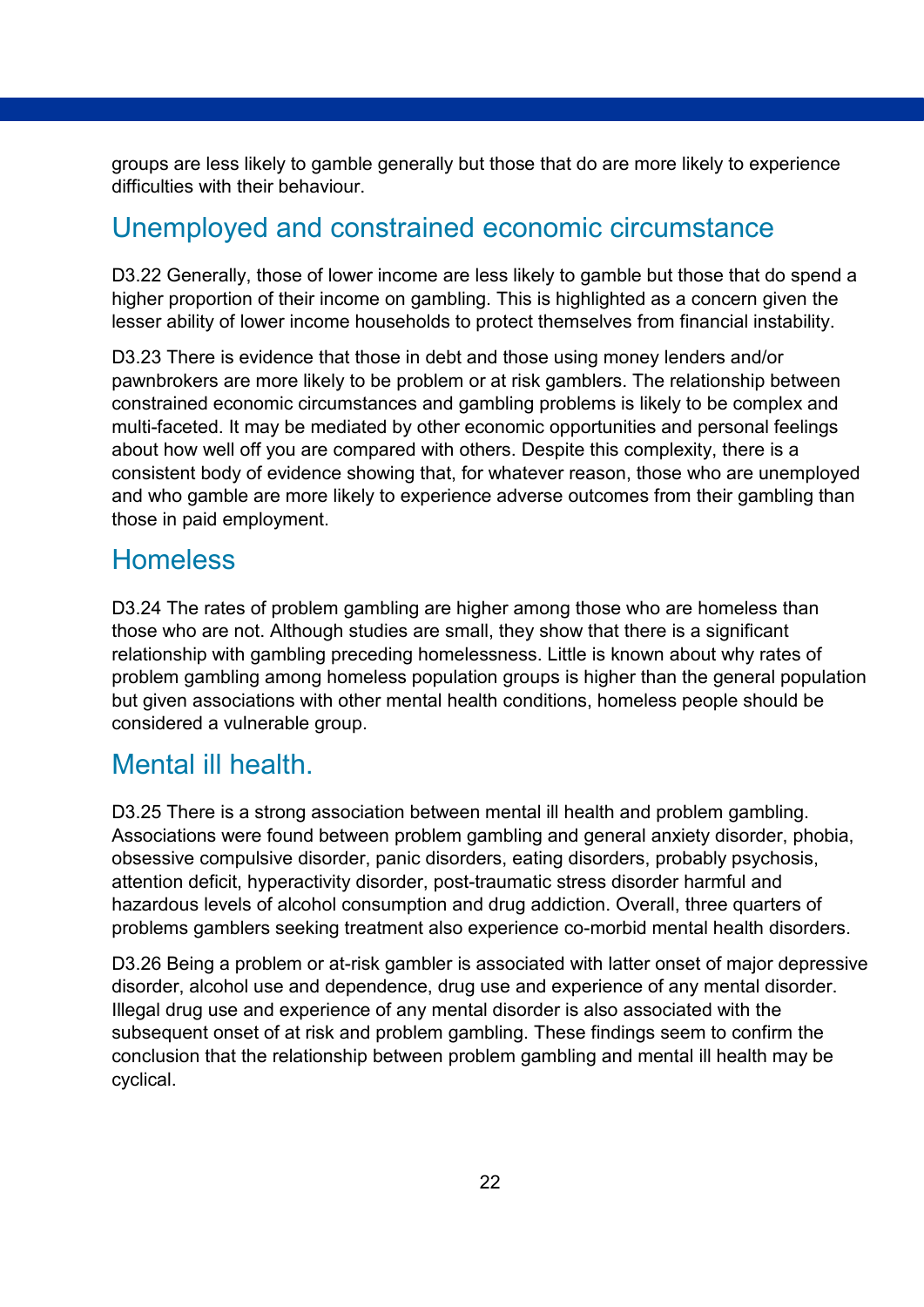groups are less likely to gamble generally but those that do are more likely to experience difficulties with their behaviour.

## Unemployed and constrained economic circumstance

D3.22 Generally, those of lower income are less likely to gamble but those that do spend a higher proportion of their income on gambling. This is highlighted as a concern given the lesser ability of lower income households to protect themselves from financial instability.

D3.23 There is evidence that those in debt and those using money lenders and/or pawnbrokers are more likely to be problem or at risk gamblers. The relationship between constrained economic circumstances and gambling problems is likely to be complex and multi-faceted. It may be mediated by other economic opportunities and personal feelings about how well off you are compared with others. Despite this complexity, there is a consistent body of evidence showing that, for whatever reason, those who are unemployed and who gamble are more likely to experience adverse outcomes from their gambling than those in paid employment.

## Homeless

D3.24 The rates of problem gambling are higher among those who are homeless than those who are not. Although studies are small, they show that there is a significant relationship with gambling preceding homelessness. Little is known about why rates of problem gambling among homeless population groups is higher than the general population but given associations with other mental health conditions, homeless people should be considered a vulnerable group.

## Mental ill health.

D3.25 There is a strong association between mental ill health and problem gambling. Associations were found between problem gambling and general anxiety disorder, phobia, obsessive compulsive disorder, panic disorders, eating disorders, probably psychosis, attention deficit, hyperactivity disorder, post-traumatic stress disorder harmful and hazardous levels of alcohol consumption and drug addiction. Overall, three quarters of problems gamblers seeking treatment also experience co-morbid mental health disorders.

D3.26 Being a problem or at-risk gambler is associated with latter onset of major depressive disorder, alcohol use and dependence, drug use and experience of any mental disorder. Illegal drug use and experience of any mental disorder is also associated with the subsequent onset of at risk and problem gambling. These findings seem to confirm the conclusion that the relationship between problem gambling and mental ill health may be cyclical.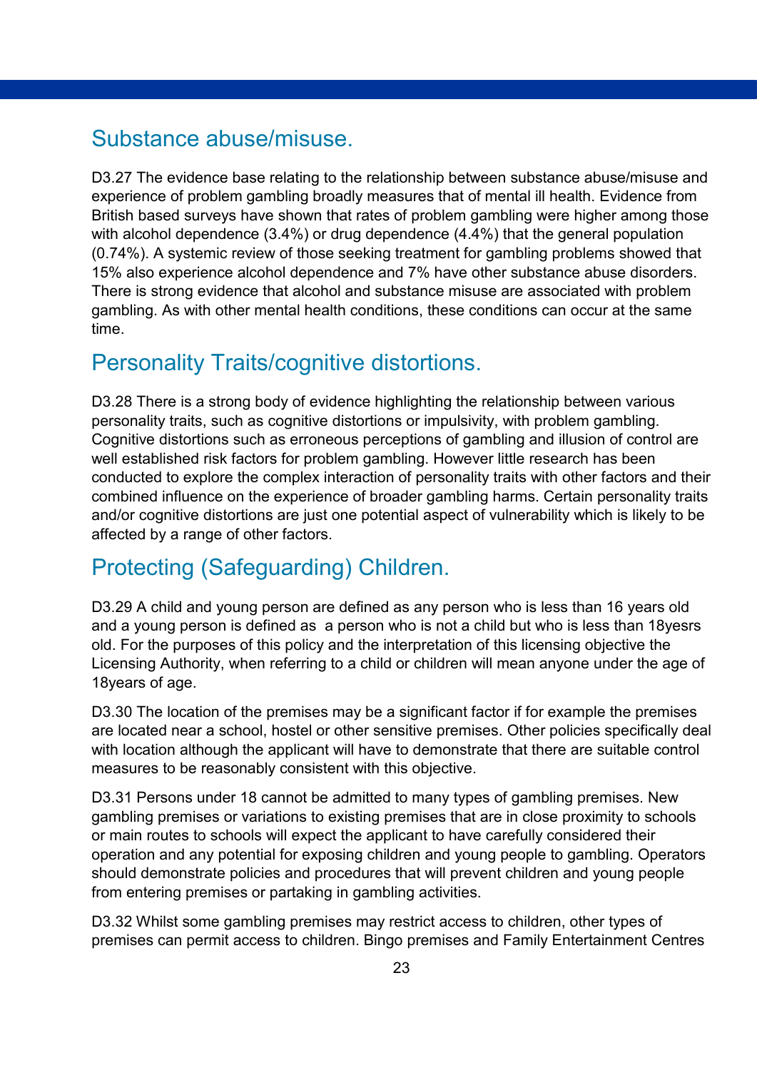## Substance abuse/misuse.

D3.27 The evidence base relating to the relationship between substance abuse/misuse and experience of problem gambling broadly measures that of mental ill health. Evidence from British based surveys have shown that rates of problem gambling were higher among those with alcohol dependence (3.4%) or drug dependence (4.4%) that the general population (0.74%). A systemic review of those seeking treatment for gambling problems showed that 15% also experience alcohol dependence and 7% have other substance abuse disorders. There is strong evidence that alcohol and substance misuse are associated with problem gambling. As with other mental health conditions, these conditions can occur at the same time.

## Personality Traits/cognitive distortions.

D3.28 There is a strong body of evidence highlighting the relationship between various personality traits, such as cognitive distortions or impulsivity, with problem gambling. Cognitive distortions such as erroneous perceptions of gambling and illusion of control are well established risk factors for problem gambling. However little research has been conducted to explore the complex interaction of personality traits with other factors and their combined influence on the experience of broader gambling harms. Certain personality traits and/or cognitive distortions are just one potential aspect of vulnerability which is likely to be affected by a range of other factors.

## Protecting (Safeguarding) Children.

D3.29 A child and young person are defined as any person who is less than 16 years old and a young person is defined as a person who is not a child but who is less than 18yesrs old. For the purposes of this policy and the interpretation of this licensing objective the Licensing Authority, when referring to a child or children will mean anyone under the age of 18years of age.

D3.30 The location of the premises may be a significant factor if for example the premises are located near a school, hostel or other sensitive premises. Other policies specifically deal with location although the applicant will have to demonstrate that there are suitable control measures to be reasonably consistent with this objective.

D3.31 Persons under 18 cannot be admitted to many types of gambling premises. New gambling premises or variations to existing premises that are in close proximity to schools or main routes to schools will expect the applicant to have carefully considered their operation and any potential for exposing children and young people to gambling. Operators should demonstrate policies and procedures that will prevent children and young people from entering premises or partaking in gambling activities.

D3.32 Whilst some gambling premises may restrict access to children, other types of premises can permit access to children. Bingo premises and Family Entertainment Centres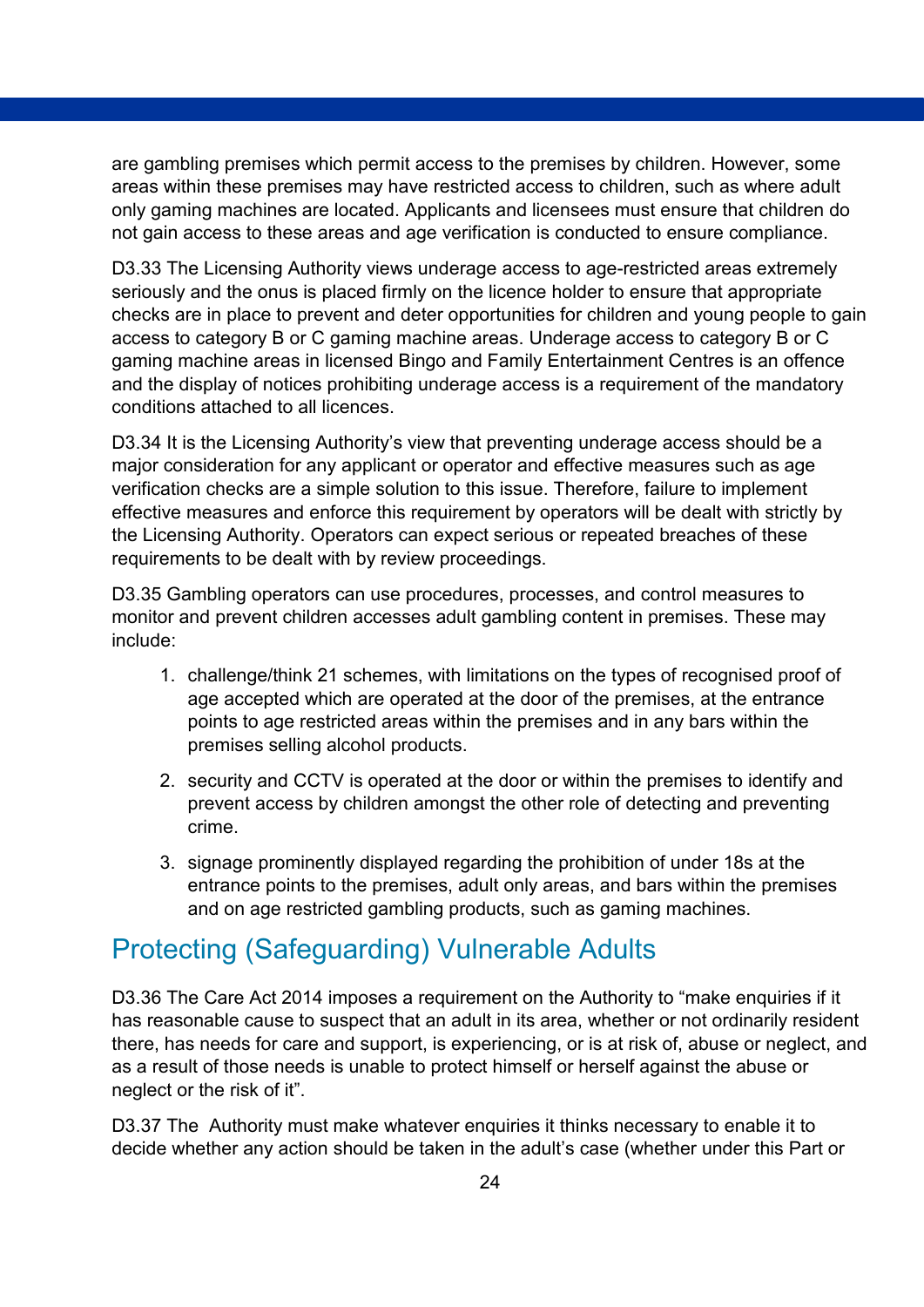are gambling premises which permit access to the premises by children. However, some areas within these premises may have restricted access to children, such as where adult only gaming machines are located. Applicants and licensees must ensure that children do not gain access to these areas and age verification is conducted to ensure compliance.

D3.33 The Licensing Authority views underage access to age-restricted areas extremely seriously and the onus is placed firmly on the licence holder to ensure that appropriate checks are in place to prevent and deter opportunities for children and young people to gain access to category B or C gaming machine areas. Underage access to category B or C gaming machine areas in licensed Bingo and Family Entertainment Centres is an offence and the display of notices prohibiting underage access is a requirement of the mandatory conditions attached to all licences.

D3.34 It is the Licensing Authority's view that preventing underage access should be a major consideration for any applicant or operator and effective measures such as age verification checks are a simple solution to this issue. Therefore, failure to implement effective measures and enforce this requirement by operators will be dealt with strictly by the Licensing Authority. Operators can expect serious or repeated breaches of these requirements to be dealt with by review proceedings.

D3.35 Gambling operators can use procedures, processes, and control measures to monitor and prevent children accesses adult gambling content in premises. These may include:

1. challenge/think 21 schemes, with limitations on the types of recognised proof of age accepted which are operated at the door of the premises, at the entrance points to age restricted areas within the premises and in any bars within the premises selling alcohol products.
2. security and CCTV is operated at the door or within the premises to identify and prevent access by children amongst the other role of detecting and preventing crime.
3. signage prominently displayed regarding the prohibition of under 18s at the entrance points to the premises, adult only areas, and bars within the premises and on age restricted gambling products, such as gaming machines.

## Protecting (Safeguarding) Vulnerable Adults

D3.36 The Care Act 2014 imposes a requirement on the Authority to "make enquiries if it has reasonable cause to suspect that an adult in its area, whether or not ordinarily resident there, has needs for care and support, is experiencing, or is at risk of, abuse or neglect, and as a result of those needs is unable to protect himself or herself against the abuse or neglect or the risk of it".

D3.37 The Authority must make whatever enquiries it thinks necessary to enable it to decide whether any action should be taken in the adult's case (whether under this Part or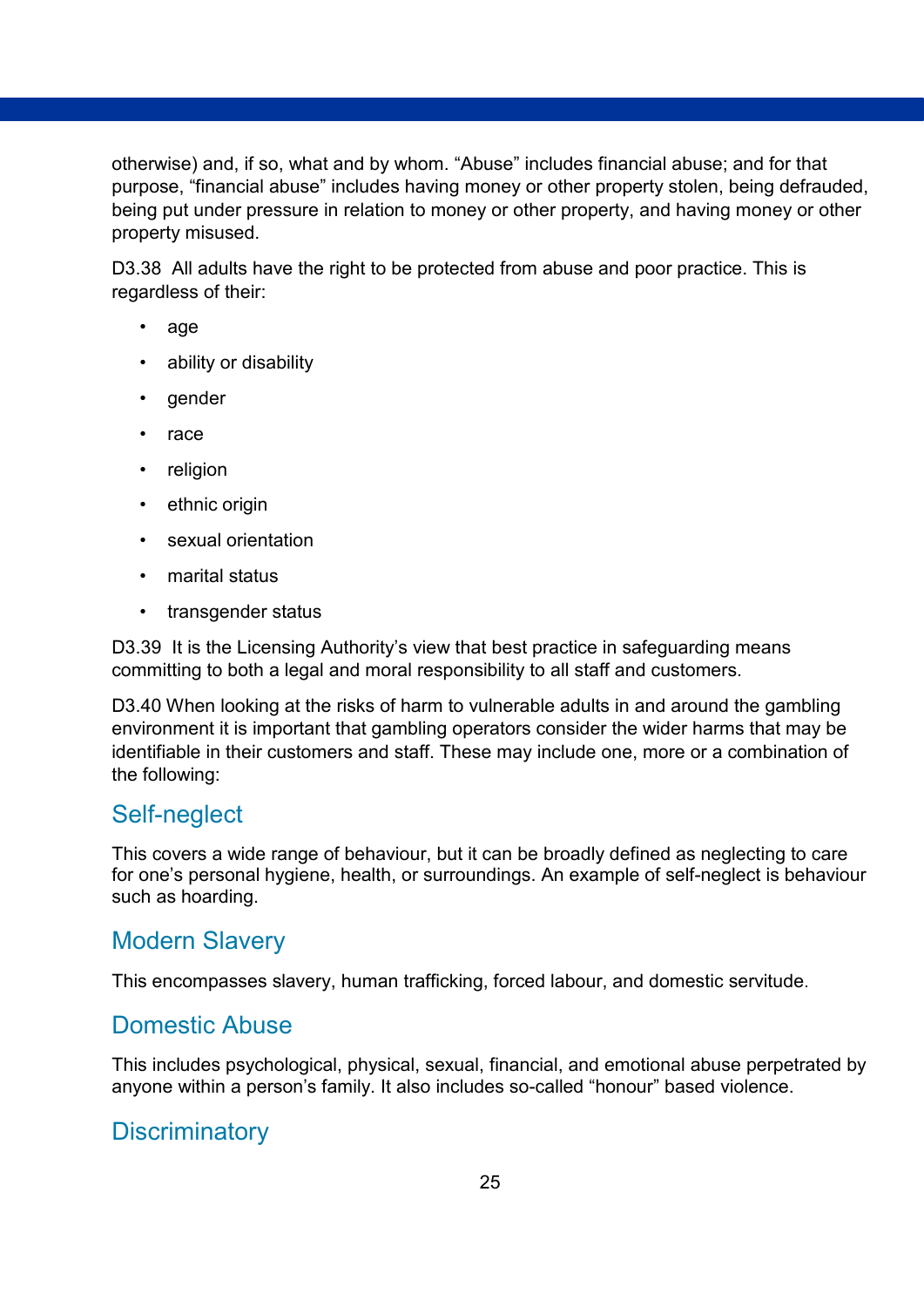otherwise) and, if so, what and by whom. “Abuse” includes financial abuse; and for that purpose, “financial abuse” includes having money or other property stolen, being defrauded, being put under pressure in relation to money or other property, and having money or other property misused.

D3.38 All adults have the right to be protected from abuse and poor practice. This is regardless of their:

- age
- ability or disability
- gender
- race
- religion
- ethnic origin
- sexual orientation
- marital status
- transgender status

D3.39 It is the Licensing Authority’s view that best practice in safeguarding means committing to both a legal and moral responsibility to all staff and customers.

D3.40 When looking at the risks of harm to vulnerable adults in and around the gambling environment it is important that gambling operators consider the wider harms that may be identifiable in their customers and staff. These may include one, more or a combination of the following:

## Self-neglect

This covers a wide range of behaviour, but it can be broadly defined as neglecting to care for one’s personal hygiene, health, or surroundings. An example of self-neglect is behaviour such as hoarding.

## Modern Slavery

This encompasses slavery, human trafficking, forced labour, and domestic servitude.

## Domestic Abuse

This includes psychological, physical, sexual, financial, and emotional abuse perpetrated by anyone within a person’s family. It also includes so-called “honour” based violence.

## Discriminatory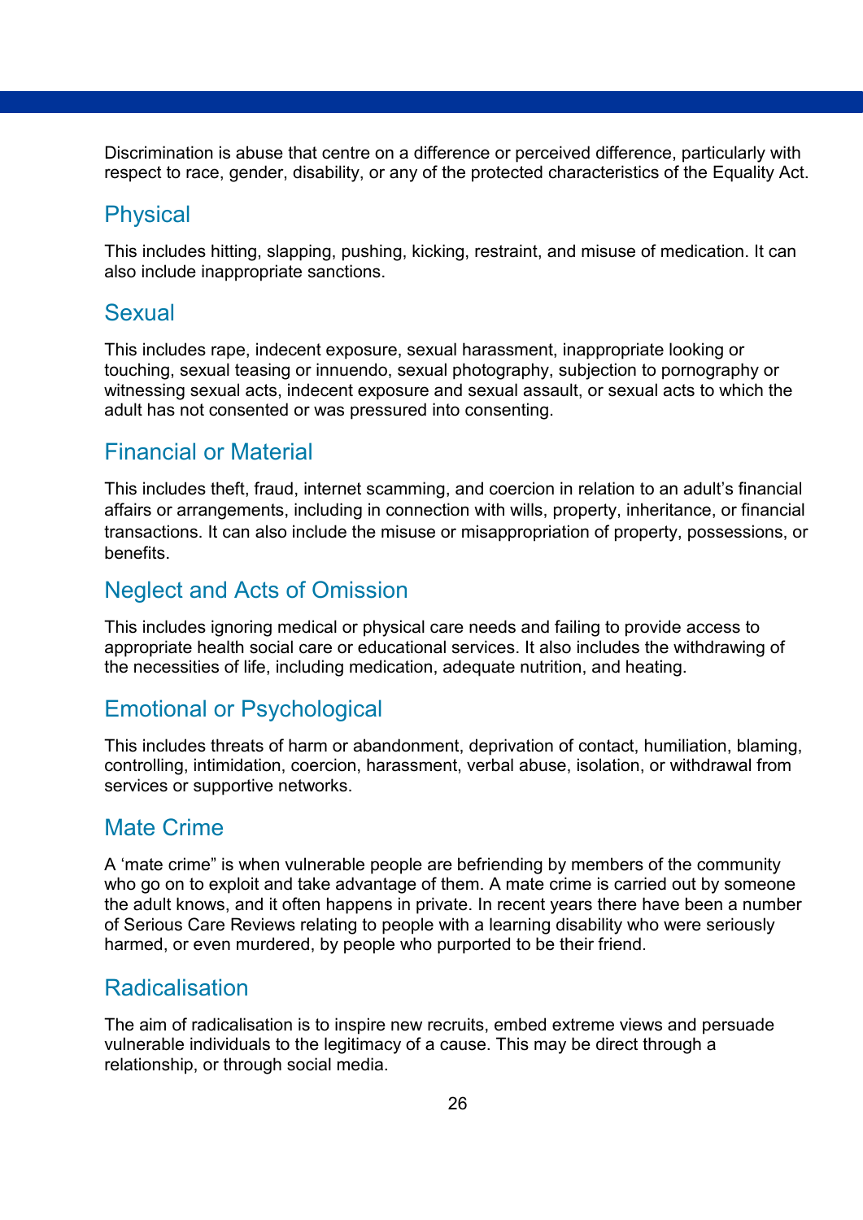Discrimination is abuse that centre on a difference or perceived difference, particularly with respect to race, gender, disability, or any of the protected characteristics of the Equality Act.

## Physical

This includes hitting, slapping, pushing, kicking, restraint, and misuse of medication. It can also include inappropriate sanctions.

## Sexual

This includes rape, indecent exposure, sexual harassment, inappropriate looking or touching, sexual teasing or innuendo, sexual photography, subjection to pornography or witnessing sexual acts, indecent exposure and sexual assault, or sexual acts to which the adult has not consented or was pressured into consenting.

## Financial or Material

This includes theft, fraud, internet scamming, and coercion in relation to an adult's financial affairs or arrangements, including in connection with wills, property, inheritance, or financial transactions. It can also include the misuse or misappropriation of property, possessions, or benefits.

## Neglect and Acts of Omission

This includes ignoring medical or physical care needs and failing to provide access to appropriate health social care or educational services. It also includes the withdrawing of the necessities of life, including medication, adequate nutrition, and heating.

## Emotional or Psychological

This includes threats of harm or abandonment, deprivation of contact, humiliation, blaming, controlling, intimidation, coercion, harassment, verbal abuse, isolation, or withdrawal from services or supportive networks.

## Mate Crime

A 'mate crime" is when vulnerable people are befriending by members of the community who go on to exploit and take advantage of them. A mate crime is carried out by someone the adult knows, and it often happens in private. In recent years there have been a number of Serious Care Reviews relating to people with a learning disability who were seriously harmed, or even murdered, by people who purported to be their friend.

## Radicalisation

The aim of radicalisation is to inspire new recruits, embed extreme views and persuade vulnerable individuals to the legitimacy of a cause. This may be direct through a relationship, or through social media.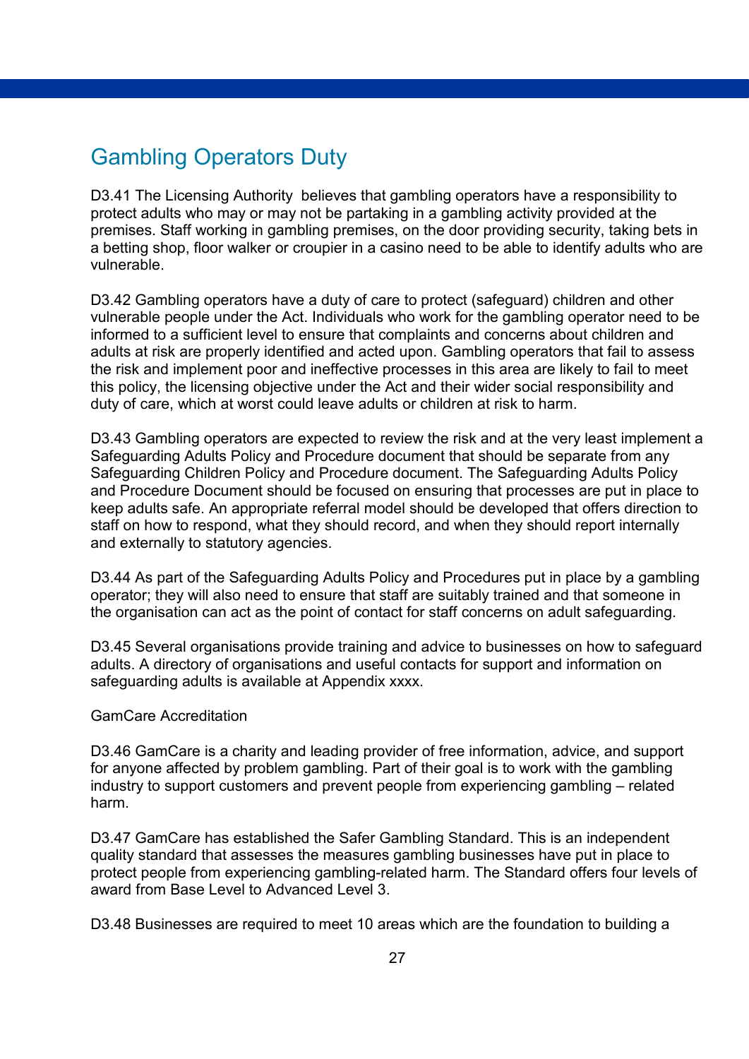## Gambling Operators Duty

D3.41 The Licensing Authority believes that gambling operators have a responsibility to protect adults who may or may not be partaking in a gambling activity provided at the premises. Staff working in gambling premises, on the door providing security, taking bets in a betting shop, floor walker or croupier in a casino need to be able to identify adults who are vulnerable.

D3.42 Gambling operators have a duty of care to protect (safeguard) children and other vulnerable people under the Act. Individuals who work for the gambling operator need to be informed to a sufficient level to ensure that complaints and concerns about children and adults at risk are properly identified and acted upon. Gambling operators that fail to assess the risk and implement poor and ineffective processes in this area are likely to fail to meet this policy, the licensing objective under the Act and their wider social responsibility and duty of care, which at worst could leave adults or children at risk to harm.

D3.43 Gambling operators are expected to review the risk and at the very least implement a Safeguarding Adults Policy and Procedure document that should be separate from any Safeguarding Children Policy and Procedure document. The Safeguarding Adults Policy and Procedure Document should be focused on ensuring that processes are put in place to keep adults safe. An appropriate referral model should be developed that offers direction to staff on how to respond, what they should record, and when they should report internally and externally to statutory agencies.

D3.44 As part of the Safeguarding Adults Policy and Procedures put in place by a gambling operator; they will also need to ensure that staff are suitably trained and that someone in the organisation can act as the point of contact for staff concerns on adult safeguarding.

D3.45 Several organisations provide training and advice to businesses on how to safeguard adults. A directory of organisations and useful contacts for support and information on safeguarding adults is available at Appendix xxxx.

GamCare Accreditation

D3.46 GamCare is a charity and leading provider of free information, advice, and support for anyone affected by problem gambling. Part of their goal is to work with the gambling industry to support customers and prevent people from experiencing gambling – related harm.

D3.47 GamCare has established the Safer Gambling Standard. This is an independent quality standard that assesses the measures gambling businesses have put in place to protect people from experiencing gambling-related harm. The Standard offers four levels of award from Base Level to Advanced Level 3.

D3.48 Businesses are required to meet 10 areas which are the foundation to building a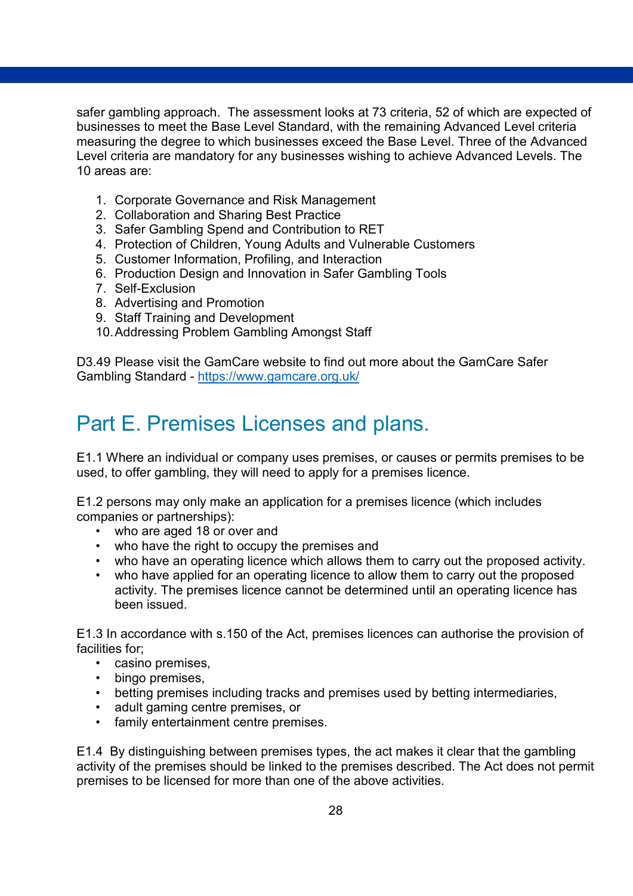safer gambling approach. The assessment looks at 73 criteria, 52 of which are expected of businesses to meet the Base Level Standard, with the remaining Advanced Level criteria measuring the degree to which businesses exceed the Base Level. Three of the Advanced Level criteria are mandatory for any businesses wishing to achieve Advanced Levels. The 10 areas are:

1. Corporate Governance and Risk Management
2. Collaboration and Sharing Best Practice
3. Safer Gambling Spend and Contribution to RET
4. Protection of Children, Young Adults and Vulnerable Customers
5. Customer Information, Profiling, and Interaction
6. Production Design and Innovation in Safer Gambling Tools
7. Self-Exclusion
8. Advertising and Promotion
9. Staff Training and Development
10. Addressing Problem Gambling Amongst Staff

D3.49 Please visit the GamCare website to find out more about the GamCare Safer Gambling Standard - https://www.gamcare.org.uk/

# Part E. Premises Licenses and plans.

E1.1 Where an individual or company uses premises, or causes or permits premises to be used, to offer gambling, they will need to apply for a premises licence.

E1.2 persons may only make an application for a premises licence (which includes companies or partnerships):

- who are aged 18 or over and
- who have the right to occupy the premises and
- who have an operating licence which allows them to carry out the proposed activity.
- who have applied for an operating licence to allow them to carry out the proposed activity. The premises licence cannot be determined until an operating licence has been issued.

E1.3 In accordance with s.150 of the Act, premises licences can authorise the provision of facilities for;

- casino premises,
- bingo premises,
- betting premises including tracks and premises used by betting intermediaries,
- adult gaming centre premises, or
- family entertainment centre premises.

E1.4 By distinguishing between premises types, the act makes it clear that the gambling activity of the premises should be linked to the premises described. The Act does not permit premises to be licensed for more than one of the above activities.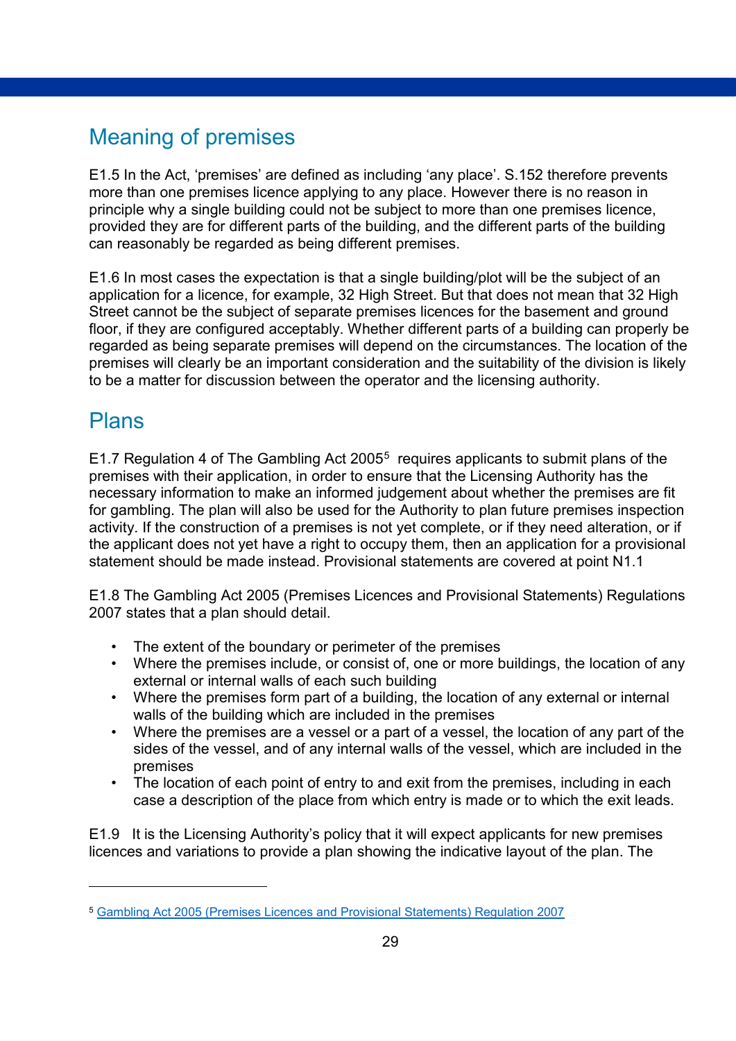## Meaning of premises

E1.5 In the Act, 'premises' are defined as including 'any place'. S.152 therefore prevents more than one premises licence applying to any place. However there is no reason in principle why a single building could not be subject to more than one premises licence, provided they are for different parts of the building, and the different parts of the building can reasonably be regarded as being different premises.

E1.6 In most cases the expectation is that a single building/plot will be the subject of an application for a licence, for example, 32 High Street. But that does not mean that 32 High Street cannot be the subject of separate premises licences for the basement and ground floor, if they are configured acceptably. Whether different parts of a building can properly be regarded as being separate premises will depend on the circumstances. The location of the premises will clearly be an important consideration and the suitability of the division is likely to be a matter for discussion between the operator and the licensing authority.

## Plans

E1.7 Regulation 4 of The Gambling Act 2005[5] requires applicants to submit plans of the premises with their application, in order to ensure that the Licensing Authority has the necessary information to make an informed judgement about whether the premises are fit for gambling. The plan will also be used for the Authority to plan future premises inspection activity. If the construction of a premises is not yet complete, or if they need alteration, or if the applicant does not yet have a right to occupy them, then an application for a provisional statement should be made instead. Provisional statements are covered at point N1.1

E1.8 The Gambling Act 2005 (Premises Licences and Provisional Statements) Regulations 2007 states that a plan should detail.

- The extent of the boundary or perimeter of the premises
- Where the premises include, or consist of, one or more buildings, the location of any external or internal walls of each such building
- Where the premises form part of a building, the location of any external or internal walls of the building which are included in the premises
- Where the premises are a vessel or a part of a vessel, the location of any part of the sides of the vessel, and of any internal walls of the vessel, which are included in the premises
- The location of each point of entry to and exit from the premises, including in each case a description of the place from which entry is made or to which the exit leads.

E1.9 It is the Licensing Authority's policy that it will expect applicants for new premises licences and variations to provide a plan showing the indicative layout of the plan. The

---

[5] Gambling Act 2005 (Premises Licences and Provisional Statements) Regulation 2007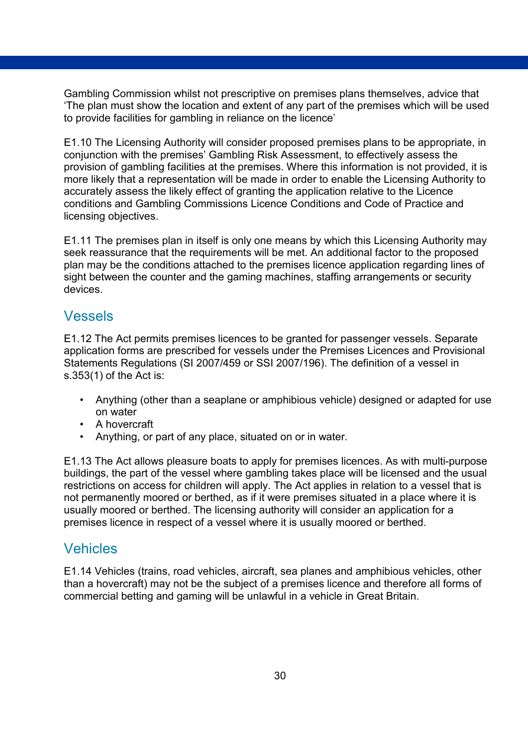Gambling Commission whilst not prescriptive on premises plans themselves, advice that 'The plan must show the location and extent of any part of the premises which will be used to provide facilities for gambling in reliance on the licence'

E1.10 The Licensing Authority will consider proposed premises plans to be appropriate, in conjunction with the premises' Gambling Risk Assessment, to effectively assess the provision of gambling facilities at the premises. Where this information is not provided, it is more likely that a representation will be made in order to enable the Licensing Authority to accurately assess the likely effect of granting the application relative to the Licence conditions and Gambling Commissions Licence Conditions and Code of Practice and licensing objectives.

E1.11 The premises plan in itself is only one means by which this Licensing Authority may seek reassurance that the requirements will be met. An additional factor to the proposed plan may be the conditions attached to the premises licence application regarding lines of sight between the counter and the gaming machines, staffing arrangements or security devices.

## Vessels

E1.12 The Act permits premises licences to be granted for passenger vessels. Separate application forms are prescribed for vessels under the Premises Licences and Provisional Statements Regulations (SI 2007/459 or SSI 2007/196). The definition of a vessel in s.353(1) of the Act is:

- Anything (other than a seaplane or amphibious vehicle) designed or adapted for use on water
- A hovercraft
- Anything, or part of any place, situated on or in water.

E1.13 The Act allows pleasure boats to apply for premises licences. As with multi-purpose buildings, the part of the vessel where gambling takes place will be licensed and the usual restrictions on access for children will apply. The Act applies in relation to a vessel that is not permanently moored or berthed, as if it were premises situated in a place where it is usually moored or berthed. The licensing authority will consider an application for a premises licence in respect of a vessel where it is usually moored or berthed.

## Vehicles

E1.14 Vehicles (trains, road vehicles, aircraft, sea planes and amphibious vehicles, other than a hovercraft) may not be the subject of a premises licence and therefore all forms of commercial betting and gaming will be unlawful in a vehicle in Great Britain.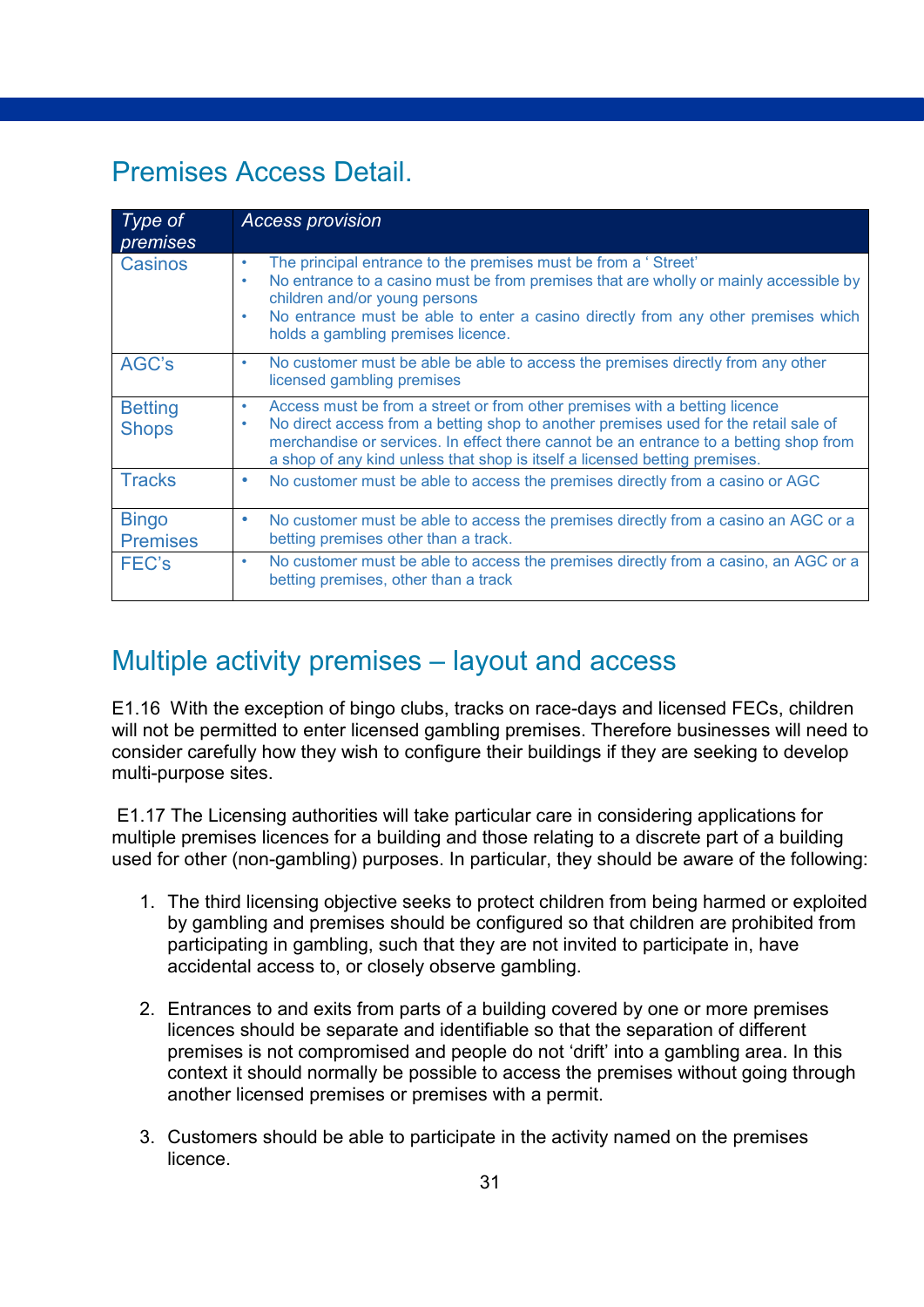## Premises Access Detail.

| *Type of premises* | *Access provision* |
|---|---|
| Casinos | • The principal entrance to the premises must be from a ' Street'<br>• No entrance to a casino must be from premises that are wholly or mainly accessible by children and/or young persons<br>• No entrance must be able to enter a casino directly from any other premises which holds a gambling premises licence. |
| AGC's | • No customer must be able be able to access the premises directly from any other licensed gambling premises |
| Betting Shops | • Access must be from a street or from other premises with a betting licence<br>• No direct access from a betting shop to another premises used for the retail sale of merchandise or services. In effect there cannot be an entrance to a betting shop from a shop of any kind unless that shop is itself a licensed betting premises. |
| Tracks | • No customer must be able to access the premises directly from a casino or AGC |
| Bingo Premises | • No customer must be able to access the premises directly from a casino an AGC or a betting premises other than a track. |
| FEC's | • No customer must be able to access the premises directly from a casino, an AGC or a betting premises, other than a track |

## Multiple activity premises – layout and access

E1.16 With the exception of bingo clubs, tracks on race-days and licensed FECs, children will not be permitted to enter licensed gambling premises. Therefore businesses will need to consider carefully how they wish to configure their buildings if they are seeking to develop multi-purpose sites.

E1.17 The Licensing authorities will take particular care in considering applications for multiple premises licences for a building and those relating to a discrete part of a building used for other (non-gambling) purposes. In particular, they should be aware of the following:

1. The third licensing objective seeks to protect children from being harmed or exploited by gambling and premises should be configured so that children are prohibited from participating in gambling, such that they are not invited to participate in, have accidental access to, or closely observe gambling.

2. Entrances to and exits from parts of a building covered by one or more premises licences should be separate and identifiable so that the separation of different premises is not compromised and people do not 'drift' into a gambling area. In this context it should normally be possible to access the premises without going through another licensed premises or premises with a permit.

3. Customers should be able to participate in the activity named on the premises licence.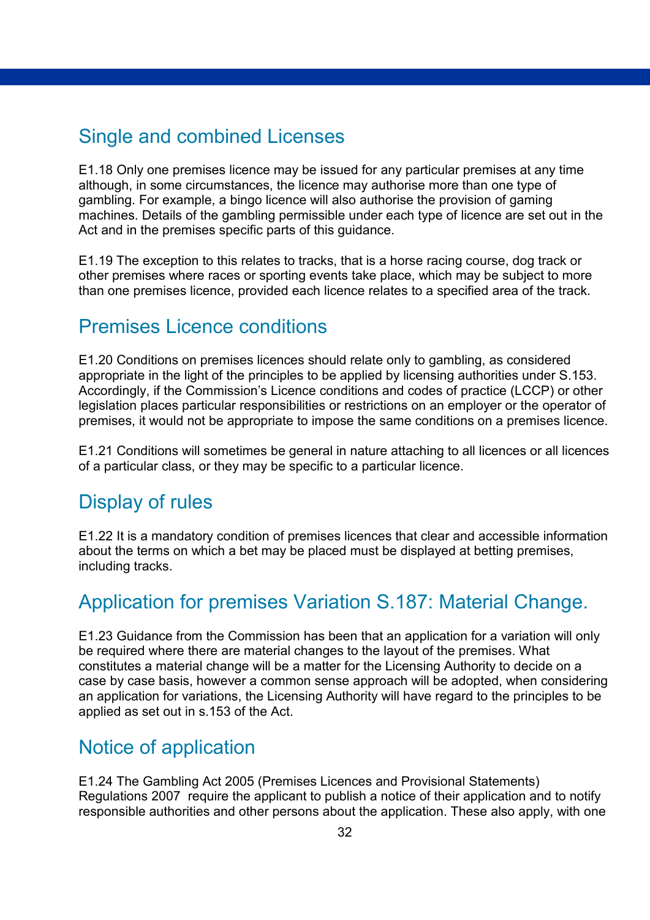## Single and combined Licenses

E1.18 Only one premises licence may be issued for any particular premises at any time although, in some circumstances, the licence may authorise more than one type of gambling. For example, a bingo licence will also authorise the provision of gaming machines. Details of the gambling permissible under each type of licence are set out in the Act and in the premises specific parts of this guidance.

E1.19 The exception to this relates to tracks, that is a horse racing course, dog track or other premises where races or sporting events take place, which may be subject to more than one premises licence, provided each licence relates to a specified area of the track.

## Premises Licence conditions

E1.20 Conditions on premises licences should relate only to gambling, as considered appropriate in the light of the principles to be applied by licensing authorities under S.153. Accordingly, if the Commission's Licence conditions and codes of practice (LCCP) or other legislation places particular responsibilities or restrictions on an employer or the operator of premises, it would not be appropriate to impose the same conditions on a premises licence.

E1.21 Conditions will sometimes be general in nature attaching to all licences or all licences of a particular class, or they may be specific to a particular licence.

## Display of rules

E1.22 It is a mandatory condition of premises licences that clear and accessible information about the terms on which a bet may be placed must be displayed at betting premises, including tracks.

## Application for premises Variation S.187: Material Change.

E1.23 Guidance from the Commission has been that an application for a variation will only be required where there are material changes to the layout of the premises. What constitutes a material change will be a matter for the Licensing Authority to decide on a case by case basis, however a common sense approach will be adopted, when considering an application for variations, the Licensing Authority will have regard to the principles to be applied as set out in s.153 of the Act.

## Notice of application

E1.24 The Gambling Act 2005 (Premises Licences and Provisional Statements) Regulations 2007 require the applicant to publish a notice of their application and to notify responsible authorities and other persons about the application. These also apply, with one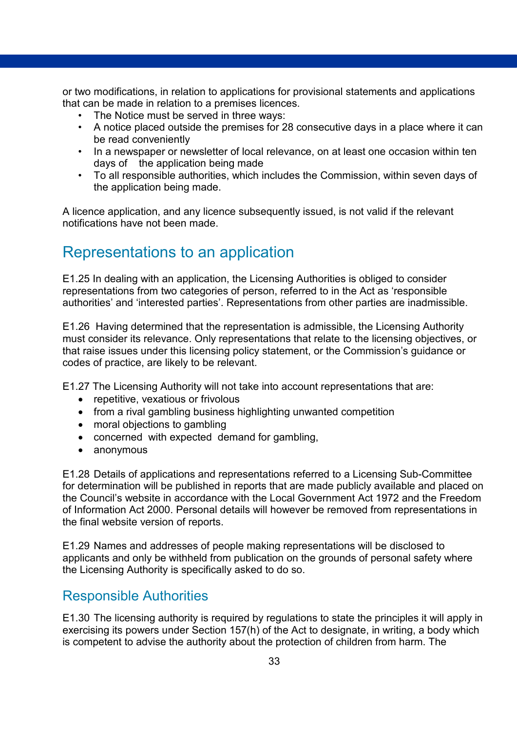or two modifications, in relation to applications for provisional statements and applications that can be made in relation to a premises licences.

- The Notice must be served in three ways:
- A notice placed outside the premises for 28 consecutive days in a place where it can be read conveniently
- In a newspaper or newsletter of local relevance, on at least one occasion within ten days of the application being made
- To all responsible authorities, which includes the Commission, within seven days of the application being made.

A licence application, and any licence subsequently issued, is not valid if the relevant notifications have not been made.

## Representations to an application

E1.25 In dealing with an application, the Licensing Authorities is obliged to consider representations from two categories of person, referred to in the Act as 'responsible authorities' and 'interested parties'. Representations from other parties are inadmissible.

E1.26 Having determined that the representation is admissible, the Licensing Authority must consider its relevance. Only representations that relate to the licensing objectives, or that raise issues under this licensing policy statement, or the Commission's guidance or codes of practice, are likely to be relevant.

E1.27 The Licensing Authority will not take into account representations that are:

- repetitive, vexatious or frivolous
- from a rival gambling business highlighting unwanted competition
- moral objections to gambling
- concerned with expected demand for gambling,
- anonymous

E1.28 Details of applications and representations referred to a Licensing Sub-Committee for determination will be published in reports that are made publicly available and placed on the Council's website in accordance with the Local Government Act 1972 and the Freedom of Information Act 2000. Personal details will however be removed from representations in the final website version of reports.

E1.29 Names and addresses of people making representations will be disclosed to applicants and only be withheld from publication on the grounds of personal safety where the Licensing Authority is specifically asked to do so.

### Responsible Authorities

E1.30 The licensing authority is required by regulations to state the principles it will apply in exercising its powers under Section 157(h) of the Act to designate, in writing, a body which is competent to advise the authority about the protection of children from harm. The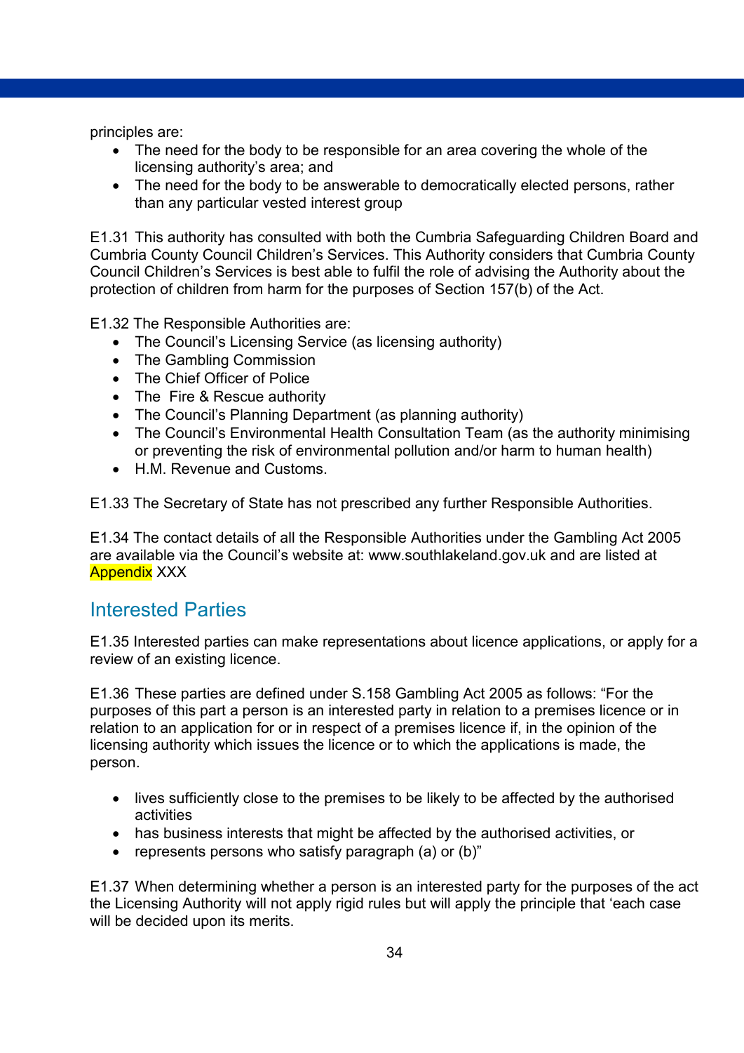principles are:

- The need for the body to be responsible for an area covering the whole of the licensing authority's area; and
- The need for the body to be answerable to democratically elected persons, rather than any particular vested interest group

E1.31 This authority has consulted with both the Cumbria Safeguarding Children Board and Cumbria County Council Children's Services. This Authority considers that Cumbria County Council Children's Services is best able to fulfil the role of advising the Authority about the protection of children from harm for the purposes of Section 157(b) of the Act.

E1.32 The Responsible Authorities are:

- The Council's Licensing Service (as licensing authority)
- The Gambling Commission
- The Chief Officer of Police
- The Fire & Rescue authority
- The Council's Planning Department (as planning authority)
- The Council's Environmental Health Consultation Team (as the authority minimising or preventing the risk of environmental pollution and/or harm to human health)
- H.M. Revenue and Customs.

E1.33 The Secretary of State has not prescribed any further Responsible Authorities.

E1.34 The contact details of all the Responsible Authorities under the Gambling Act 2005 are available via the Council's website at: www.southlakeland.gov.uk and are listed at Appendix XXX

## Interested Parties

E1.35 Interested parties can make representations about licence applications, or apply for a review of an existing licence.

E1.36 These parties are defined under S.158 Gambling Act 2005 as follows: "For the purposes of this part a person is an interested party in relation to a premises licence or in relation to an application for or in respect of a premises licence if, in the opinion of the licensing authority which issues the licence or to which the applications is made, the person.

- lives sufficiently close to the premises to be likely to be affected by the authorised activities
- has business interests that might be affected by the authorised activities, or
- represents persons who satisfy paragraph (a) or (b)"

E1.37 When determining whether a person is an interested party for the purposes of the act the Licensing Authority will not apply rigid rules but will apply the principle that 'each case will be decided upon its merits.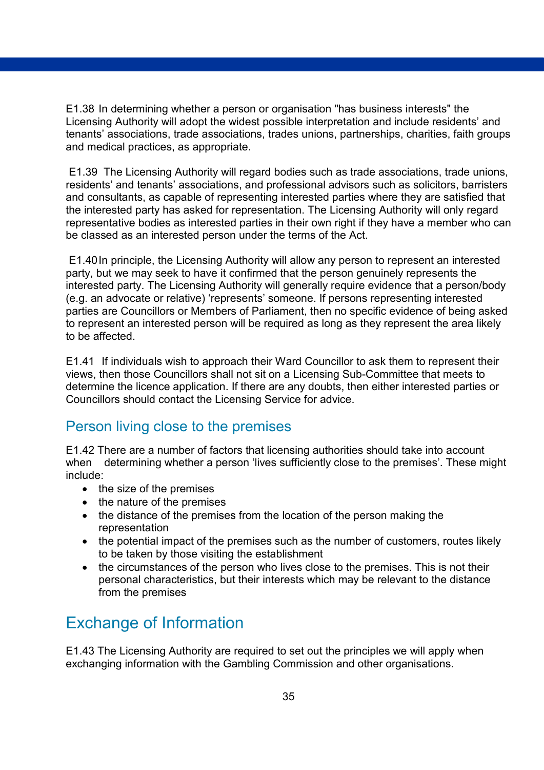E1.38 In determining whether a person or organisation "has business interests" the Licensing Authority will adopt the widest possible interpretation and include residents' and tenants' associations, trade associations, trades unions, partnerships, charities, faith groups and medical practices, as appropriate.

E1.39 The Licensing Authority will regard bodies such as trade associations, trade unions, residents' and tenants' associations, and professional advisors such as solicitors, barristers and consultants, as capable of representing interested parties where they are satisfied that the interested party has asked for representation. The Licensing Authority will only regard representative bodies as interested parties in their own right if they have a member who can be classed as an interested person under the terms of the Act.

E1.40 In principle, the Licensing Authority will allow any person to represent an interested party, but we may seek to have it confirmed that the person genuinely represents the interested party. The Licensing Authority will generally require evidence that a person/body (e.g. an advocate or relative) 'represents' someone. If persons representing interested parties are Councillors or Members of Parliament, then no specific evidence of being asked to represent an interested person will be required as long as they represent the area likely to be affected.

E1.41 If individuals wish to approach their Ward Councillor to ask them to represent their views, then those Councillors shall not sit on a Licensing Sub-Committee that meets to determine the licence application. If there are any doubts, then either interested parties or Councillors should contact the Licensing Service for advice.

### Person living close to the premises

E1.42 There are a number of factors that licensing authorities should take into account when determining whether a person 'lives sufficiently close to the premises'. These might include:

- the size of the premises
- the nature of the premises
- the distance of the premises from the location of the person making the representation
- the potential impact of the premises such as the number of customers, routes likely to be taken by those visiting the establishment
- the circumstances of the person who lives close to the premises. This is not their personal characteristics, but their interests which may be relevant to the distance from the premises

## Exchange of Information

E1.43 The Licensing Authority are required to set out the principles we will apply when exchanging information with the Gambling Commission and other organisations.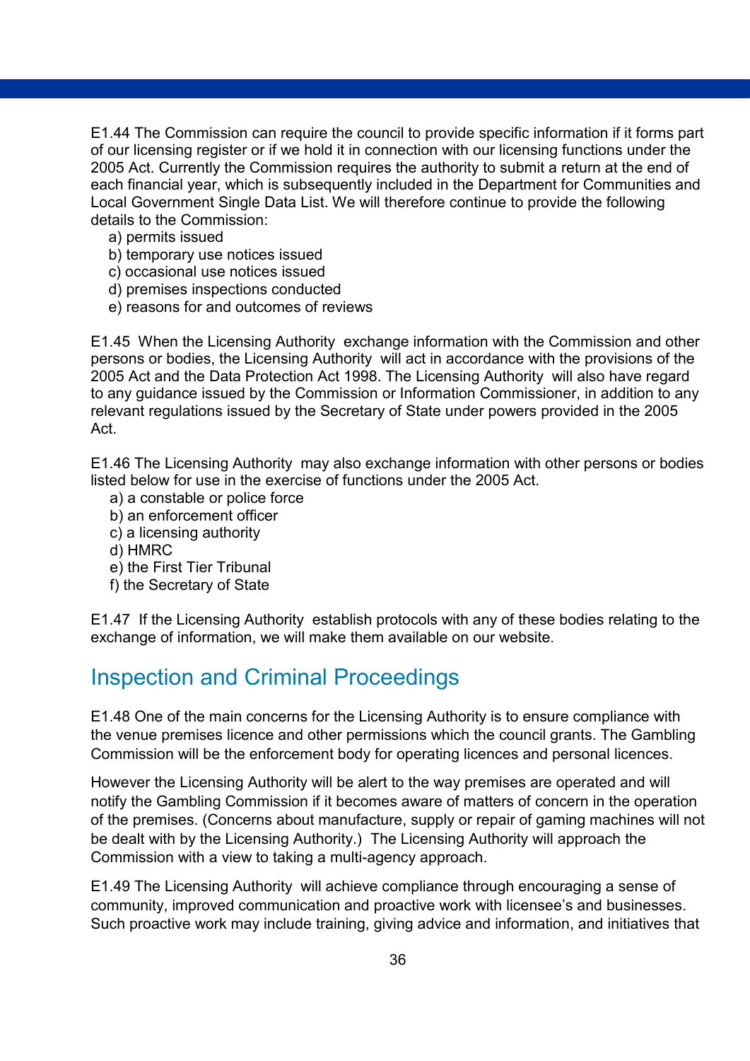E1.44 The Commission can require the council to provide specific information if it forms part of our licensing register or if we hold it in connection with our licensing functions under the 2005 Act. Currently the Commission requires the authority to submit a return at the end of each financial year, which is subsequently included in the Department for Communities and Local Government Single Data List. We will therefore continue to provide the following details to the Commission:

a) permits issued
b) temporary use notices issued
c) occasional use notices issued
d) premises inspections conducted
e) reasons for and outcomes of reviews

E1.45 When the Licensing Authority exchange information with the Commission and other persons or bodies, the Licensing Authority will act in accordance with the provisions of the 2005 Act and the Data Protection Act 1998. The Licensing Authority will also have regard to any guidance issued by the Commission or Information Commissioner, in addition to any relevant regulations issued by the Secretary of State under powers provided in the 2005 Act.

E1.46 The Licensing Authority may also exchange information with other persons or bodies listed below for use in the exercise of functions under the 2005 Act.

a) a constable or police force
b) an enforcement officer
c) a licensing authority
d) HMRC
e) the First Tier Tribunal
f) the Secretary of State

E1.47 If the Licensing Authority establish protocols with any of these bodies relating to the exchange of information, we will make them available on our website.

## Inspection and Criminal Proceedings

E1.48 One of the main concerns for the Licensing Authority is to ensure compliance with the venue premises licence and other permissions which the council grants. The Gambling Commission will be the enforcement body for operating licences and personal licences.

However the Licensing Authority will be alert to the way premises are operated and will notify the Gambling Commission if it becomes aware of matters of concern in the operation of the premises. (Concerns about manufacture, supply or repair of gaming machines will not be dealt with by the Licensing Authority.) The Licensing Authority will approach the Commission with a view to taking a multi-agency approach.

E1.49 The Licensing Authority will achieve compliance through encouraging a sense of community, improved communication and proactive work with licensee's and businesses. Such proactive work may include training, giving advice and information, and initiatives that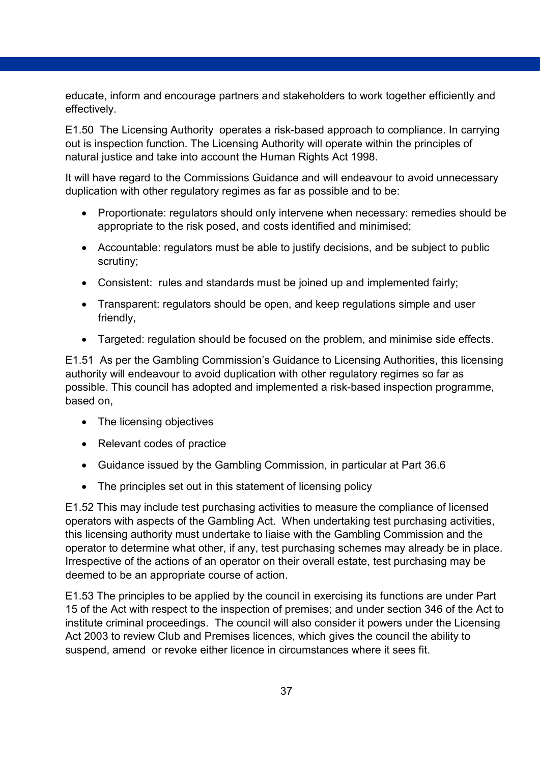educate, inform and encourage partners and stakeholders to work together efficiently and effectively.

E1.50 The Licensing Authority operates a risk-based approach to compliance. In carrying out is inspection function. The Licensing Authority will operate within the principles of natural justice and take into account the Human Rights Act 1998.

It will have regard to the Commissions Guidance and will endeavour to avoid unnecessary duplication with other regulatory regimes as far as possible and to be:

- Proportionate: regulators should only intervene when necessary: remedies should be appropriate to the risk posed, and costs identified and minimised;
- Accountable: regulators must be able to justify decisions, and be subject to public scrutiny;
- Consistent: rules and standards must be joined up and implemented fairly;
- Transparent: regulators should be open, and keep regulations simple and user friendly,
- Targeted: regulation should be focused on the problem, and minimise side effects.

E1.51 As per the Gambling Commission's Guidance to Licensing Authorities, this licensing authority will endeavour to avoid duplication with other regulatory regimes so far as possible. This council has adopted and implemented a risk-based inspection programme, based on,

- The licensing objectives
- Relevant codes of practice
- Guidance issued by the Gambling Commission, in particular at Part 36.6
- The principles set out in this statement of licensing policy

E1.52 This may include test purchasing activities to measure the compliance of licensed operators with aspects of the Gambling Act. When undertaking test purchasing activities, this licensing authority must undertake to liaise with the Gambling Commission and the operator to determine what other, if any, test purchasing schemes may already be in place. Irrespective of the actions of an operator on their overall estate, test purchasing may be deemed to be an appropriate course of action.

E1.53 The principles to be applied by the council in exercising its functions are under Part 15 of the Act with respect to the inspection of premises; and under section 346 of the Act to institute criminal proceedings. The council will also consider it powers under the Licensing Act 2003 to review Club and Premises licences, which gives the council the ability to suspend, amend or revoke either licence in circumstances where it sees fit.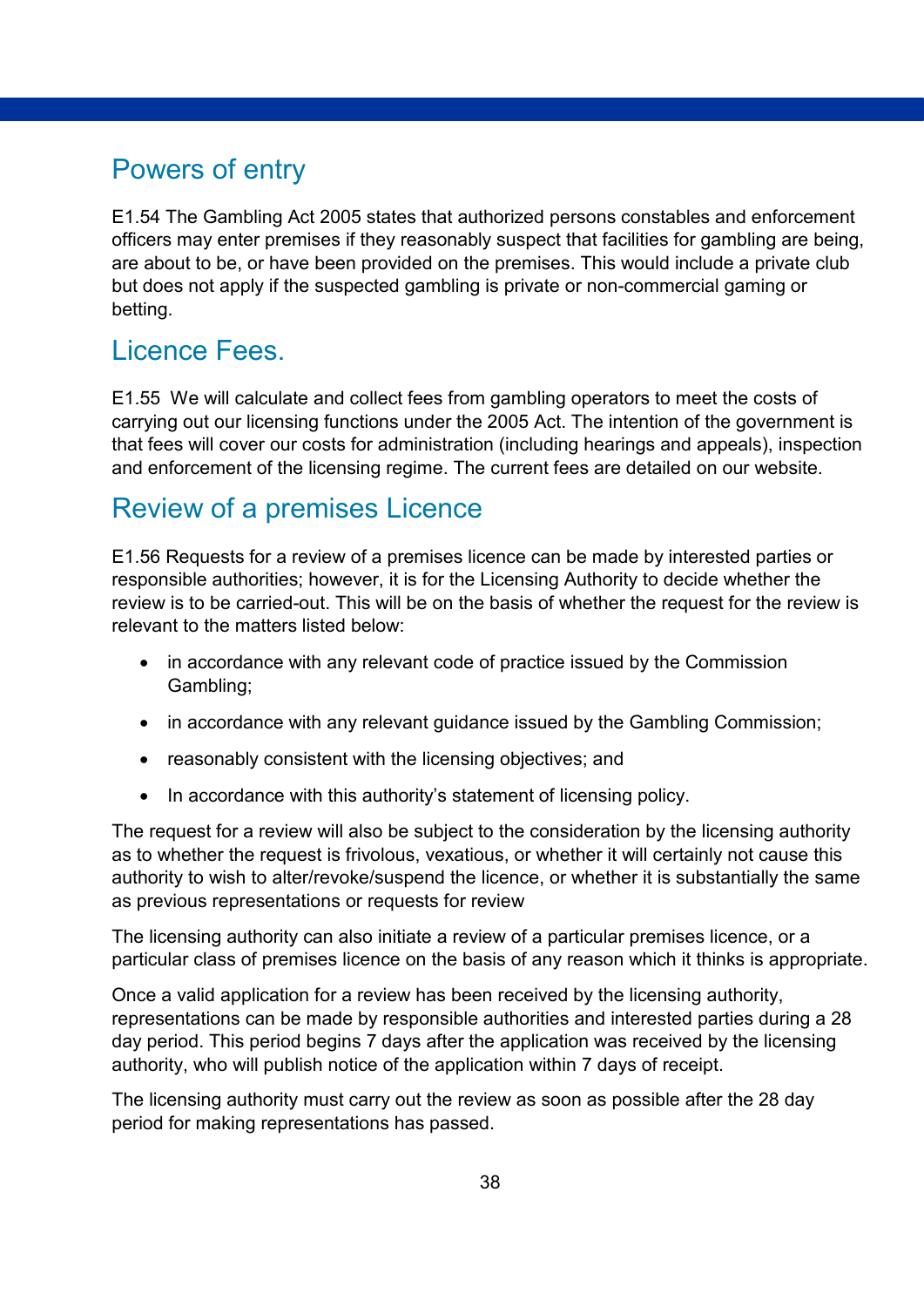## Powers of entry

E1.54 The Gambling Act 2005 states that authorized persons constables and enforcement officers may enter premises if they reasonably suspect that facilities for gambling are being, are about to be, or have been provided on the premises. This would include a private club but does not apply if the suspected gambling is private or non-commercial gaming or betting.

## Licence Fees.

E1.55 We will calculate and collect fees from gambling operators to meet the costs of carrying out our licensing functions under the 2005 Act. The intention of the government is that fees will cover our costs for administration (including hearings and appeals), inspection and enforcement of the licensing regime. The current fees are detailed on our website.

## Review of a premises Licence

E1.56 Requests for a review of a premises licence can be made by interested parties or responsible authorities; however, it is for the Licensing Authority to decide whether the review is to be carried-out. This will be on the basis of whether the request for the review is relevant to the matters listed below:

- in accordance with any relevant code of practice issued by the Commission Gambling;
- in accordance with any relevant guidance issued by the Gambling Commission;
- reasonably consistent with the licensing objectives; and
- In accordance with this authority's statement of licensing policy.

The request for a review will also be subject to the consideration by the licensing authority as to whether the request is frivolous, vexatious, or whether it will certainly not cause this authority to wish to alter/revoke/suspend the licence, or whether it is substantially the same as previous representations or requests for review

The licensing authority can also initiate a review of a particular premises licence, or a particular class of premises licence on the basis of any reason which it thinks is appropriate.

Once a valid application for a review has been received by the licensing authority, representations can be made by responsible authorities and interested parties during a 28 day period. This period begins 7 days after the application was received by the licensing authority, who will publish notice of the application within 7 days of receipt.

The licensing authority must carry out the review as soon as possible after the 28 day period for making representations has passed.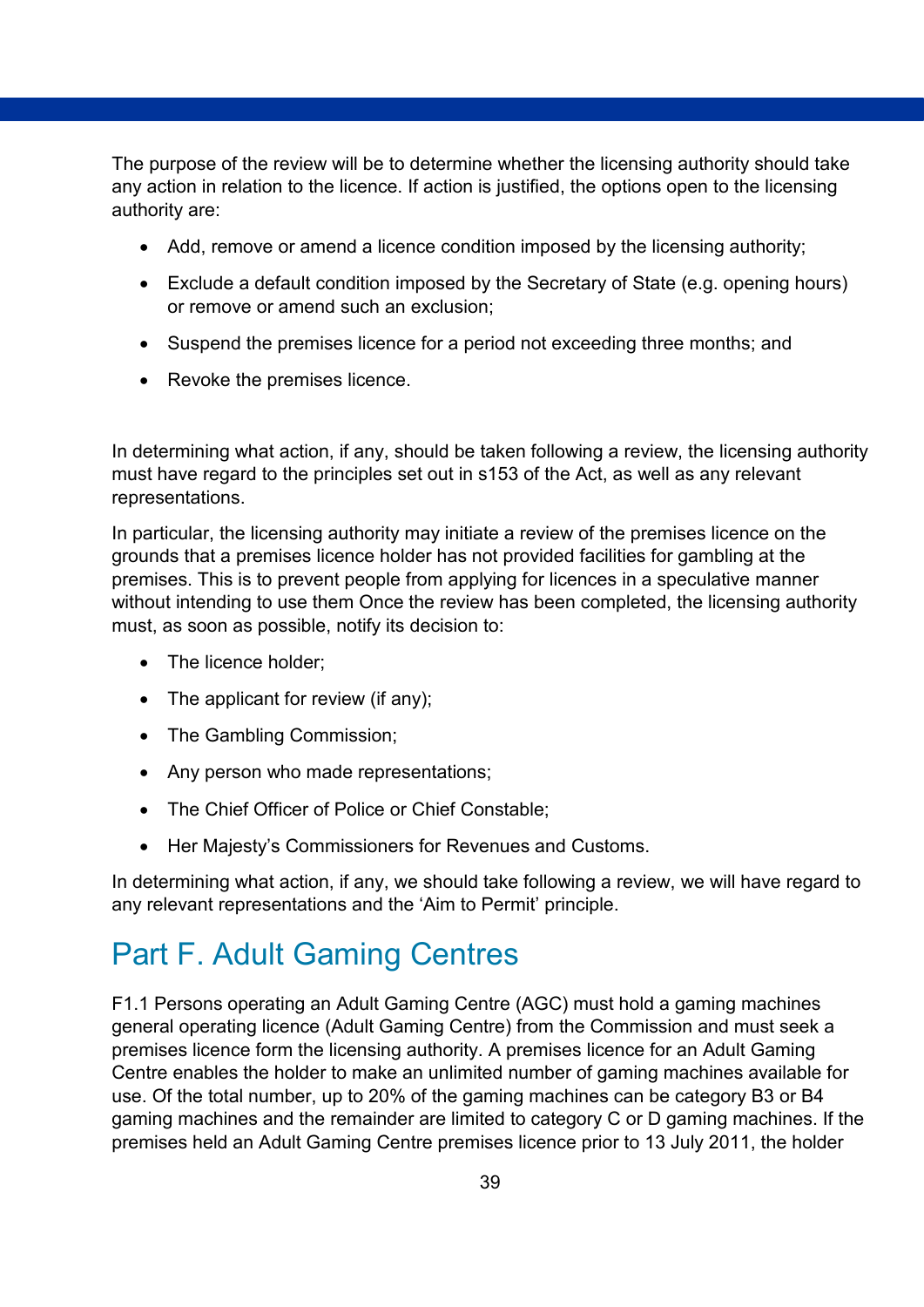The purpose of the review will be to determine whether the licensing authority should take any action in relation to the licence. If action is justified, the options open to the licensing authority are:

- Add, remove or amend a licence condition imposed by the licensing authority;
- Exclude a default condition imposed by the Secretary of State (e.g. opening hours) or remove or amend such an exclusion;
- Suspend the premises licence for a period not exceeding three months; and
- Revoke the premises licence.

In determining what action, if any, should be taken following a review, the licensing authority must have regard to the principles set out in s153 of the Act, as well as any relevant representations.

In particular, the licensing authority may initiate a review of the premises licence on the grounds that a premises licence holder has not provided facilities for gambling at the premises. This is to prevent people from applying for licences in a speculative manner without intending to use them Once the review has been completed, the licensing authority must, as soon as possible, notify its decision to:

- The licence holder;
- The applicant for review (if any);
- The Gambling Commission;
- Any person who made representations;
- The Chief Officer of Police or Chief Constable;
- Her Majesty's Commissioners for Revenues and Customs.

In determining what action, if any, we should take following a review, we will have regard to any relevant representations and the 'Aim to Permit' principle.

# Part F. Adult Gaming Centres

F1.1 Persons operating an Adult Gaming Centre (AGC) must hold a gaming machines general operating licence (Adult Gaming Centre) from the Commission and must seek a premises licence form the licensing authority. A premises licence for an Adult Gaming Centre enables the holder to make an unlimited number of gaming machines available for use. Of the total number, up to 20% of the gaming machines can be category B3 or B4 gaming machines and the remainder are limited to category C or D gaming machines. If the premises held an Adult Gaming Centre premises licence prior to 13 July 2011, the holder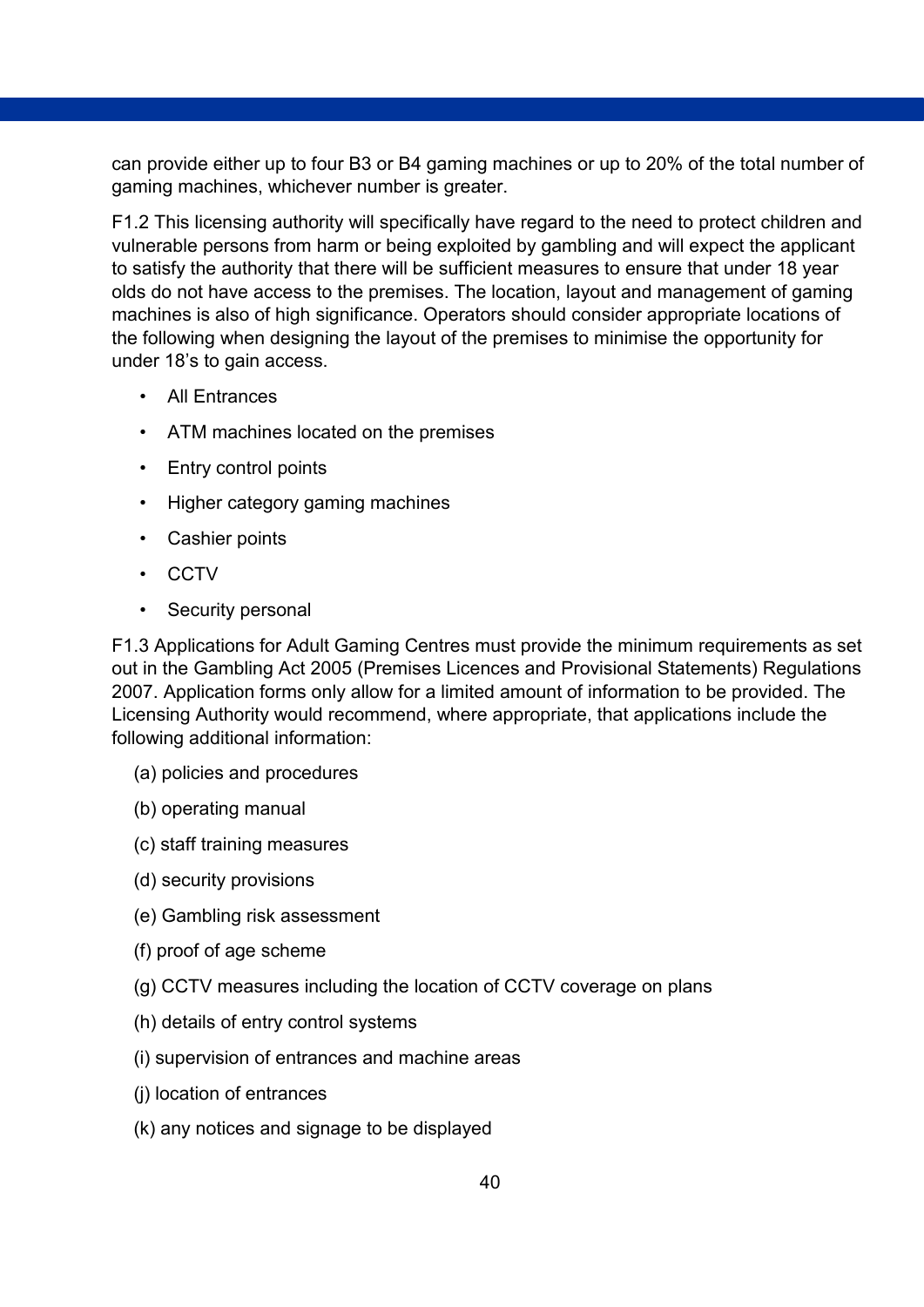can provide either up to four B3 or B4 gaming machines or up to 20% of the total number of gaming machines, whichever number is greater.

F1.2 This licensing authority will specifically have regard to the need to protect children and vulnerable persons from harm or being exploited by gambling and will expect the applicant to satisfy the authority that there will be sufficient measures to ensure that under 18 year olds do not have access to the premises. The location, layout and management of gaming machines is also of high significance. Operators should consider appropriate locations of the following when designing the layout of the premises to minimise the opportunity for under 18's to gain access.

- All Entrances
- ATM machines located on the premises
- Entry control points
- Higher category gaming machines
- Cashier points
- CCTV
- Security personal

F1.3 Applications for Adult Gaming Centres must provide the minimum requirements as set out in the Gambling Act 2005 (Premises Licences and Provisional Statements) Regulations 2007. Application forms only allow for a limited amount of information to be provided. The Licensing Authority would recommend, where appropriate, that applications include the following additional information:

(a) policies and procedures

(b) operating manual

(c) staff training measures

(d) security provisions

(e) Gambling risk assessment

(f) proof of age scheme

(g) CCTV measures including the location of CCTV coverage on plans

(h) details of entry control systems

(i) supervision of entrances and machine areas

(j) location of entrances

(k) any notices and signage to be displayed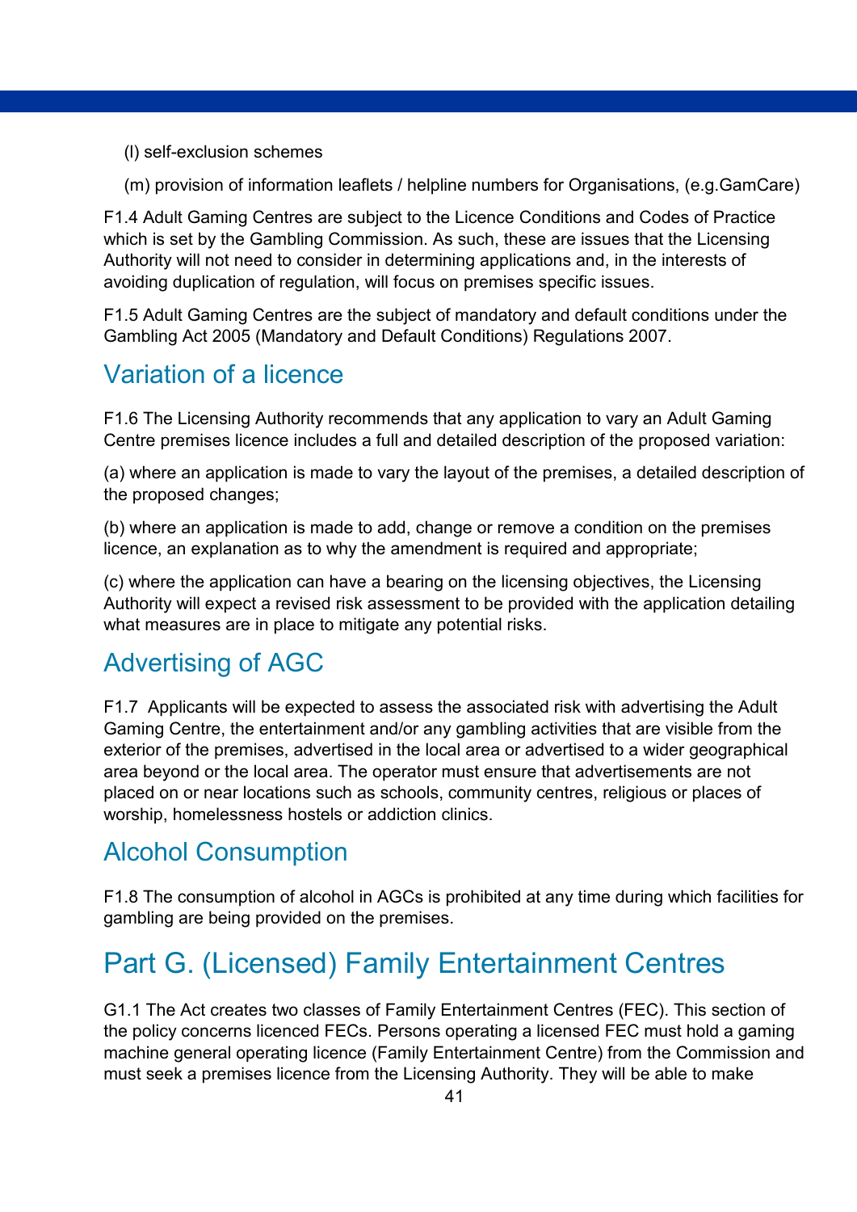(l) self-exclusion schemes

(m) provision of information leaflets / helpline numbers for Organisations, (e.g.GamCare)

F1.4 Adult Gaming Centres are subject to the Licence Conditions and Codes of Practice which is set by the Gambling Commission. As such, these are issues that the Licensing Authority will not need to consider in determining applications and, in the interests of avoiding duplication of regulation, will focus on premises specific issues.

F1.5 Adult Gaming Centres are the subject of mandatory and default conditions under the Gambling Act 2005 (Mandatory and Default Conditions) Regulations 2007.

## Variation of a licence

F1.6 The Licensing Authority recommends that any application to vary an Adult Gaming Centre premises licence includes a full and detailed description of the proposed variation:

(a) where an application is made to vary the layout of the premises, a detailed description of the proposed changes;

(b) where an application is made to add, change or remove a condition on the premises licence, an explanation as to why the amendment is required and appropriate;

(c) where the application can have a bearing on the licensing objectives, the Licensing Authority will expect a revised risk assessment to be provided with the application detailing what measures are in place to mitigate any potential risks.

## Advertising of AGC

F1.7 Applicants will be expected to assess the associated risk with advertising the Adult Gaming Centre, the entertainment and/or any gambling activities that are visible from the exterior of the premises, advertised in the local area or advertised to a wider geographical area beyond or the local area. The operator must ensure that advertisements are not placed on or near locations such as schools, community centres, religious or places of worship, homelessness hostels or addiction clinics.

## Alcohol Consumption

F1.8 The consumption of alcohol in AGCs is prohibited at any time during which facilities for gambling are being provided on the premises.

# Part G. (Licensed) Family Entertainment Centres

G1.1 The Act creates two classes of Family Entertainment Centres (FEC). This section of the policy concerns licenced FECs. Persons operating a licensed FEC must hold a gaming machine general operating licence (Family Entertainment Centre) from the Commission and must seek a premises licence from the Licensing Authority. They will be able to make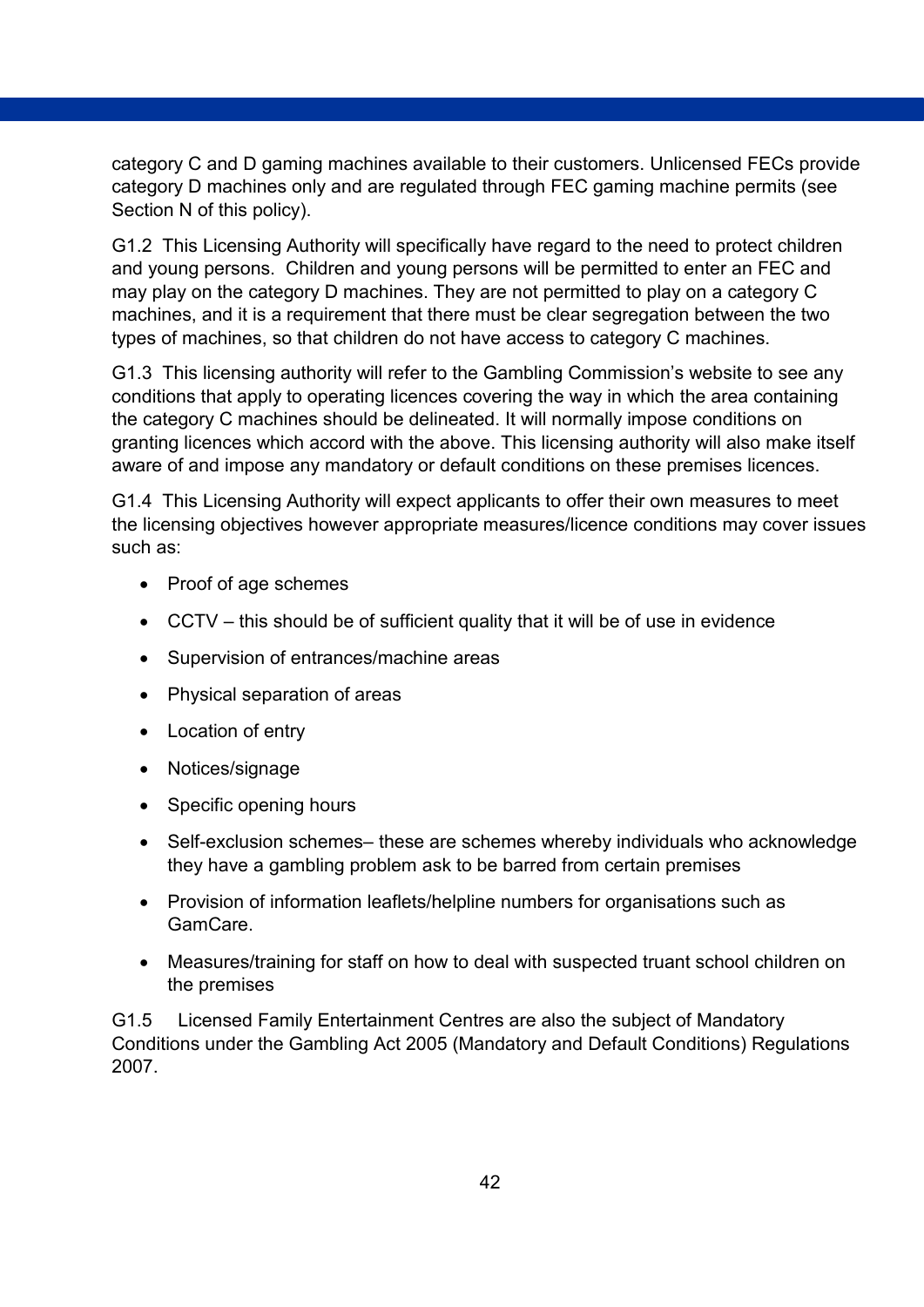category C and D gaming machines available to their customers. Unlicensed FECs provide category D machines only and are regulated through FEC gaming machine permits (see Section N of this policy).

G1.2 This Licensing Authority will specifically have regard to the need to protect children and young persons. Children and young persons will be permitted to enter an FEC and may play on the category D machines. They are not permitted to play on a category C machines, and it is a requirement that there must be clear segregation between the two types of machines, so that children do not have access to category C machines.

G1.3 This licensing authority will refer to the Gambling Commission's website to see any conditions that apply to operating licences covering the way in which the area containing the category C machines should be delineated. It will normally impose conditions on granting licences which accord with the above. This licensing authority will also make itself aware of and impose any mandatory or default conditions on these premises licences.

G1.4 This Licensing Authority will expect applicants to offer their own measures to meet the licensing objectives however appropriate measures/licence conditions may cover issues such as:

- Proof of age schemes
- CCTV – this should be of sufficient quality that it will be of use in evidence
- Supervision of entrances/machine areas
- Physical separation of areas
- Location of entry
- Notices/signage
- Specific opening hours
- Self-exclusion schemes– these are schemes whereby individuals who acknowledge they have a gambling problem ask to be barred from certain premises
- Provision of information leaflets/helpline numbers for organisations such as GamCare.
- Measures/training for staff on how to deal with suspected truant school children on the premises

G1.5 Licensed Family Entertainment Centres are also the subject of Mandatory Conditions under the Gambling Act 2005 (Mandatory and Default Conditions) Regulations 2007.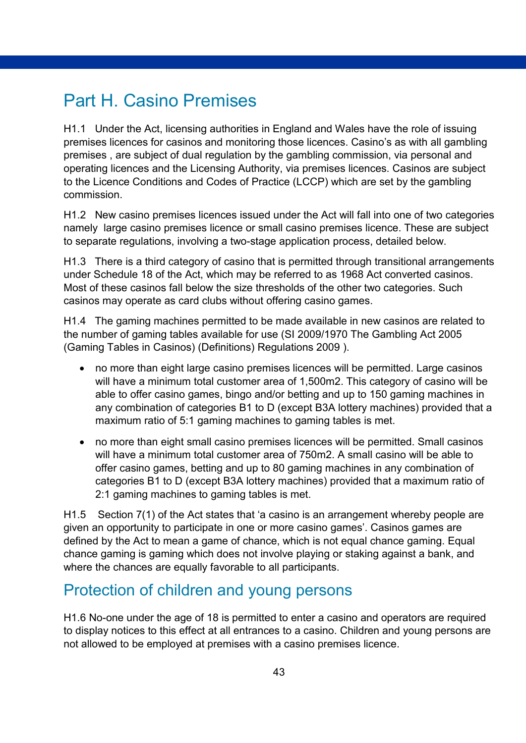# Part H. Casino Premises

H1.1 Under the Act, licensing authorities in England and Wales have the role of issuing premises licences for casinos and monitoring those licences. Casino's as with all gambling premises , are subject of dual regulation by the gambling commission, via personal and operating licences and the Licensing Authority, via premises licences. Casinos are subject to the Licence Conditions and Codes of Practice (LCCP) which are set by the gambling commission.

H1.2 New casino premises licences issued under the Act will fall into one of two categories namely large casino premises licence or small casino premises licence. These are subject to separate regulations, involving a two-stage application process, detailed below.

H1.3 There is a third category of casino that is permitted through transitional arrangements under Schedule 18 of the Act, which may be referred to as 1968 Act converted casinos. Most of these casinos fall below the size thresholds of the other two categories. Such casinos may operate as card clubs without offering casino games.

H1.4 The gaming machines permitted to be made available in new casinos are related to the number of gaming tables available for use (SI 2009/1970 The Gambling Act 2005 (Gaming Tables in Casinos) (Definitions) Regulations 2009 ).

- no more than eight large casino premises licences will be permitted. Large casinos will have a minimum total customer area of 1,500m2. This category of casino will be able to offer casino games, bingo and/or betting and up to 150 gaming machines in any combination of categories B1 to D (except B3A lottery machines) provided that a maximum ratio of 5:1 gaming machines to gaming tables is met.
- no more than eight small casino premises licences will be permitted. Small casinos will have a minimum total customer area of 750m2. A small casino will be able to offer casino games, betting and up to 80 gaming machines in any combination of categories B1 to D (except B3A lottery machines) provided that a maximum ratio of 2:1 gaming machines to gaming tables is met.

H1.5 Section 7(1) of the Act states that 'a casino is an arrangement whereby people are given an opportunity to participate in one or more casino games'. Casinos games are defined by the Act to mean a game of chance, which is not equal chance gaming. Equal chance gaming is gaming which does not involve playing or staking against a bank, and where the chances are equally favorable to all participants.

## Protection of children and young persons

H1.6 No-one under the age of 18 is permitted to enter a casino and operators are required to display notices to this effect at all entrances to a casino. Children and young persons are not allowed to be employed at premises with a casino premises licence.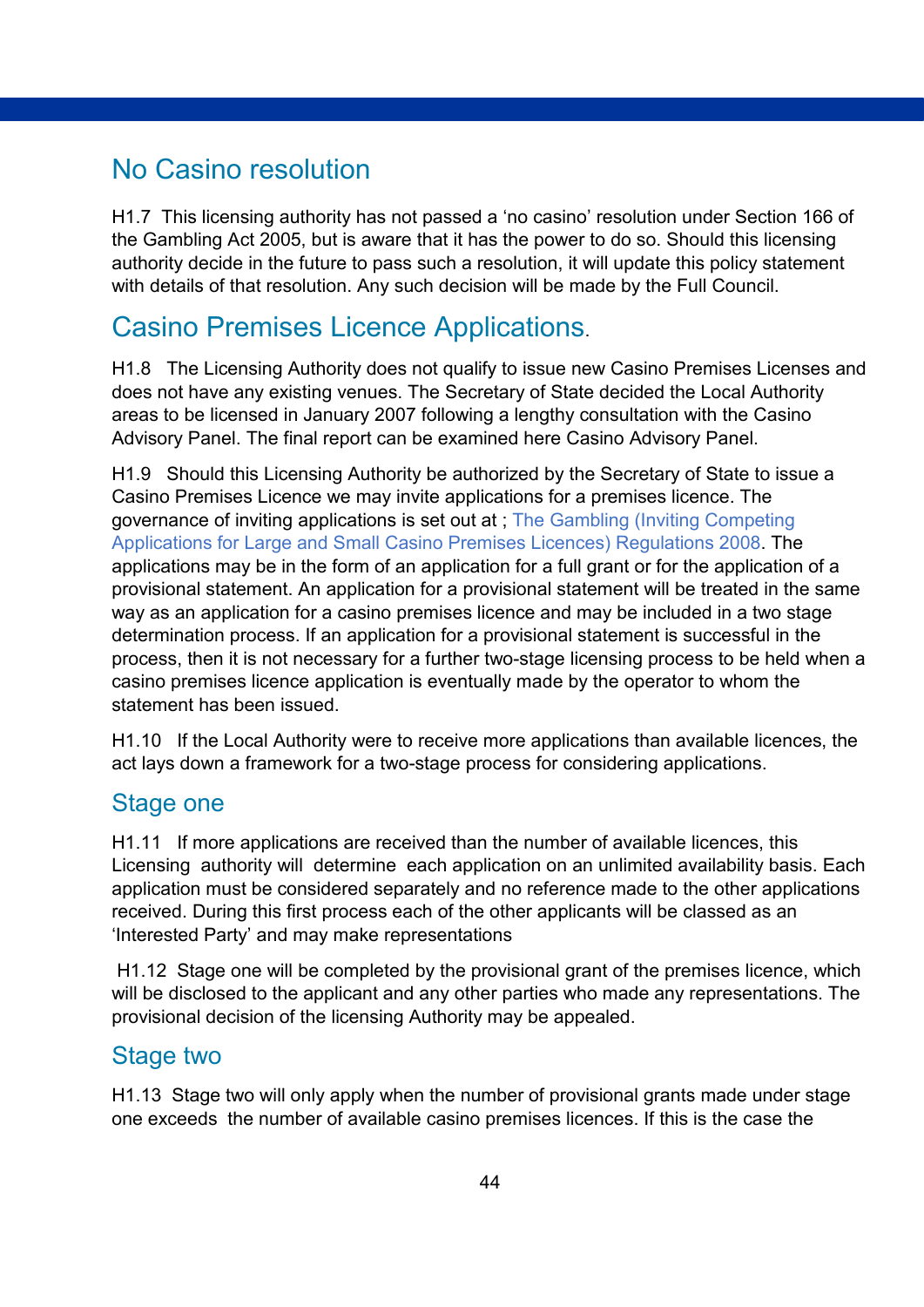## No Casino resolution

H1.7 This licensing authority has not passed a 'no casino' resolution under Section 166 of the Gambling Act 2005, but is aware that it has the power to do so. Should this licensing authority decide in the future to pass such a resolution, it will update this policy statement with details of that resolution. Any such decision will be made by the Full Council.

## Casino Premises Licence Applications.

H1.8 The Licensing Authority does not qualify to issue new Casino Premises Licenses and does not have any existing venues. The Secretary of State decided the Local Authority areas to be licensed in January 2007 following a lengthy consultation with the Casino Advisory Panel. The final report can be examined here Casino Advisory Panel.

H1.9 Should this Licensing Authority be authorized by the Secretary of State to issue a Casino Premises Licence we may invite applications for a premises licence. The governance of inviting applications is set out at ; The Gambling (Inviting Competing Applications for Large and Small Casino Premises Licences) Regulations 2008. The applications may be in the form of an application for a full grant or for the application of a provisional statement. An application for a provisional statement will be treated in the same way as an application for a casino premises licence and may be included in a two stage determination process. If an application for a provisional statement is successful in the process, then it is not necessary for a further two-stage licensing process to be held when a casino premises licence application is eventually made by the operator to whom the statement has been issued.

H1.10 If the Local Authority were to receive more applications than available licences, the act lays down a framework for a two-stage process for considering applications.

### Stage one

H1.11 If more applications are received than the number of available licences, this Licensing authority will determine each application on an unlimited availability basis. Each application must be considered separately and no reference made to the other applications received. During this first process each of the other applicants will be classed as an 'Interested Party' and may make representations

H1.12 Stage one will be completed by the provisional grant of the premises licence, which will be disclosed to the applicant and any other parties who made any representations. The provisional decision of the licensing Authority may be appealed.

### Stage two

H1.13 Stage two will only apply when the number of provisional grants made under stage one exceeds the number of available casino premises licences. If this is the case the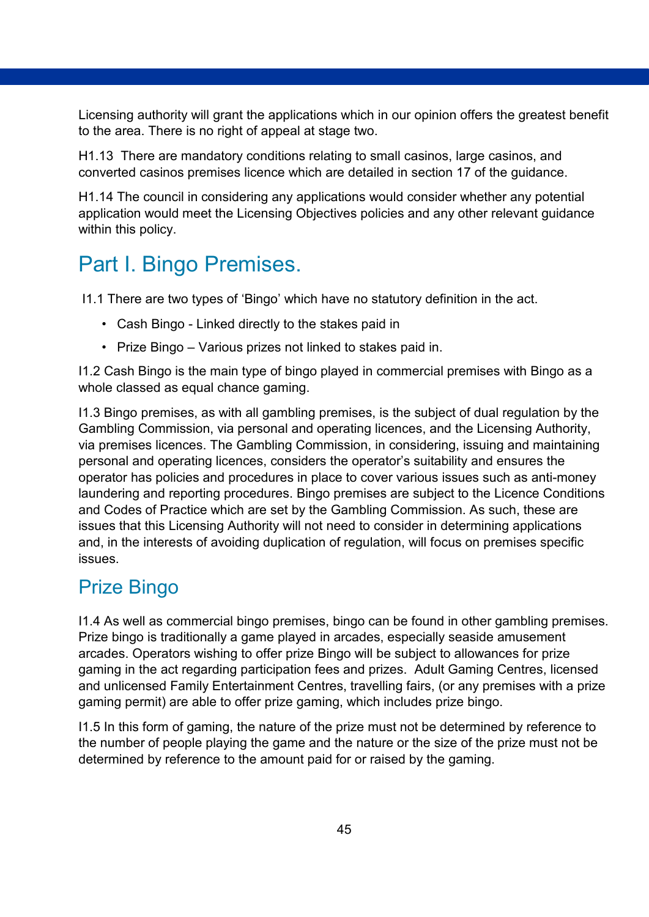Licensing authority will grant the applications which in our opinion offers the greatest benefit to the area. There is no right of appeal at stage two.

H1.13 There are mandatory conditions relating to small casinos, large casinos, and converted casinos premises licence which are detailed in section 17 of the guidance.

H1.14 The council in considering any applications would consider whether any potential application would meet the Licensing Objectives policies and any other relevant guidance within this policy.

# Part I. Bingo Premises.

I1.1 There are two types of 'Bingo' which have no statutory definition in the act.

- Cash Bingo - Linked directly to the stakes paid in
- Prize Bingo – Various prizes not linked to stakes paid in.

I1.2 Cash Bingo is the main type of bingo played in commercial premises with Bingo as a whole classed as equal chance gaming.

I1.3 Bingo premises, as with all gambling premises, is the subject of dual regulation by the Gambling Commission, via personal and operating licences, and the Licensing Authority, via premises licences. The Gambling Commission, in considering, issuing and maintaining personal and operating licences, considers the operator's suitability and ensures the operator has policies and procedures in place to cover various issues such as anti-money laundering and reporting procedures. Bingo premises are subject to the Licence Conditions and Codes of Practice which are set by the Gambling Commission. As such, these are issues that this Licensing Authority will not need to consider in determining applications and, in the interests of avoiding duplication of regulation, will focus on premises specific issues.

## Prize Bingo

I1.4 As well as commercial bingo premises, bingo can be found in other gambling premises. Prize bingo is traditionally a game played in arcades, especially seaside amusement arcades. Operators wishing to offer prize Bingo will be subject to allowances for prize gaming in the act regarding participation fees and prizes. Adult Gaming Centres, licensed and unlicensed Family Entertainment Centres, travelling fairs, (or any premises with a prize gaming permit) are able to offer prize gaming, which includes prize bingo.

I1.5 In this form of gaming, the nature of the prize must not be determined by reference to the number of people playing the game and the nature or the size of the prize must not be determined by reference to the amount paid for or raised by the gaming.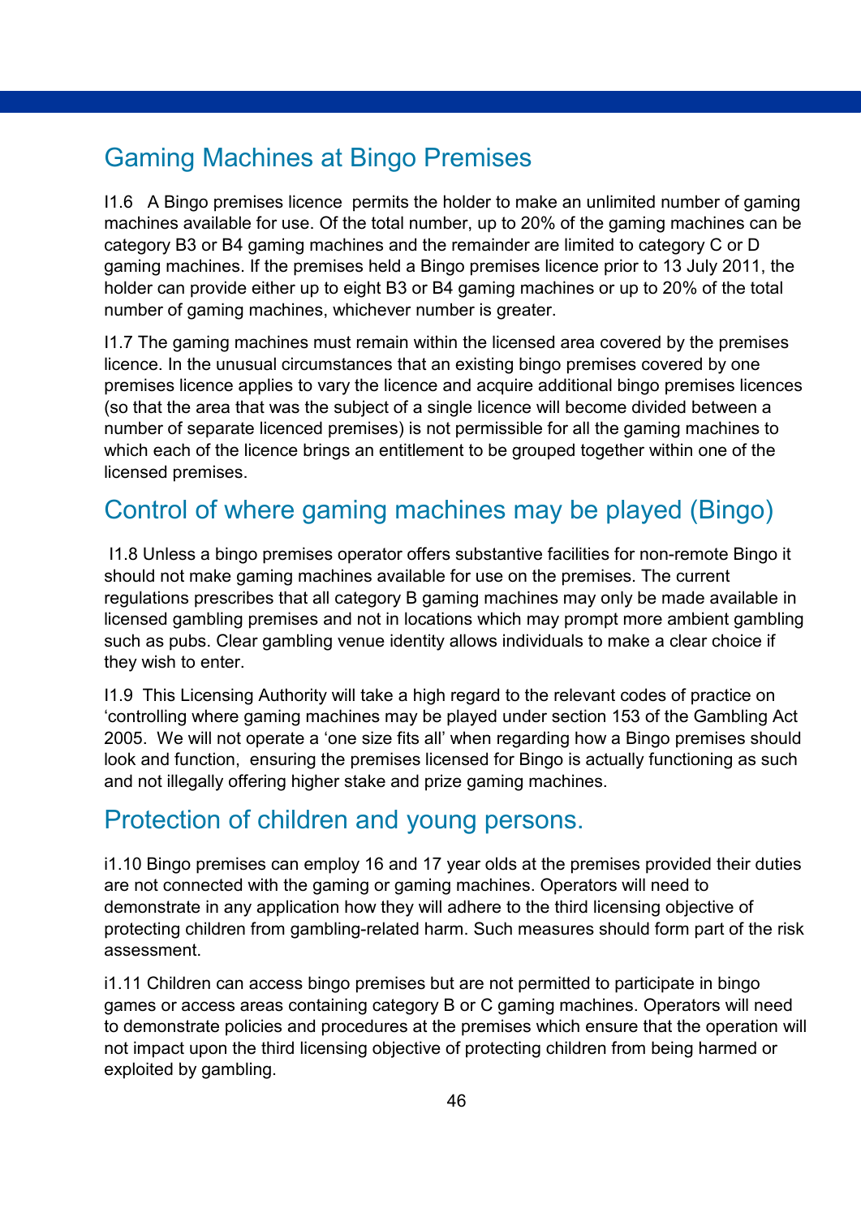## Gaming Machines at Bingo Premises

I1.6 A Bingo premises licence permits the holder to make an unlimited number of gaming machines available for use. Of the total number, up to 20% of the gaming machines can be category B3 or B4 gaming machines and the remainder are limited to category C or D gaming machines. If the premises held a Bingo premises licence prior to 13 July 2011, the holder can provide either up to eight B3 or B4 gaming machines or up to 20% of the total number of gaming machines, whichever number is greater.

I1.7 The gaming machines must remain within the licensed area covered by the premises licence. In the unusual circumstances that an existing bingo premises covered by one premises licence applies to vary the licence and acquire additional bingo premises licences (so that the area that was the subject of a single licence will become divided between a number of separate licenced premises) is not permissible for all the gaming machines to which each of the licence brings an entitlement to be grouped together within one of the licensed premises.

## Control of where gaming machines may be played (Bingo)

I1.8 Unless a bingo premises operator offers substantive facilities for non-remote Bingo it should not make gaming machines available for use on the premises. The current regulations prescribes that all category B gaming machines may only be made available in licensed gambling premises and not in locations which may prompt more ambient gambling such as pubs. Clear gambling venue identity allows individuals to make a clear choice if they wish to enter.

I1.9 This Licensing Authority will take a high regard to the relevant codes of practice on 'controlling where gaming machines may be played under section 153 of the Gambling Act 2005. We will not operate a 'one size fits all' when regarding how a Bingo premises should look and function, ensuring the premises licensed for Bingo is actually functioning as such and not illegally offering higher stake and prize gaming machines.

## Protection of children and young persons.

i1.10 Bingo premises can employ 16 and 17 year olds at the premises provided their duties are not connected with the gaming or gaming machines. Operators will need to demonstrate in any application how they will adhere to the third licensing objective of protecting children from gambling-related harm. Such measures should form part of the risk assessment.

i1.11 Children can access bingo premises but are not permitted to participate in bingo games or access areas containing category B or C gaming machines. Operators will need to demonstrate policies and procedures at the premises which ensure that the operation will not impact upon the third licensing objective of protecting children from being harmed or exploited by gambling.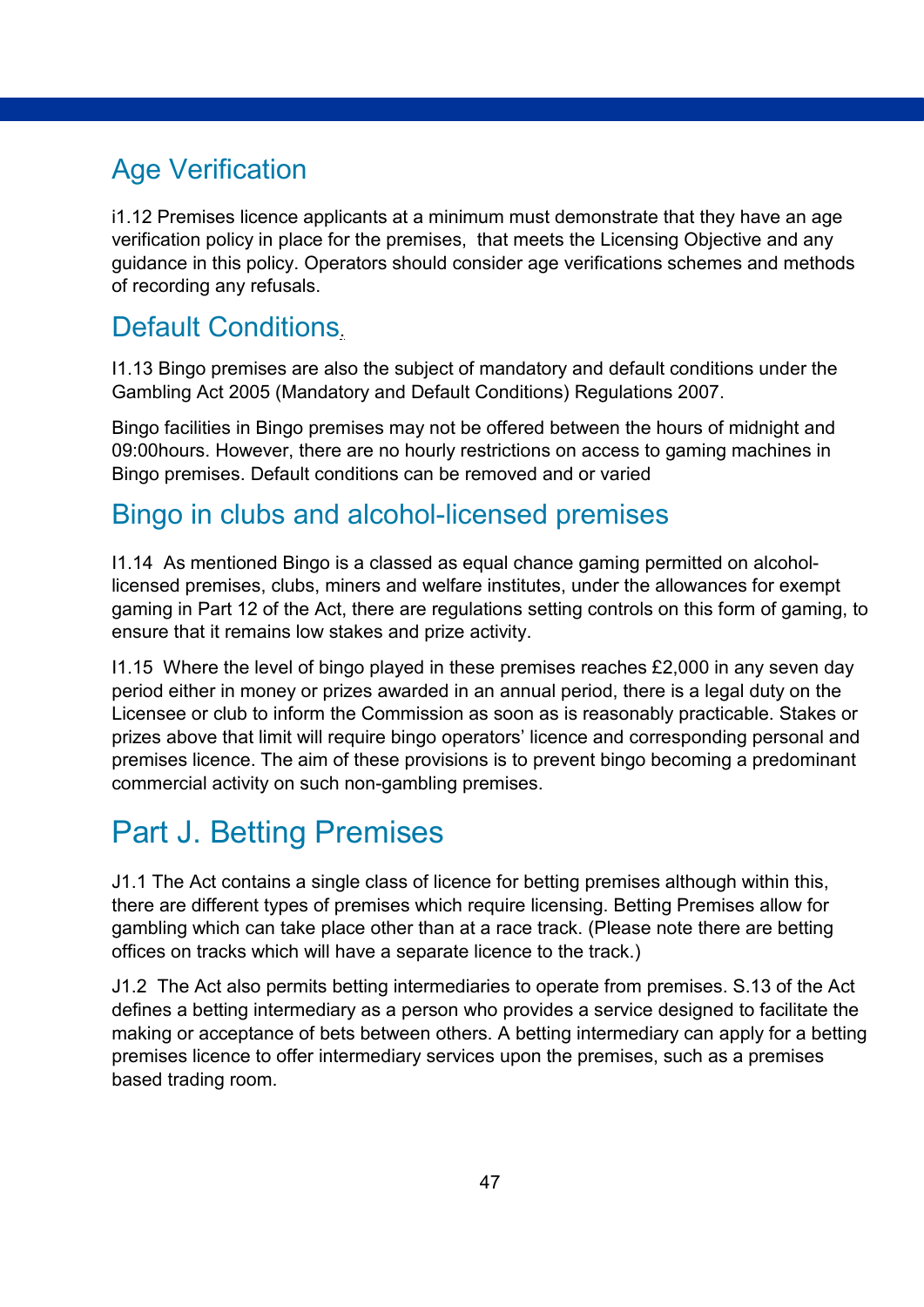## Age Verification

i1.12 Premises licence applicants at a minimum must demonstrate that they have an age verification policy in place for the premises, that meets the Licensing Objective and any guidance in this policy. Operators should consider age verifications schemes and methods of recording any refusals.

## Default Conditions.

I1.13 Bingo premises are also the subject of mandatory and default conditions under the Gambling Act 2005 (Mandatory and Default Conditions) Regulations 2007.

Bingo facilities in Bingo premises may not be offered between the hours of midnight and 09:00hours. However, there are no hourly restrictions on access to gaming machines in Bingo premises. Default conditions can be removed and or varied

## Bingo in clubs and alcohol-licensed premises

I1.14 As mentioned Bingo is a classed as equal chance gaming permitted on alcohol-licensed premises, clubs, miners and welfare institutes, under the allowances for exempt gaming in Part 12 of the Act, there are regulations setting controls on this form of gaming, to ensure that it remains low stakes and prize activity.

I1.15 Where the level of bingo played in these premises reaches £2,000 in any seven day period either in money or prizes awarded in an annual period, there is a legal duty on the Licensee or club to inform the Commission as soon as is reasonably practicable. Stakes or prizes above that limit will require bingo operators' licence and corresponding personal and premises licence. The aim of these provisions is to prevent bingo becoming a predominant commercial activity on such non-gambling premises.

# Part J. Betting Premises

J1.1 The Act contains a single class of licence for betting premises although within this, there are different types of premises which require licensing. Betting Premises allow for gambling which can take place other than at a race track. (Please note there are betting offices on tracks which will have a separate licence to the track.)

J1.2 The Act also permits betting intermediaries to operate from premises. S.13 of the Act defines a betting intermediary as a person who provides a service designed to facilitate the making or acceptance of bets between others. A betting intermediary can apply for a betting premises licence to offer intermediary services upon the premises, such as a premises based trading room.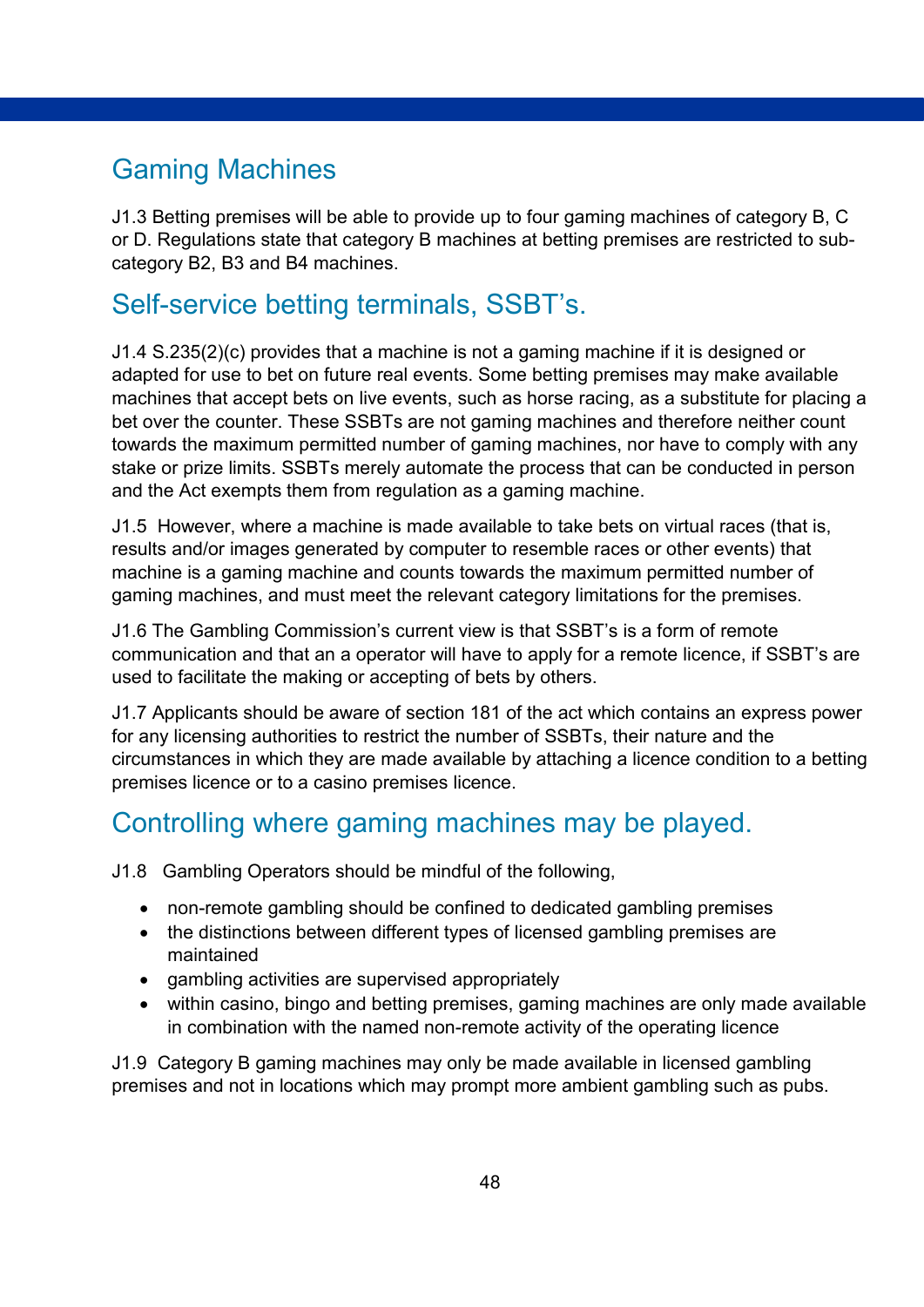## Gaming Machines

J1.3 Betting premises will be able to provide up to four gaming machines of category B, C or D. Regulations state that category B machines at betting premises are restricted to sub-category B2, B3 and B4 machines.

## Self-service betting terminals, SSBT's.

J1.4 S.235(2)(c) provides that a machine is not a gaming machine if it is designed or adapted for use to bet on future real events. Some betting premises may make available machines that accept bets on live events, such as horse racing, as a substitute for placing a bet over the counter. These SSBTs are not gaming machines and therefore neither count towards the maximum permitted number of gaming machines, nor have to comply with any stake or prize limits. SSBTs merely automate the process that can be conducted in person and the Act exempts them from regulation as a gaming machine.

J1.5 However, where a machine is made available to take bets on virtual races (that is, results and/or images generated by computer to resemble races or other events) that machine is a gaming machine and counts towards the maximum permitted number of gaming machines, and must meet the relevant category limitations for the premises.

J1.6 The Gambling Commission's current view is that SSBT's is a form of remote communication and that an a operator will have to apply for a remote licence, if SSBT's are used to facilitate the making or accepting of bets by others.

J1.7 Applicants should be aware of section 181 of the act which contains an express power for any licensing authorities to restrict the number of SSBTs, their nature and the circumstances in which they are made available by attaching a licence condition to a betting premises licence or to a casino premises licence.

## Controlling where gaming machines may be played.

J1.8 Gambling Operators should be mindful of the following,

- non-remote gambling should be confined to dedicated gambling premises
- the distinctions between different types of licensed gambling premises are maintained
- gambling activities are supervised appropriately
- within casino, bingo and betting premises, gaming machines are only made available in combination with the named non-remote activity of the operating licence

J1.9 Category B gaming machines may only be made available in licensed gambling premises and not in locations which may prompt more ambient gambling such as pubs.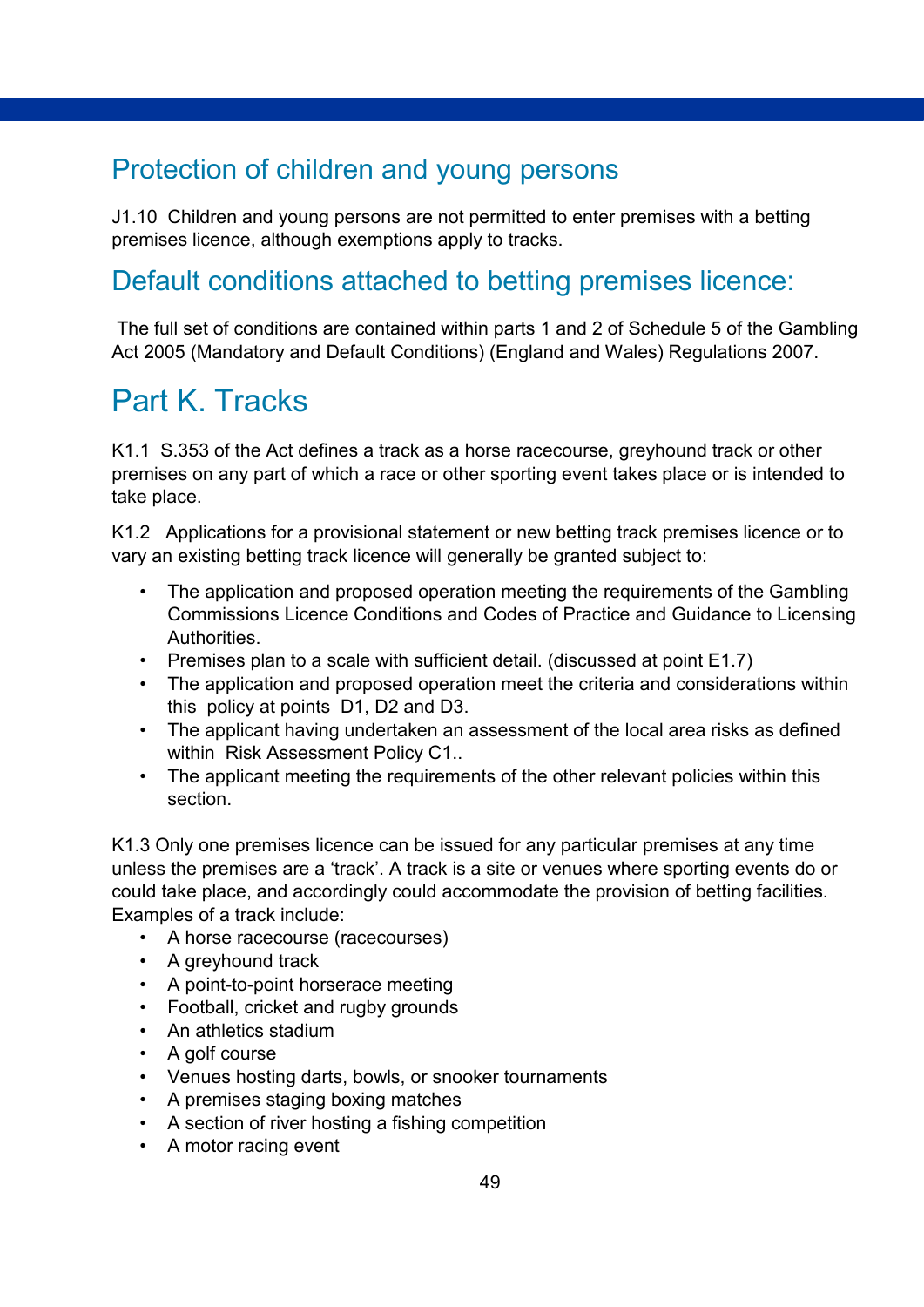## Protection of children and young persons

J1.10 Children and young persons are not permitted to enter premises with a betting premises licence, although exemptions apply to tracks.

## Default conditions attached to betting premises licence:

The full set of conditions are contained within parts 1 and 2 of Schedule 5 of the Gambling Act 2005 (Mandatory and Default Conditions) (England and Wales) Regulations 2007.

# Part K. Tracks

K1.1 S.353 of the Act defines a track as a horse racecourse, greyhound track or other premises on any part of which a race or other sporting event takes place or is intended to take place.

K1.2 Applications for a provisional statement or new betting track premises licence or to vary an existing betting track licence will generally be granted subject to:

- The application and proposed operation meeting the requirements of the Gambling Commissions Licence Conditions and Codes of Practice and Guidance to Licensing Authorities.
- Premises plan to a scale with sufficient detail. (discussed at point E1.7)
- The application and proposed operation meet the criteria and considerations within this policy at points D1, D2 and D3.
- The applicant having undertaken an assessment of the local area risks as defined within Risk Assessment Policy C1..
- The applicant meeting the requirements of the other relevant policies within this section.

K1.3 Only one premises licence can be issued for any particular premises at any time unless the premises are a 'track'. A track is a site or venues where sporting events do or could take place, and accordingly could accommodate the provision of betting facilities. Examples of a track include:

- A horse racecourse (racecourses)
- A greyhound track
- A point-to-point horserace meeting
- Football, cricket and rugby grounds
- An athletics stadium
- A golf course
- Venues hosting darts, bowls, or snooker tournaments
- A premises staging boxing matches
- A section of river hosting a fishing competition
- A motor racing event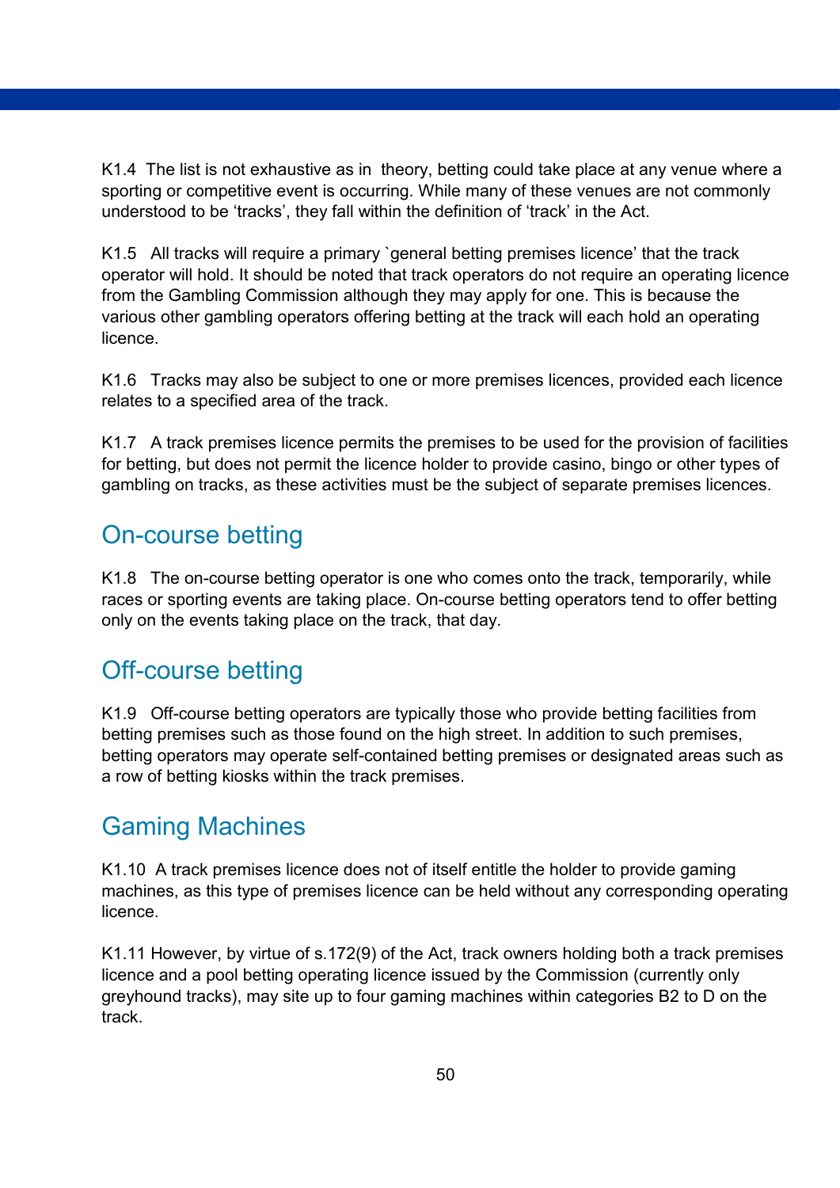K1.4 The list is not exhaustive as in theory, betting could take place at any venue where a sporting or competitive event is occurring. While many of these venues are not commonly understood to be ‘tracks’, they fall within the definition of ‘track’ in the Act.

K1.5 All tracks will require a primary `general betting premises licence’ that the track operator will hold. It should be noted that track operators do not require an operating licence from the Gambling Commission although they may apply for one. This is because the various other gambling operators offering betting at the track will each hold an operating licence.

K1.6 Tracks may also be subject to one or more premises licences, provided each licence relates to a specified area of the track.

K1.7 A track premises licence permits the premises to be used for the provision of facilities for betting, but does not permit the licence holder to provide casino, bingo or other types of gambling on tracks, as these activities must be the subject of separate premises licences.

## On-course betting

K1.8 The on-course betting operator is one who comes onto the track, temporarily, while races or sporting events are taking place. On-course betting operators tend to offer betting only on the events taking place on the track, that day.

## Off-course betting

K1.9 Off-course betting operators are typically those who provide betting facilities from betting premises such as those found on the high street. In addition to such premises, betting operators may operate self-contained betting premises or designated areas such as a row of betting kiosks within the track premises.

## Gaming Machines

K1.10 A track premises licence does not of itself entitle the holder to provide gaming machines, as this type of premises licence can be held without any corresponding operating licence.

K1.11 However, by virtue of s.172(9) of the Act, track owners holding both a track premises licence and a pool betting operating licence issued by the Commission (currently only greyhound tracks), may site up to four gaming machines within categories B2 to D on the track.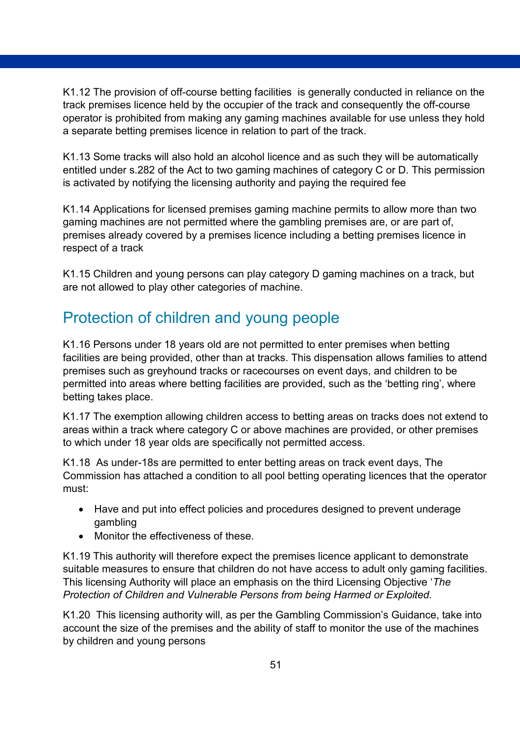K1.12 The provision of off-course betting facilities is generally conducted in reliance on the track premises licence held by the occupier of the track and consequently the off-course operator is prohibited from making any gaming machines available for use unless they hold a separate betting premises licence in relation to part of the track.

K1.13 Some tracks will also hold an alcohol licence and as such they will be automatically entitled under s.282 of the Act to two gaming machines of category C or D. This permission is activated by notifying the licensing authority and paying the required fee

K1.14 Applications for licensed premises gaming machine permits to allow more than two gaming machines are not permitted where the gambling premises are, or are part of, premises already covered by a premises licence including a betting premises licence in respect of a track

K1.15 Children and young persons can play category D gaming machines on a track, but are not allowed to play other categories of machine.

## Protection of children and young people

K1.16 Persons under 18 years old are not permitted to enter premises when betting facilities are being provided, other than at tracks. This dispensation allows families to attend premises such as greyhound tracks or racecourses on event days, and children to be permitted into areas where betting facilities are provided, such as the 'betting ring', where betting takes place.

K1.17 The exemption allowing children access to betting areas on tracks does not extend to areas within a track where category C or above machines are provided, or other premises to which under 18 year olds are specifically not permitted access.

K1.18 As under-18s are permitted to enter betting areas on track event days, The Commission has attached a condition to all pool betting operating licences that the operator must:

- Have and put into effect policies and procedures designed to prevent underage gambling
- Monitor the effectiveness of these.

K1.19 This authority will therefore expect the premises licence applicant to demonstrate suitable measures to ensure that children do not have access to adult only gaming facilities. This licensing Authority will place an emphasis on the third Licensing Objective '*The Protection of Children and Vulnerable Persons from being Harmed or Exploited.*

K1.20 This licensing authority will, as per the Gambling Commission's Guidance, take into account the size of the premises and the ability of staff to monitor the use of the machines by children and young persons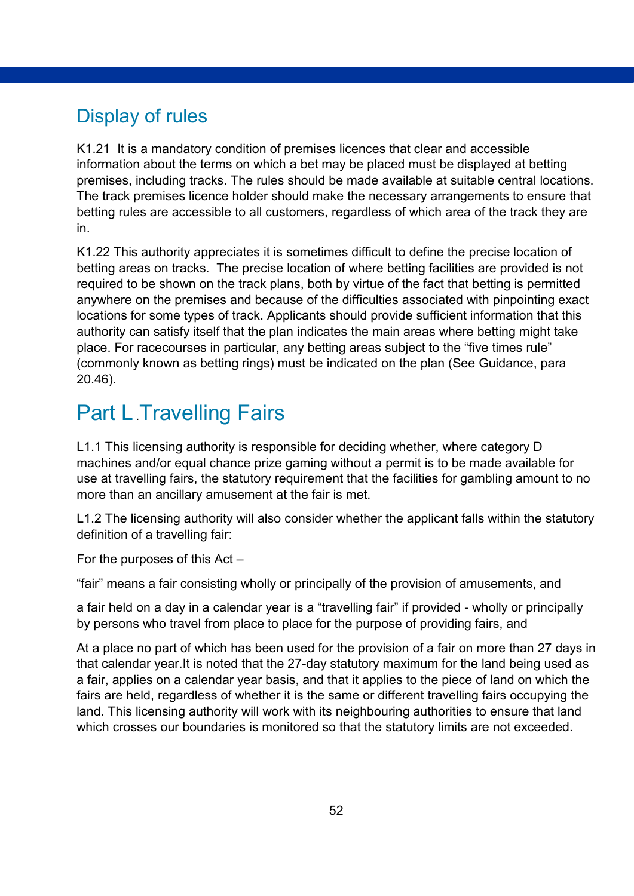## Display of rules

K1.21 It is a mandatory condition of premises licences that clear and accessible information about the terms on which a bet may be placed must be displayed at betting premises, including tracks. The rules should be made available at suitable central locations. The track premises licence holder should make the necessary arrangements to ensure that betting rules are accessible to all customers, regardless of which area of the track they are in.

K1.22 This authority appreciates it is sometimes difficult to define the precise location of betting areas on tracks. The precise location of where betting facilities are provided is not required to be shown on the track plans, both by virtue of the fact that betting is permitted anywhere on the premises and because of the difficulties associated with pinpointing exact locations for some types of track. Applicants should provide sufficient information that this authority can satisfy itself that the plan indicates the main areas where betting might take place. For racecourses in particular, any betting areas subject to the "five times rule" (commonly known as betting rings) must be indicated on the plan (See Guidance, para 20.46).

# Part L.Travelling Fairs

L1.1 This licensing authority is responsible for deciding whether, where category D machines and/or equal chance prize gaming without a permit is to be made available for use at travelling fairs, the statutory requirement that the facilities for gambling amount to no more than an ancillary amusement at the fair is met.

L1.2 The licensing authority will also consider whether the applicant falls within the statutory definition of a travelling fair:

For the purposes of this Act –

"fair" means a fair consisting wholly or principally of the provision of amusements, and

a fair held on a day in a calendar year is a "travelling fair" if provided - wholly or principally by persons who travel from place to place for the purpose of providing fairs, and

At a place no part of which has been used for the provision of a fair on more than 27 days in that calendar year.It is noted that the 27-day statutory maximum for the land being used as a fair, applies on a calendar year basis, and that it applies to the piece of land on which the fairs are held, regardless of whether it is the same or different travelling fairs occupying the land. This licensing authority will work with its neighbouring authorities to ensure that land which crosses our boundaries is monitored so that the statutory limits are not exceeded.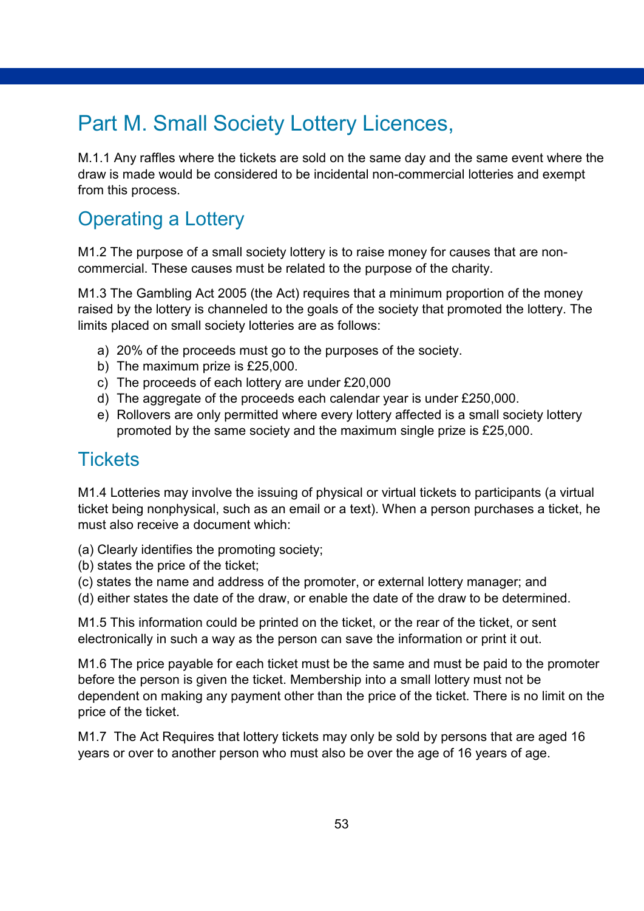# Part M. Small Society Lottery Licences,

M.1.1 Any raffles where the tickets are sold on the same day and the same event where the draw is made would be considered to be incidental non-commercial lotteries and exempt from this process.

## Operating a Lottery

M1.2 The purpose of a small society lottery is to raise money for causes that are non-commercial. These causes must be related to the purpose of the charity.

M1.3 The Gambling Act 2005 (the Act) requires that a minimum proportion of the money raised by the lottery is channeled to the goals of the society that promoted the lottery. The limits placed on small society lotteries are as follows:

a) 20% of the proceeds must go to the purposes of the society.
b) The maximum prize is £25,000.
c) The proceeds of each lottery are under £20,000
d) The aggregate of the proceeds each calendar year is under £250,000.
e) Rollovers are only permitted where every lottery affected is a small society lottery promoted by the same society and the maximum single prize is £25,000.

## Tickets

M1.4 Lotteries may involve the issuing of physical or virtual tickets to participants (a virtual ticket being nonphysical, such as an email or a text). When a person purchases a ticket, he must also receive a document which:

(a) Clearly identifies the promoting society;
(b) states the price of the ticket;
(c) states the name and address of the promoter, or external lottery manager; and
(d) either states the date of the draw, or enable the date of the draw to be determined.

M1.5 This information could be printed on the ticket, or the rear of the ticket, or sent electronically in such a way as the person can save the information or print it out.

M1.6 The price payable for each ticket must be the same and must be paid to the promoter before the person is given the ticket. Membership into a small lottery must not be dependent on making any payment other than the price of the ticket. There is no limit on the price of the ticket.

M1.7 The Act Requires that lottery tickets may only be sold by persons that are aged 16 years or over to another person who must also be over the age of 16 years of age.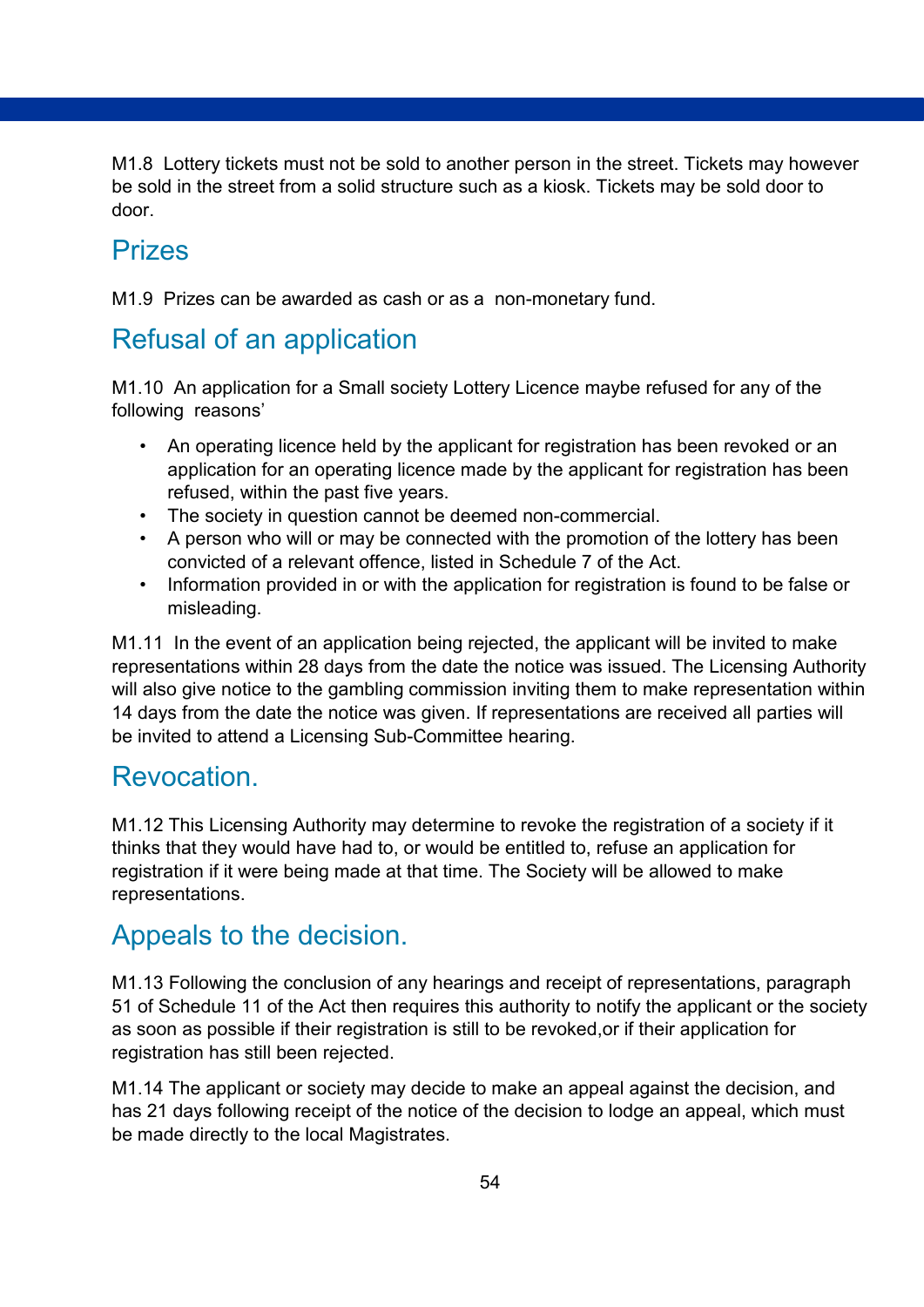M1.8 Lottery tickets must not be sold to another person in the street. Tickets may however be sold in the street from a solid structure such as a kiosk. Tickets may be sold door to door.

## Prizes

M1.9 Prizes can be awarded as cash or as a non-monetary fund.

## Refusal of an application

M1.10 An application for a Small society Lottery Licence maybe refused for any of the following reasons'

- An operating licence held by the applicant for registration has been revoked or an application for an operating licence made by the applicant for registration has been refused, within the past five years.
- The society in question cannot be deemed non-commercial.
- A person who will or may be connected with the promotion of the lottery has been convicted of a relevant offence, listed in Schedule 7 of the Act.
- Information provided in or with the application for registration is found to be false or misleading.

M1.11 In the event of an application being rejected, the applicant will be invited to make representations within 28 days from the date the notice was issued. The Licensing Authority will also give notice to the gambling commission inviting them to make representation within 14 days from the date the notice was given. If representations are received all parties will be invited to attend a Licensing Sub-Committee hearing.

## Revocation.

M1.12 This Licensing Authority may determine to revoke the registration of a society if it thinks that they would have had to, or would be entitled to, refuse an application for registration if it were being made at that time. The Society will be allowed to make representations.

## Appeals to the decision.

M1.13 Following the conclusion of any hearings and receipt of representations, paragraph 51 of Schedule 11 of the Act then requires this authority to notify the applicant or the society as soon as possible if their registration is still to be revoked,or if their application for registration has still been rejected.

M1.14 The applicant or society may decide to make an appeal against the decision, and has 21 days following receipt of the notice of the decision to lodge an appeal, which must be made directly to the local Magistrates.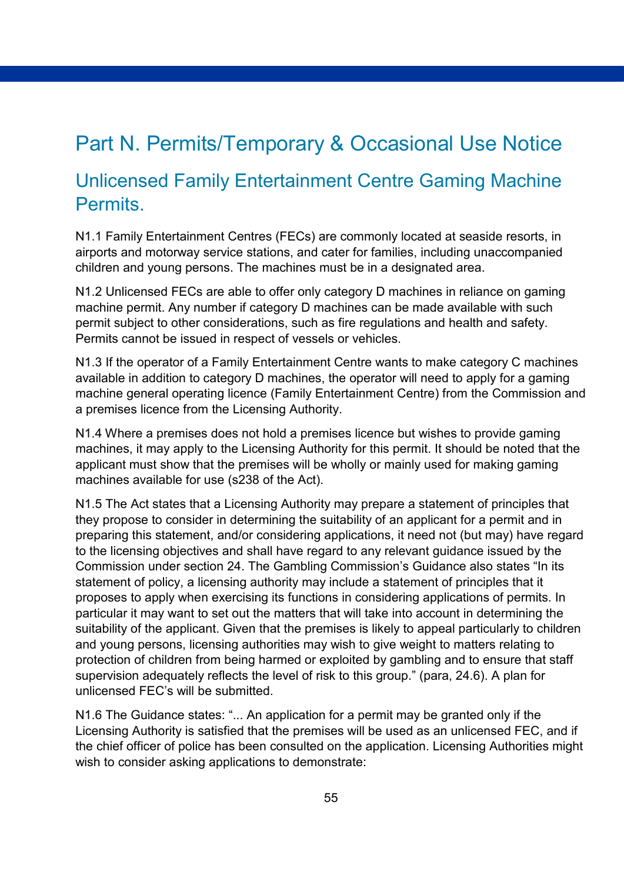# Part N. Permits/Temporary & Occasional Use Notice

## Unlicensed Family Entertainment Centre Gaming Machine Permits.

N1.1 Family Entertainment Centres (FECs) are commonly located at seaside resorts, in airports and motorway service stations, and cater for families, including unaccompanied children and young persons. The machines must be in a designated area.

N1.2 Unlicensed FECs are able to offer only category D machines in reliance on gaming machine permit. Any number if category D machines can be made available with such permit subject to other considerations, such as fire regulations and health and safety. Permits cannot be issued in respect of vessels or vehicles.

N1.3 If the operator of a Family Entertainment Centre wants to make category C machines available in addition to category D machines, the operator will need to apply for a gaming machine general operating licence (Family Entertainment Centre) from the Commission and a premises licence from the Licensing Authority.

N1.4 Where a premises does not hold a premises licence but wishes to provide gaming machines, it may apply to the Licensing Authority for this permit. It should be noted that the applicant must show that the premises will be wholly or mainly used for making gaming machines available for use (s238 of the Act).

N1.5 The Act states that a Licensing Authority may prepare a statement of principles that they propose to consider in determining the suitability of an applicant for a permit and in preparing this statement, and/or considering applications, it need not (but may) have regard to the licensing objectives and shall have regard to any relevant guidance issued by the Commission under section 24. The Gambling Commission's Guidance also states "In its statement of policy, a licensing authority may include a statement of principles that it proposes to apply when exercising its functions in considering applications of permits. In particular it may want to set out the matters that will take into account in determining the suitability of the applicant. Given that the premises is likely to appeal particularly to children and young persons, licensing authorities may wish to give weight to matters relating to protection of children from being harmed or exploited by gambling and to ensure that staff supervision adequately reflects the level of risk to this group." (para, 24.6). A plan for unlicensed FEC's will be submitted.

N1.6 The Guidance states: "... An application for a permit may be granted only if the Licensing Authority is satisfied that the premises will be used as an unlicensed FEC, and if the chief officer of police has been consulted on the application. Licensing Authorities might wish to consider asking applications to demonstrate: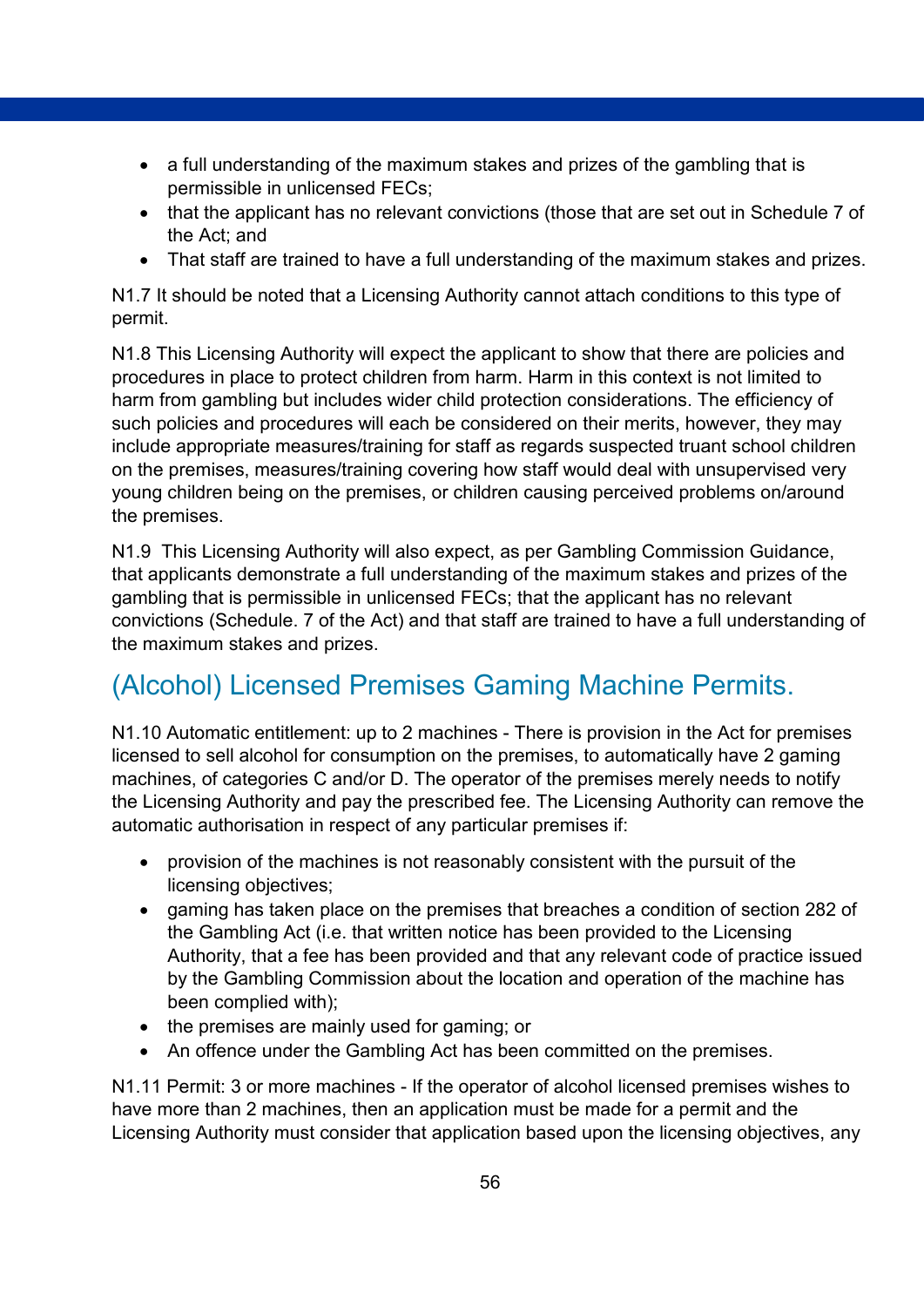- a full understanding of the maximum stakes and prizes of the gambling that is permissible in unlicensed FECs;
- that the applicant has no relevant convictions (those that are set out in Schedule 7 of the Act; and
- That staff are trained to have a full understanding of the maximum stakes and prizes.

N1.7 It should be noted that a Licensing Authority cannot attach conditions to this type of permit.

N1.8 This Licensing Authority will expect the applicant to show that there are policies and procedures in place to protect children from harm. Harm in this context is not limited to harm from gambling but includes wider child protection considerations. The efficiency of such policies and procedures will each be considered on their merits, however, they may include appropriate measures/training for staff as regards suspected truant school children on the premises, measures/training covering how staff would deal with unsupervised very young children being on the premises, or children causing perceived problems on/around the premises.

N1.9 This Licensing Authority will also expect, as per Gambling Commission Guidance, that applicants demonstrate a full understanding of the maximum stakes and prizes of the gambling that is permissible in unlicensed FECs; that the applicant has no relevant convictions (Schedule. 7 of the Act) and that staff are trained to have a full understanding of the maximum stakes and prizes.

## (Alcohol) Licensed Premises Gaming Machine Permits.

N1.10 Automatic entitlement: up to 2 machines - There is provision in the Act for premises licensed to sell alcohol for consumption on the premises, to automatically have 2 gaming machines, of categories C and/or D. The operator of the premises merely needs to notify the Licensing Authority and pay the prescribed fee. The Licensing Authority can remove the automatic authorisation in respect of any particular premises if:

- provision of the machines is not reasonably consistent with the pursuit of the licensing objectives;
- gaming has taken place on the premises that breaches a condition of section 282 of the Gambling Act (i.e. that written notice has been provided to the Licensing Authority, that a fee has been provided and that any relevant code of practice issued by the Gambling Commission about the location and operation of the machine has been complied with);
- the premises are mainly used for gaming; or
- An offence under the Gambling Act has been committed on the premises.

N1.11 Permit: 3 or more machines - If the operator of alcohol licensed premises wishes to have more than 2 machines, then an application must be made for a permit and the Licensing Authority must consider that application based upon the licensing objectives, any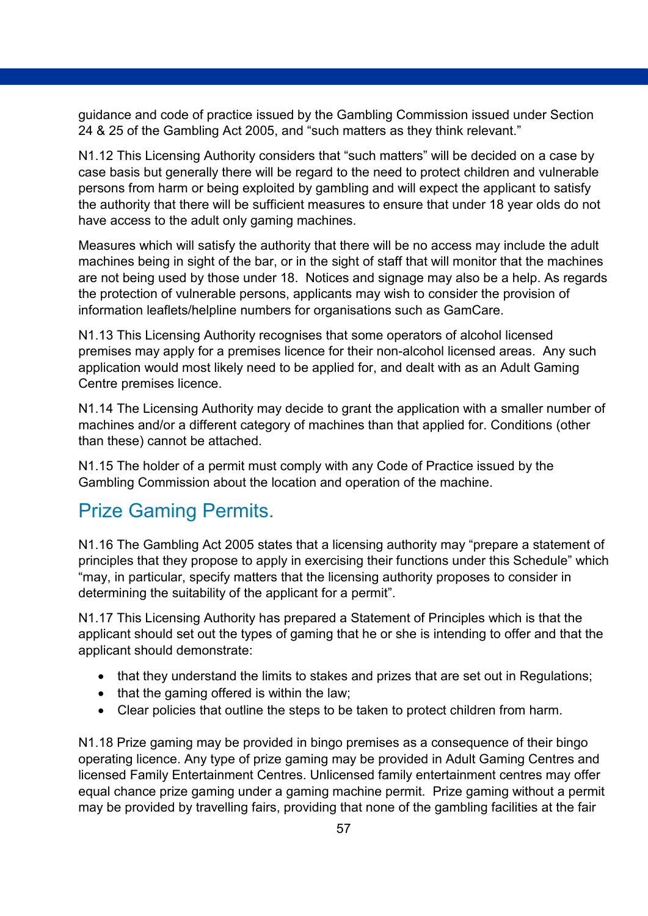guidance and code of practice issued by the Gambling Commission issued under Section 24 & 25 of the Gambling Act 2005, and “such matters as they think relevant.”

N1.12 This Licensing Authority considers that “such matters” will be decided on a case by case basis but generally there will be regard to the need to protect children and vulnerable persons from harm or being exploited by gambling and will expect the applicant to satisfy the authority that there will be sufficient measures to ensure that under 18 year olds do not have access to the adult only gaming machines.

Measures which will satisfy the authority that there will be no access may include the adult machines being in sight of the bar, or in the sight of staff that will monitor that the machines are not being used by those under 18. Notices and signage may also be a help. As regards the protection of vulnerable persons, applicants may wish to consider the provision of information leaflets/helpline numbers for organisations such as GamCare.

N1.13 This Licensing Authority recognises that some operators of alcohol licensed premises may apply for a premises licence for their non-alcohol licensed areas. Any such application would most likely need to be applied for, and dealt with as an Adult Gaming Centre premises licence.

N1.14 The Licensing Authority may decide to grant the application with a smaller number of machines and/or a different category of machines than that applied for. Conditions (other than these) cannot be attached.

N1.15 The holder of a permit must comply with any Code of Practice issued by the Gambling Commission about the location and operation of the machine.

## Prize Gaming Permits.

N1.16 The Gambling Act 2005 states that a licensing authority may “prepare a statement of principles that they propose to apply in exercising their functions under this Schedule” which “may, in particular, specify matters that the licensing authority proposes to consider in determining the suitability of the applicant for a permit”.

N1.17 This Licensing Authority has prepared a Statement of Principles which is that the applicant should set out the types of gaming that he or she is intending to offer and that the applicant should demonstrate:

- that they understand the limits to stakes and prizes that are set out in Regulations;
- that the gaming offered is within the law;
- Clear policies that outline the steps to be taken to protect children from harm.

N1.18 Prize gaming may be provided in bingo premises as a consequence of their bingo operating licence. Any type of prize gaming may be provided in Adult Gaming Centres and licensed Family Entertainment Centres. Unlicensed family entertainment centres may offer equal chance prize gaming under a gaming machine permit. Prize gaming without a permit may be provided by travelling fairs, providing that none of the gambling facilities at the fair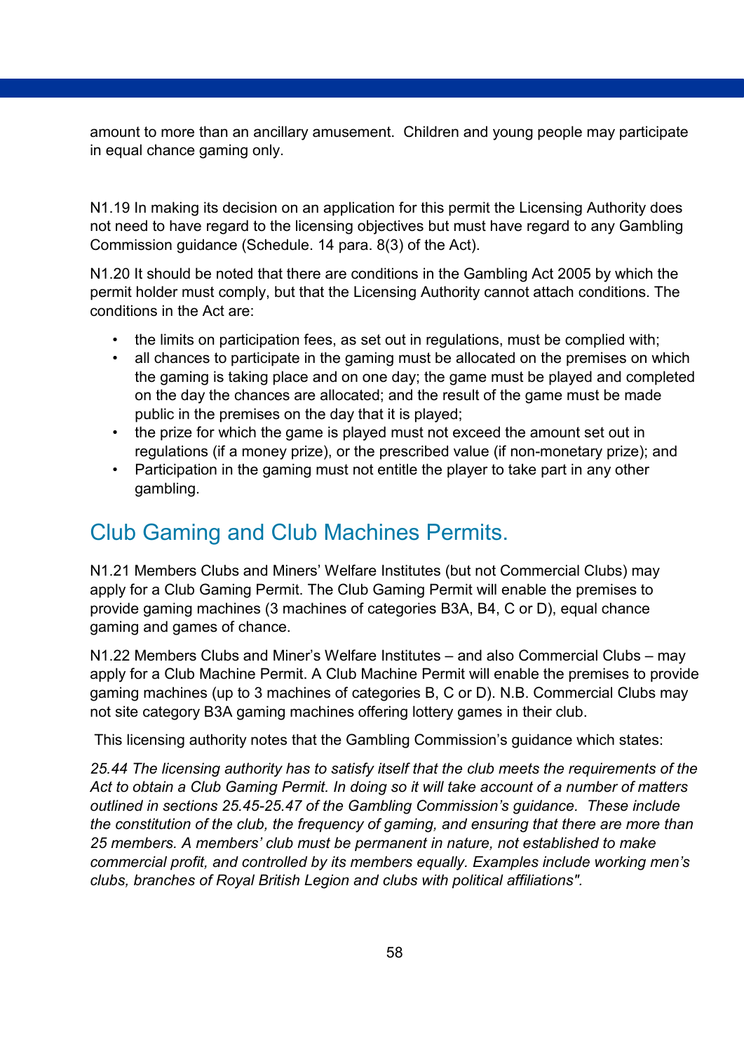amount to more than an ancillary amusement. Children and young people may participate in equal chance gaming only.

N1.19 In making its decision on an application for this permit the Licensing Authority does not need to have regard to the licensing objectives but must have regard to any Gambling Commission guidance (Schedule. 14 para. 8(3) of the Act).

N1.20 It should be noted that there are conditions in the Gambling Act 2005 by which the permit holder must comply, but that the Licensing Authority cannot attach conditions. The conditions in the Act are:

- the limits on participation fees, as set out in regulations, must be complied with;
- all chances to participate in the gaming must be allocated on the premises on which the gaming is taking place and on one day; the game must be played and completed on the day the chances are allocated; and the result of the game must be made public in the premises on the day that it is played;
- the prize for which the game is played must not exceed the amount set out in regulations (if a money prize), or the prescribed value (if non-monetary prize); and
- Participation in the gaming must not entitle the player to take part in any other gambling.

## Club Gaming and Club Machines Permits.

N1.21 Members Clubs and Miners' Welfare Institutes (but not Commercial Clubs) may apply for a Club Gaming Permit. The Club Gaming Permit will enable the premises to provide gaming machines (3 machines of categories B3A, B4, C or D), equal chance gaming and games of chance.

N1.22 Members Clubs and Miner's Welfare Institutes – and also Commercial Clubs – may apply for a Club Machine Permit. A Club Machine Permit will enable the premises to provide gaming machines (up to 3 machines of categories B, C or D). N.B. Commercial Clubs may not site category B3A gaming machines offering lottery games in their club.

This licensing authority notes that the Gambling Commission's guidance which states:

*25.44 The licensing authority has to satisfy itself that the club meets the requirements of the Act to obtain a Club Gaming Permit. In doing so it will take account of a number of matters outlined in sections 25.45-25.47 of the Gambling Commission's guidance. These include the constitution of the club, the frequency of gaming, and ensuring that there are more than 25 members. A members' club must be permanent in nature, not established to make commercial profit, and controlled by its members equally. Examples include working men's clubs, branches of Royal British Legion and clubs with political affiliations".*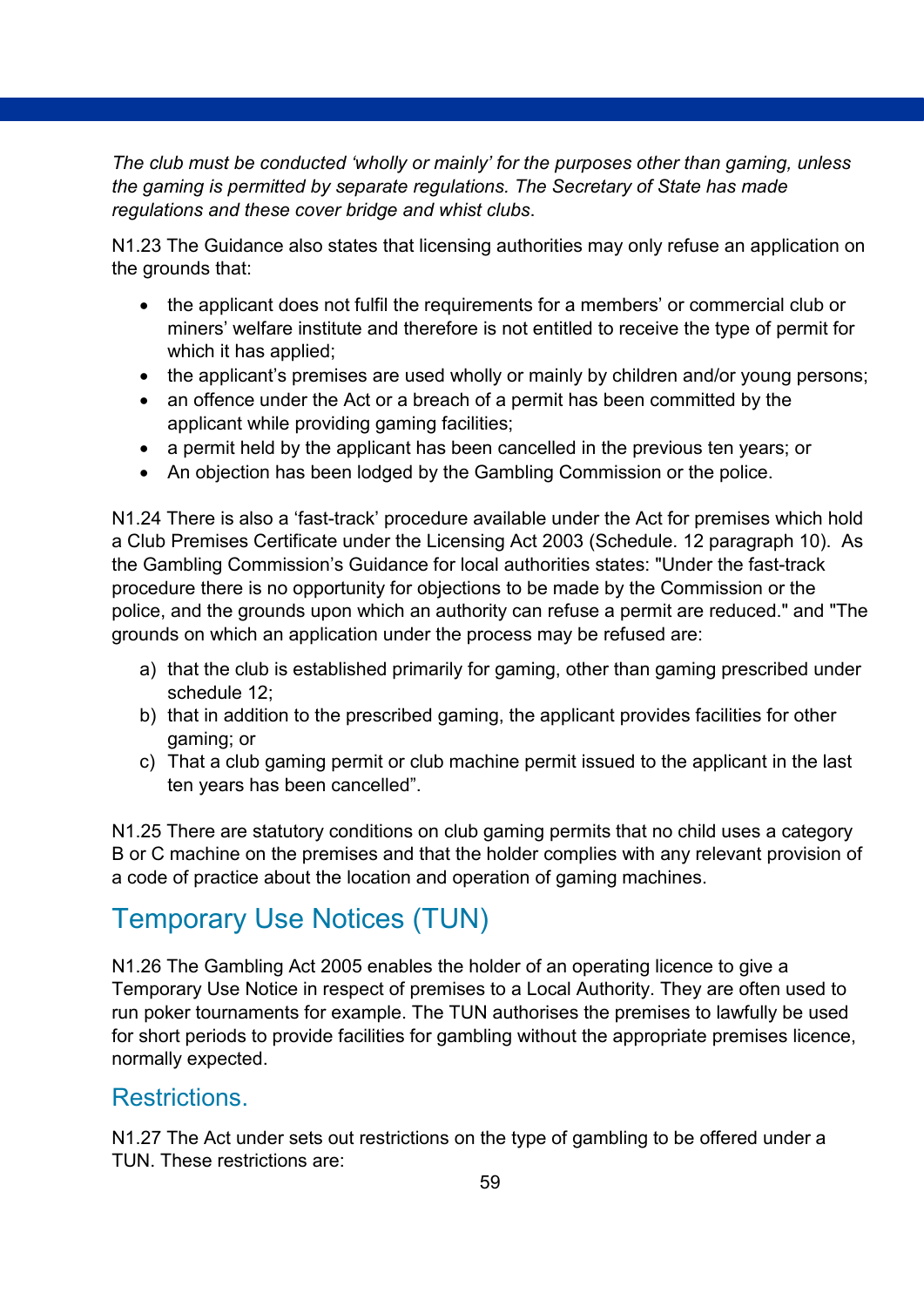*The club must be conducted 'wholly or mainly' for the purposes other than gaming, unless the gaming is permitted by separate regulations. The Secretary of State has made regulations and these cover bridge and whist clubs*.

N1.23 The Guidance also states that licensing authorities may only refuse an application on the grounds that:

- the applicant does not fulfil the requirements for a members' or commercial club or miners' welfare institute and therefore is not entitled to receive the type of permit for which it has applied;
- the applicant's premises are used wholly or mainly by children and/or young persons;
- an offence under the Act or a breach of a permit has been committed by the applicant while providing gaming facilities;
- a permit held by the applicant has been cancelled in the previous ten years; or
- An objection has been lodged by the Gambling Commission or the police.

N1.24 There is also a 'fast-track' procedure available under the Act for premises which hold a Club Premises Certificate under the Licensing Act 2003 (Schedule. 12 paragraph 10). As the Gambling Commission's Guidance for local authorities states: "Under the fast-track procedure there is no opportunity for objections to be made by the Commission or the police, and the grounds upon which an authority can refuse a permit are reduced." and "The grounds on which an application under the process may be refused are:

a) that the club is established primarily for gaming, other than gaming prescribed under schedule 12;
b) that in addition to the prescribed gaming, the applicant provides facilities for other gaming; or
c) That a club gaming permit or club machine permit issued to the applicant in the last ten years has been cancelled".

N1.25 There are statutory conditions on club gaming permits that no child uses a category B or C machine on the premises and that the holder complies with any relevant provision of a code of practice about the location and operation of gaming machines.

## Temporary Use Notices (TUN)

N1.26 The Gambling Act 2005 enables the holder of an operating licence to give a Temporary Use Notice in respect of premises to a Local Authority. They are often used to run poker tournaments for example. The TUN authorises the premises to lawfully be used for short periods to provide facilities for gambling without the appropriate premises licence, normally expected.

### Restrictions.

N1.27 The Act under sets out restrictions on the type of gambling to be offered under a TUN. These restrictions are: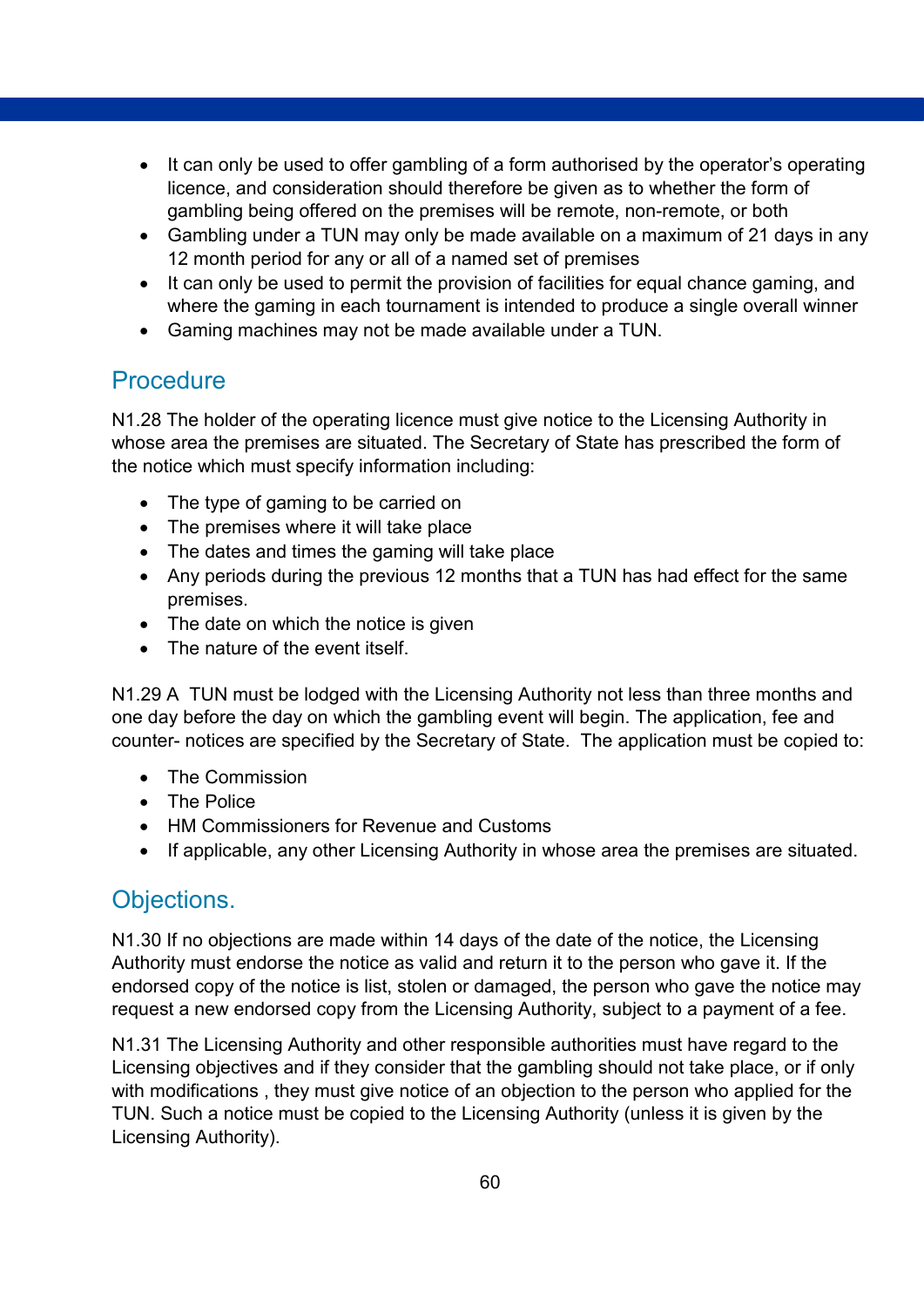- It can only be used to offer gambling of a form authorised by the operator's operating licence, and consideration should therefore be given as to whether the form of gambling being offered on the premises will be remote, non-remote, or both
- Gambling under a TUN may only be made available on a maximum of 21 days in any 12 month period for any or all of a named set of premises
- It can only be used to permit the provision of facilities for equal chance gaming, and where the gaming in each tournament is intended to produce a single overall winner
- Gaming machines may not be made available under a TUN.

## Procedure

N1.28 The holder of the operating licence must give notice to the Licensing Authority in whose area the premises are situated. The Secretary of State has prescribed the form of the notice which must specify information including:

- The type of gaming to be carried on
- The premises where it will take place
- The dates and times the gaming will take place
- Any periods during the previous 12 months that a TUN has had effect for the same premises.
- The date on which the notice is given
- The nature of the event itself.

N1.29 A TUN must be lodged with the Licensing Authority not less than three months and one day before the day on which the gambling event will begin. The application, fee and counter- notices are specified by the Secretary of State. The application must be copied to:

- The Commission
- The Police
- HM Commissioners for Revenue and Customs
- If applicable, any other Licensing Authority in whose area the premises are situated.

## Objections.

N1.30 If no objections are made within 14 days of the date of the notice, the Licensing Authority must endorse the notice as valid and return it to the person who gave it. If the endorsed copy of the notice is list, stolen or damaged, the person who gave the notice may request a new endorsed copy from the Licensing Authority, subject to a payment of a fee.

N1.31 The Licensing Authority and other responsible authorities must have regard to the Licensing objectives and if they consider that the gambling should not take place, or if only with modifications , they must give notice of an objection to the person who applied for the TUN. Such a notice must be copied to the Licensing Authority (unless it is given by the Licensing Authority).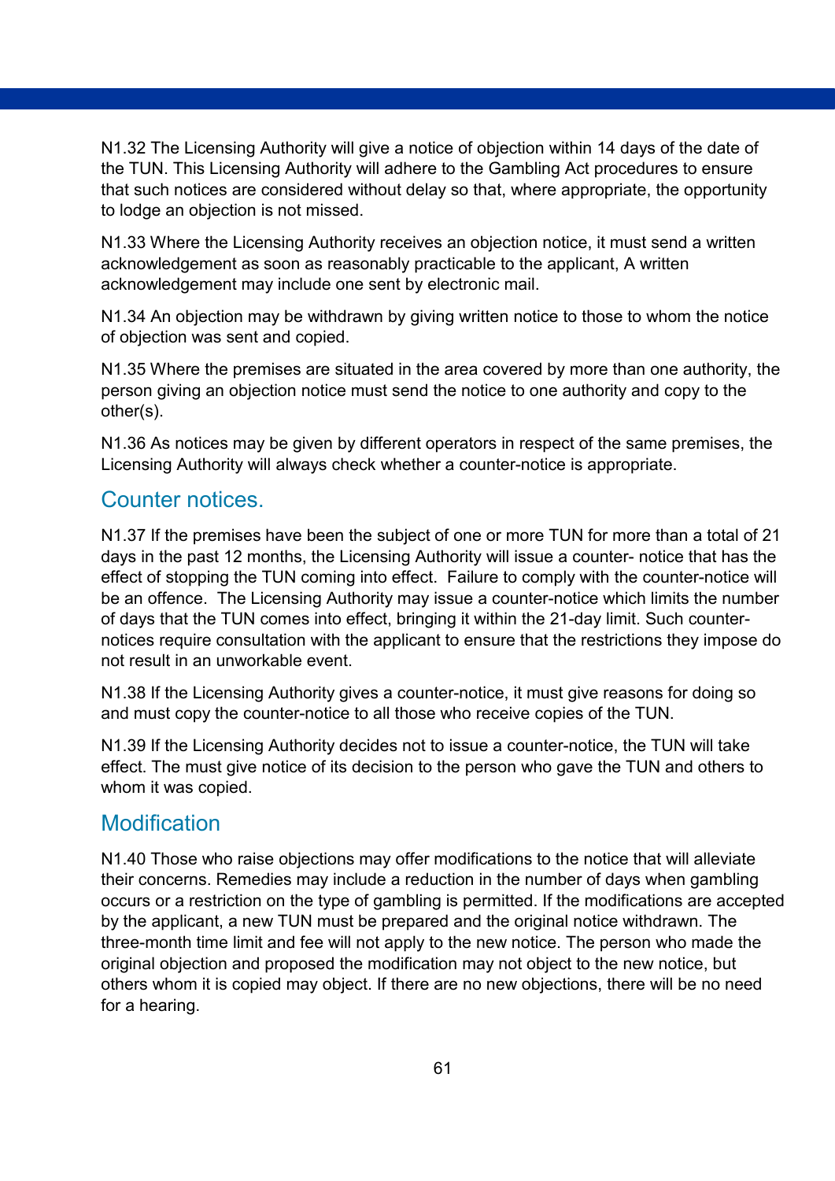N1.32 The Licensing Authority will give a notice of objection within 14 days of the date of the TUN. This Licensing Authority will adhere to the Gambling Act procedures to ensure that such notices are considered without delay so that, where appropriate, the opportunity to lodge an objection is not missed.

N1.33 Where the Licensing Authority receives an objection notice, it must send a written acknowledgement as soon as reasonably practicable to the applicant, A written acknowledgement may include one sent by electronic mail.

N1.34 An objection may be withdrawn by giving written notice to those to whom the notice of objection was sent and copied.

N1.35 Where the premises are situated in the area covered by more than one authority, the person giving an objection notice must send the notice to one authority and copy to the other(s).

N1.36 As notices may be given by different operators in respect of the same premises, the Licensing Authority will always check whether a counter-notice is appropriate.

## Counter notices.

N1.37 If the premises have been the subject of one or more TUN for more than a total of 21 days in the past 12 months, the Licensing Authority will issue a counter- notice that has the effect of stopping the TUN coming into effect. Failure to comply with the counter-notice will be an offence. The Licensing Authority may issue a counter-notice which limits the number of days that the TUN comes into effect, bringing it within the 21-day limit. Such counter-notices require consultation with the applicant to ensure that the restrictions they impose do not result in an unworkable event.

N1.38 If the Licensing Authority gives a counter-notice, it must give reasons for doing so and must copy the counter-notice to all those who receive copies of the TUN.

N1.39 If the Licensing Authority decides not to issue a counter-notice, the TUN will take effect. The must give notice of its decision to the person who gave the TUN and others to whom it was copied.

## Modification

N1.40 Those who raise objections may offer modifications to the notice that will alleviate their concerns. Remedies may include a reduction in the number of days when gambling occurs or a restriction on the type of gambling is permitted. If the modifications are accepted by the applicant, a new TUN must be prepared and the original notice withdrawn. The three-month time limit and fee will not apply to the new notice. The person who made the original objection and proposed the modification may not object to the new notice, but others whom it is copied may object. If there are no new objections, there will be no need for a hearing.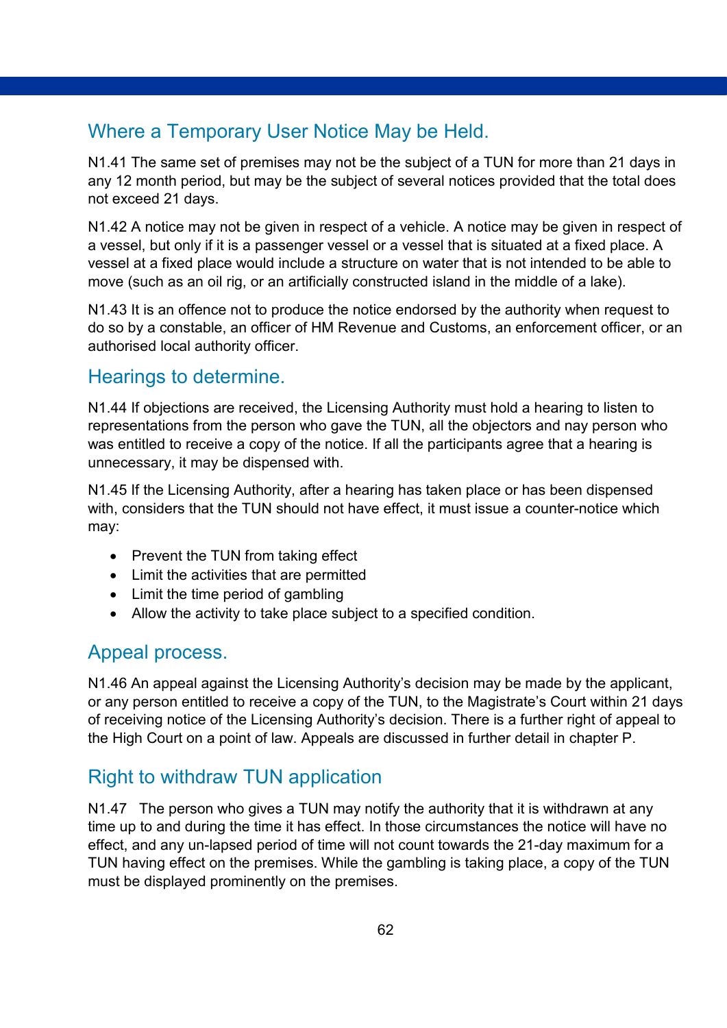## Where a Temporary User Notice May be Held.

N1.41 The same set of premises may not be the subject of a TUN for more than 21 days in any 12 month period, but may be the subject of several notices provided that the total does not exceed 21 days.

N1.42 A notice may not be given in respect of a vehicle. A notice may be given in respect of a vessel, but only if it is a passenger vessel or a vessel that is situated at a fixed place. A vessel at a fixed place would include a structure on water that is not intended to be able to move (such as an oil rig, or an artificially constructed island in the middle of a lake).

N1.43 It is an offence not to produce the notice endorsed by the authority when request to do so by a constable, an officer of HM Revenue and Customs, an enforcement officer, or an authorised local authority officer.

## Hearings to determine.

N1.44 If objections are received, the Licensing Authority must hold a hearing to listen to representations from the person who gave the TUN, all the objectors and nay person who was entitled to receive a copy of the notice. If all the participants agree that a hearing is unnecessary, it may be dispensed with.

N1.45 If the Licensing Authority, after a hearing has taken place or has been dispensed with, considers that the TUN should not have effect, it must issue a counter-notice which may:

- Prevent the TUN from taking effect
- Limit the activities that are permitted
- Limit the time period of gambling
- Allow the activity to take place subject to a specified condition.

## Appeal process.

N1.46 An appeal against the Licensing Authority's decision may be made by the applicant, or any person entitled to receive a copy of the TUN, to the Magistrate's Court within 21 days of receiving notice of the Licensing Authority's decision. There is a further right of appeal to the High Court on a point of law. Appeals are discussed in further detail in chapter P.

## Right to withdraw TUN application

N1.47 The person who gives a TUN may notify the authority that it is withdrawn at any time up to and during the time it has effect. In those circumstances the notice will have no effect, and any un-lapsed period of time will not count towards the 21-day maximum for a TUN having effect on the premises. While the gambling is taking place, a copy of the TUN must be displayed prominently on the premises.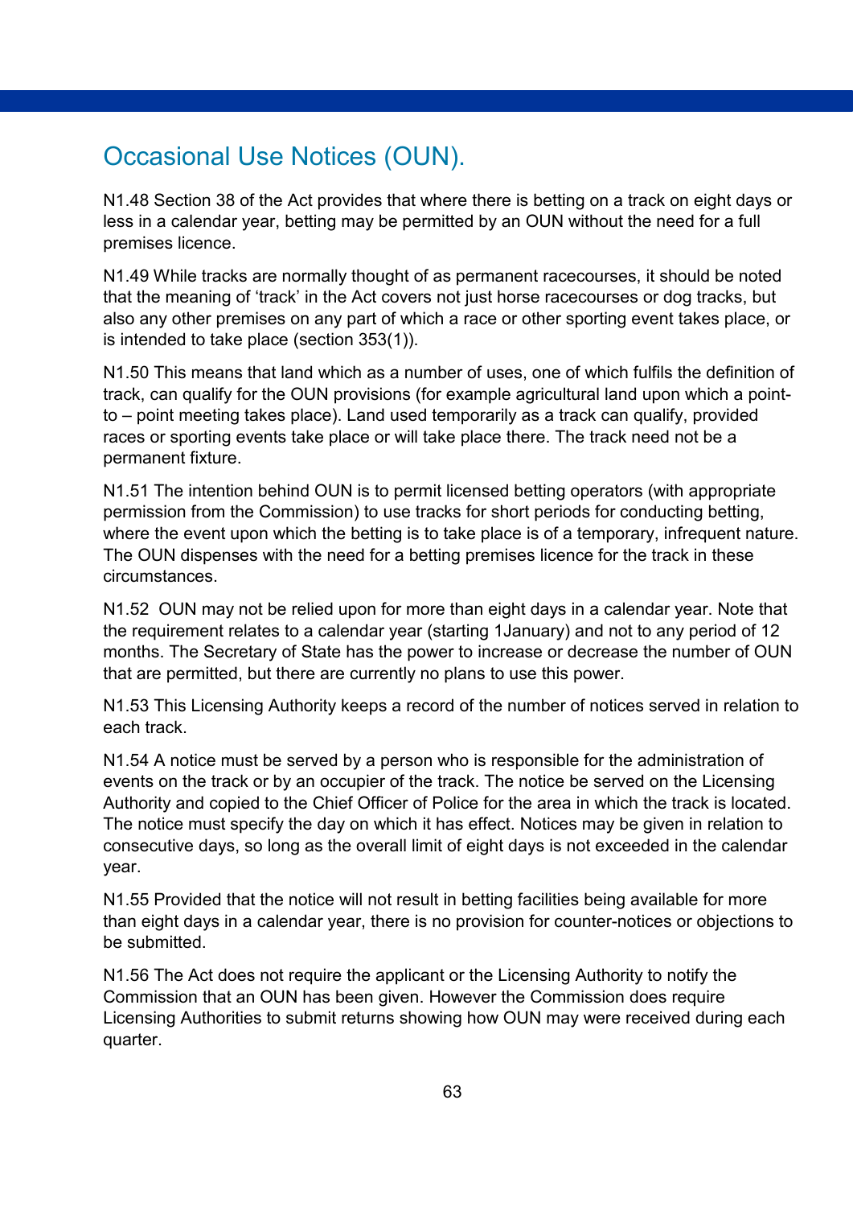## Occasional Use Notices (OUN).

N1.48 Section 38 of the Act provides that where there is betting on a track on eight days or less in a calendar year, betting may be permitted by an OUN without the need for a full premises licence.

N1.49 While tracks are normally thought of as permanent racecourses, it should be noted that the meaning of 'track' in the Act covers not just horse racecourses or dog tracks, but also any other premises on any part of which a race or other sporting event takes place, or is intended to take place (section 353(1)).

N1.50 This means that land which as a number of uses, one of which fulfils the definition of track, can qualify for the OUN provisions (for example agricultural land upon which a point-to – point meeting takes place). Land used temporarily as a track can qualify, provided races or sporting events take place or will take place there. The track need not be a permanent fixture.

N1.51 The intention behind OUN is to permit licensed betting operators (with appropriate permission from the Commission) to use tracks for short periods for conducting betting, where the event upon which the betting is to take place is of a temporary, infrequent nature. The OUN dispenses with the need for a betting premises licence for the track in these circumstances.

N1.52 OUN may not be relied upon for more than eight days in a calendar year. Note that the requirement relates to a calendar year (starting 1January) and not to any period of 12 months. The Secretary of State has the power to increase or decrease the number of OUN that are permitted, but there are currently no plans to use this power.

N1.53 This Licensing Authority keeps a record of the number of notices served in relation to each track.

N1.54 A notice must be served by a person who is responsible for the administration of events on the track or by an occupier of the track. The notice be served on the Licensing Authority and copied to the Chief Officer of Police for the area in which the track is located. The notice must specify the day on which it has effect. Notices may be given in relation to consecutive days, so long as the overall limit of eight days is not exceeded in the calendar year.

N1.55 Provided that the notice will not result in betting facilities being available for more than eight days in a calendar year, there is no provision for counter-notices or objections to be submitted.

N1.56 The Act does not require the applicant or the Licensing Authority to notify the Commission that an OUN has been given. However the Commission does require Licensing Authorities to submit returns showing how OUN may were received during each quarter.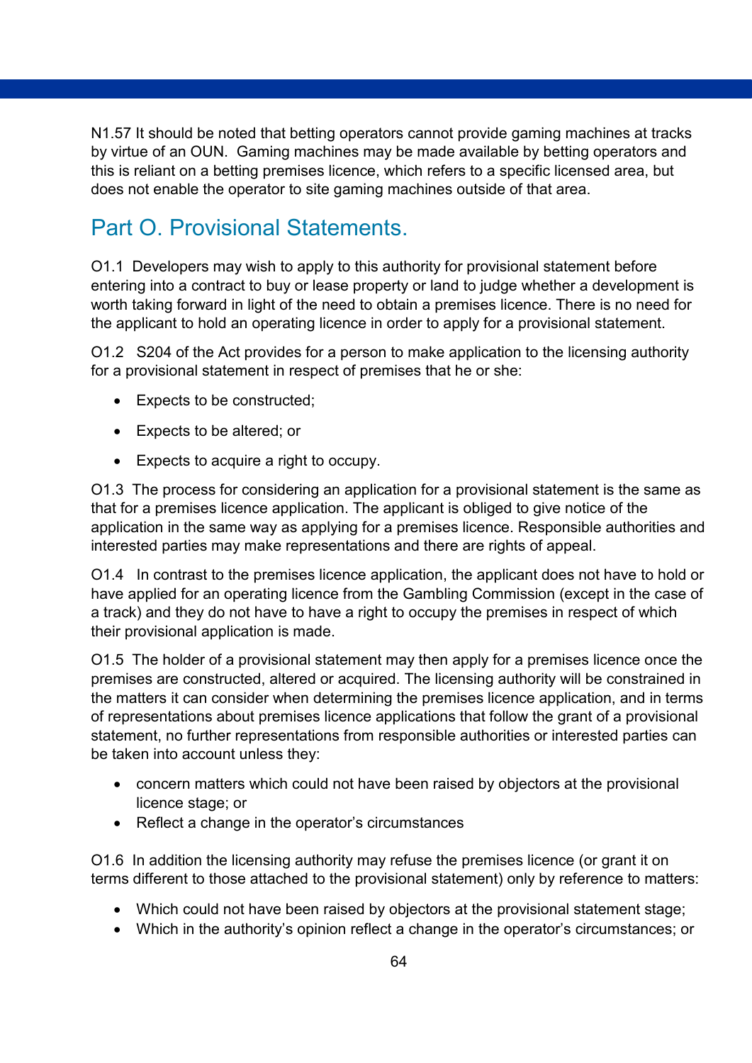N1.57 It should be noted that betting operators cannot provide gaming machines at tracks by virtue of an OUN. Gaming machines may be made available by betting operators and this is reliant on a betting premises licence, which refers to a specific licensed area, but does not enable the operator to site gaming machines outside of that area.

## Part O. Provisional Statements.

O1.1 Developers may wish to apply to this authority for provisional statement before entering into a contract to buy or lease property or land to judge whether a development is worth taking forward in light of the need to obtain a premises licence. There is no need for the applicant to hold an operating licence in order to apply for a provisional statement.

O1.2 S204 of the Act provides for a person to make application to the licensing authority for a provisional statement in respect of premises that he or she:

- Expects to be constructed;
- Expects to be altered; or
- Expects to acquire a right to occupy.

O1.3 The process for considering an application for a provisional statement is the same as that for a premises licence application. The applicant is obliged to give notice of the application in the same way as applying for a premises licence. Responsible authorities and interested parties may make representations and there are rights of appeal.

O1.4 In contrast to the premises licence application, the applicant does not have to hold or have applied for an operating licence from the Gambling Commission (except in the case of a track) and they do not have to have a right to occupy the premises in respect of which their provisional application is made.

O1.5 The holder of a provisional statement may then apply for a premises licence once the premises are constructed, altered or acquired. The licensing authority will be constrained in the matters it can consider when determining the premises licence application, and in terms of representations about premises licence applications that follow the grant of a provisional statement, no further representations from responsible authorities or interested parties can be taken into account unless they:

- concern matters which could not have been raised by objectors at the provisional licence stage; or
- Reflect a change in the operator's circumstances

O1.6 In addition the licensing authority may refuse the premises licence (or grant it on terms different to those attached to the provisional statement) only by reference to matters:

- Which could not have been raised by objectors at the provisional statement stage;
- Which in the authority's opinion reflect a change in the operator's circumstances; or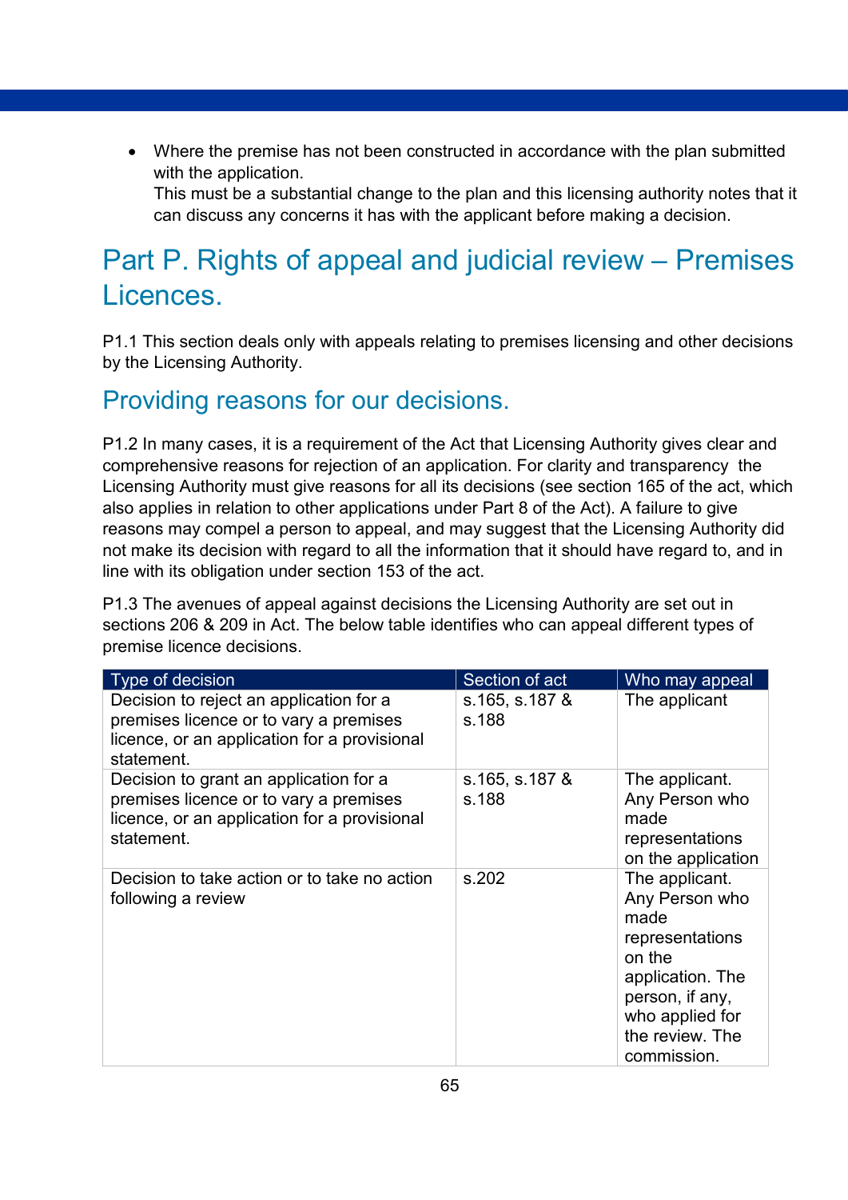- Where the premise has not been constructed in accordance with the plan submitted with the application.
  This must be a substantial change to the plan and this licensing authority notes that it can discuss any concerns it has with the applicant before making a decision.

# Part P. Rights of appeal and judicial review – Premises Licences.

P1.1 This section deals only with appeals relating to premises licensing and other decisions by the Licensing Authority.

## Providing reasons for our decisions.

P1.2 In many cases, it is a requirement of the Act that Licensing Authority gives clear and comprehensive reasons for rejection of an application. For clarity and transparency the Licensing Authority must give reasons for all its decisions (see section 165 of the act, which also applies in relation to other applications under Part 8 of the Act). A failure to give reasons may compel a person to appeal, and may suggest that the Licensing Authority did not make its decision with regard to all the information that it should have regard to, and in line with its obligation under section 153 of the act.

P1.3 The avenues of appeal against decisions the Licensing Authority are set out in sections 206 & 209 in Act. The below table identifies who can appeal different types of premise licence decisions.

| Type of decision | Section of act | Who may appeal |
|---|---|---|
| Decision to reject an application for a premises licence or to vary a premises licence, or an application for a provisional statement. | s.165, s.187 & s.188 | The applicant |
| Decision to grant an application for a premises licence or to vary a premises licence, or an application for a provisional statement. | s.165, s.187 & s.188 | The applicant. Any Person who made representations on the application |
| Decision to take action or to take no action following a review | s.202 | The applicant. Any Person who made representations on the application. The person, if any, who applied for the review. The commission. |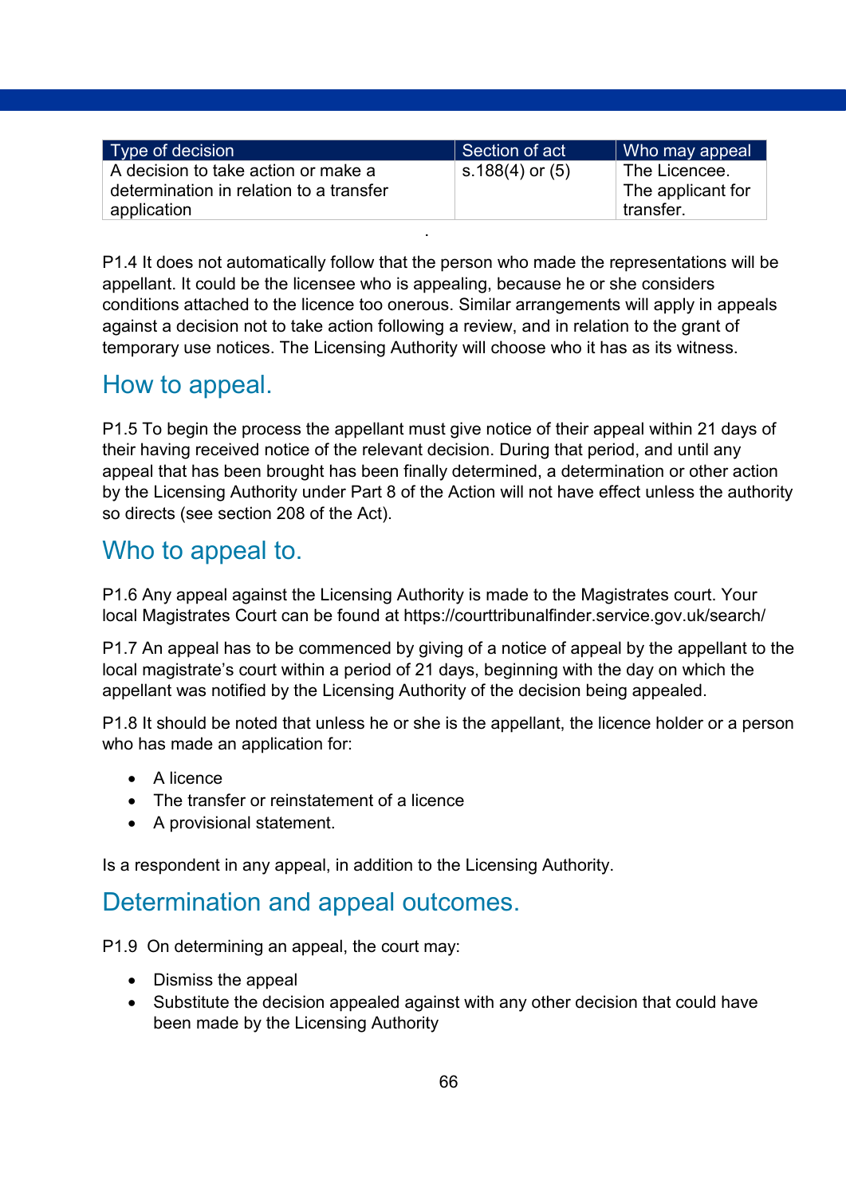| Type of decision | Section of act | Who may appeal |
|---|---|---|
| A decision to take action or make a determination in relation to a transfer application | s.188(4) or (5) | The Licencee. The applicant for transfer. |

P1.4 It does not automatically follow that the person who made the representations will be appellant. It could be the licensee who is appealing, because he or she considers conditions attached to the licence too onerous. Similar arrangements will apply in appeals against a decision not to take action following a review, and in relation to the grant of temporary use notices. The Licensing Authority will choose who it has as its witness.

## How to appeal.

P1.5 To begin the process the appellant must give notice of their appeal within 21 days of their having received notice of the relevant decision. During that period, and until any appeal that has been brought has been finally determined, a determination or other action by the Licensing Authority under Part 8 of the Action will not have effect unless the authority so directs (see section 208 of the Act).

## Who to appeal to.

P1.6 Any appeal against the Licensing Authority is made to the Magistrates court. Your local Magistrates Court can be found at https://courttribunalfinder.service.gov.uk/search/

P1.7 An appeal has to be commenced by giving of a notice of appeal by the appellant to the local magistrate's court within a period of 21 days, beginning with the day on which the appellant was notified by the Licensing Authority of the decision being appealed.

P1.8 It should be noted that unless he or she is the appellant, the licence holder or a person who has made an application for:

- A licence
- The transfer or reinstatement of a licence
- A provisional statement.

Is a respondent in any appeal, in addition to the Licensing Authority.

## Determination and appeal outcomes.

P1.9 On determining an appeal, the court may:

- Dismiss the appeal
- Substitute the decision appealed against with any other decision that could have been made by the Licensing Authority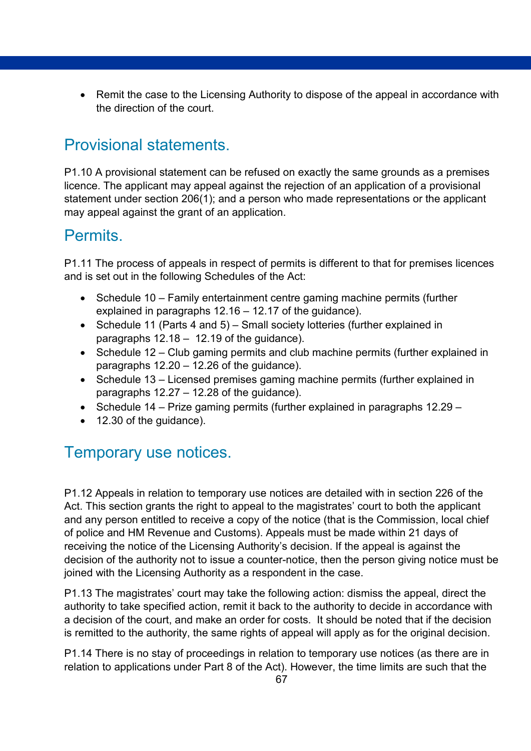- Remit the case to the Licensing Authority to dispose of the appeal in accordance with the direction of the court.

## Provisional statements.

P1.10 A provisional statement can be refused on exactly the same grounds as a premises licence. The applicant may appeal against the rejection of an application of a provisional statement under section 206(1); and a person who made representations or the applicant may appeal against the grant of an application.

## Permits.

P1.11 The process of appeals in respect of permits is different to that for premises licences and is set out in the following Schedules of the Act:

- Schedule 10 – Family entertainment centre gaming machine permits (further explained in paragraphs 12.16 – 12.17 of the guidance).
- Schedule 11 (Parts 4 and 5) – Small society lotteries (further explained in paragraphs 12.18 – 12.19 of the guidance).
- Schedule 12 – Club gaming permits and club machine permits (further explained in paragraphs 12.20 – 12.26 of the guidance).
- Schedule 13 – Licensed premises gaming machine permits (further explained in paragraphs 12.27 – 12.28 of the guidance).
- Schedule 14 – Prize gaming permits (further explained in paragraphs 12.29 –
- 12.30 of the guidance).

## Temporary use notices.

P1.12 Appeals in relation to temporary use notices are detailed with in section 226 of the Act. This section grants the right to appeal to the magistrates' court to both the applicant and any person entitled to receive a copy of the notice (that is the Commission, local chief of police and HM Revenue and Customs). Appeals must be made within 21 days of receiving the notice of the Licensing Authority's decision. If the appeal is against the decision of the authority not to issue a counter-notice, then the person giving notice must be joined with the Licensing Authority as a respondent in the case.

P1.13 The magistrates' court may take the following action: dismiss the appeal, direct the authority to take specified action, remit it back to the authority to decide in accordance with a decision of the court, and make an order for costs. It should be noted that if the decision is remitted to the authority, the same rights of appeal will apply as for the original decision.

P1.14 There is no stay of proceedings in relation to temporary use notices (as there are in relation to applications under Part 8 of the Act). However, the time limits are such that the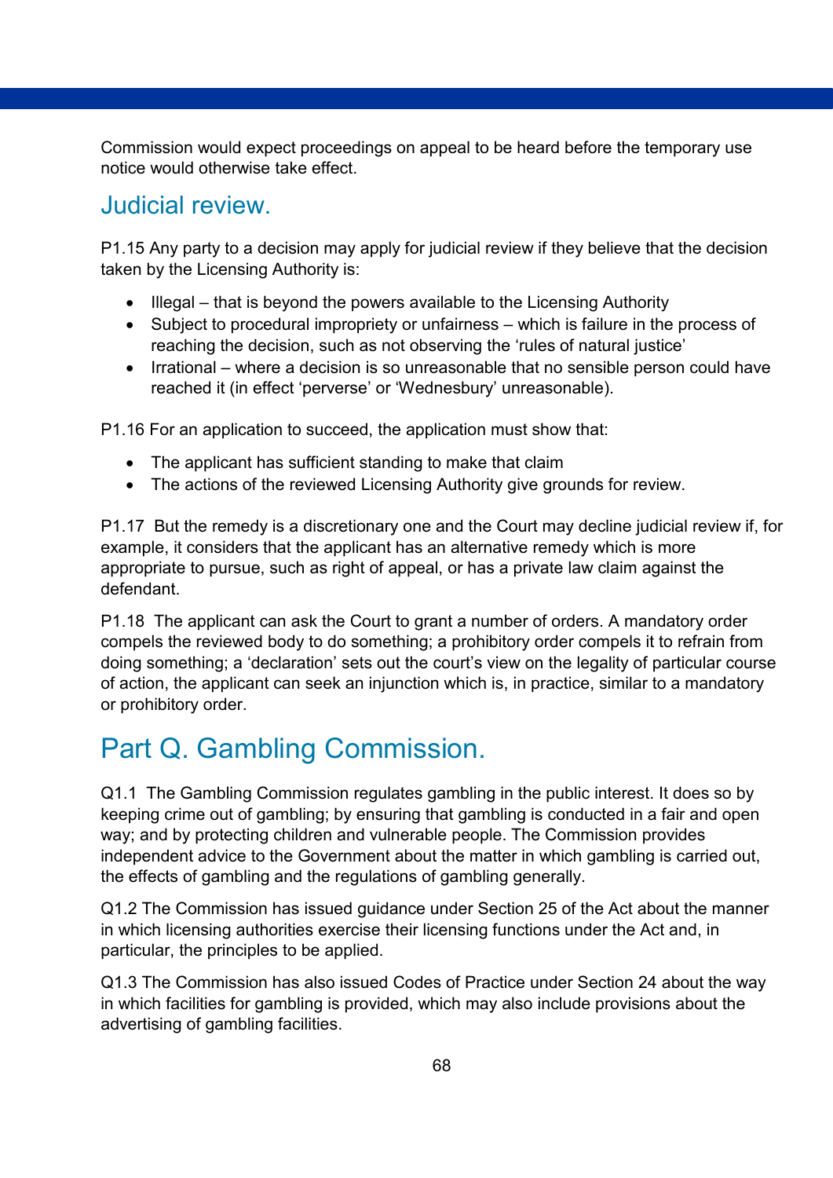Commission would expect proceedings on appeal to be heard before the temporary use notice would otherwise take effect.

## Judicial review.

P1.15 Any party to a decision may apply for judicial review if they believe that the decision taken by the Licensing Authority is:

- Illegal – that is beyond the powers available to the Licensing Authority
- Subject to procedural impropriety or unfairness – which is failure in the process of reaching the decision, such as not observing the 'rules of natural justice'
- Irrational – where a decision is so unreasonable that no sensible person could have reached it (in effect 'perverse' or 'Wednesbury' unreasonable).

P1.16 For an application to succeed, the application must show that:

- The applicant has sufficient standing to make that claim
- The actions of the reviewed Licensing Authority give grounds for review.

P1.17 But the remedy is a discretionary one and the Court may decline judicial review if, for example, it considers that the applicant has an alternative remedy which is more appropriate to pursue, such as right of appeal, or has a private law claim against the defendant.

P1.18 The applicant can ask the Court to grant a number of orders. A mandatory order compels the reviewed body to do something; a prohibitory order compels it to refrain from doing something; a 'declaration' sets out the court's view on the legality of particular course of action, the applicant can seek an injunction which is, in practice, similar to a mandatory or prohibitory order.

# Part Q. Gambling Commission.

Q1.1 The Gambling Commission regulates gambling in the public interest. It does so by keeping crime out of gambling; by ensuring that gambling is conducted in a fair and open way; and by protecting children and vulnerable people. The Commission provides independent advice to the Government about the matter in which gambling is carried out, the effects of gambling and the regulations of gambling generally.

Q1.2 The Commission has issued guidance under Section 25 of the Act about the manner in which licensing authorities exercise their licensing functions under the Act and, in particular, the principles to be applied.

Q1.3 The Commission has also issued Codes of Practice under Section 24 about the way in which facilities for gambling is provided, which may also include provisions about the advertising of gambling facilities.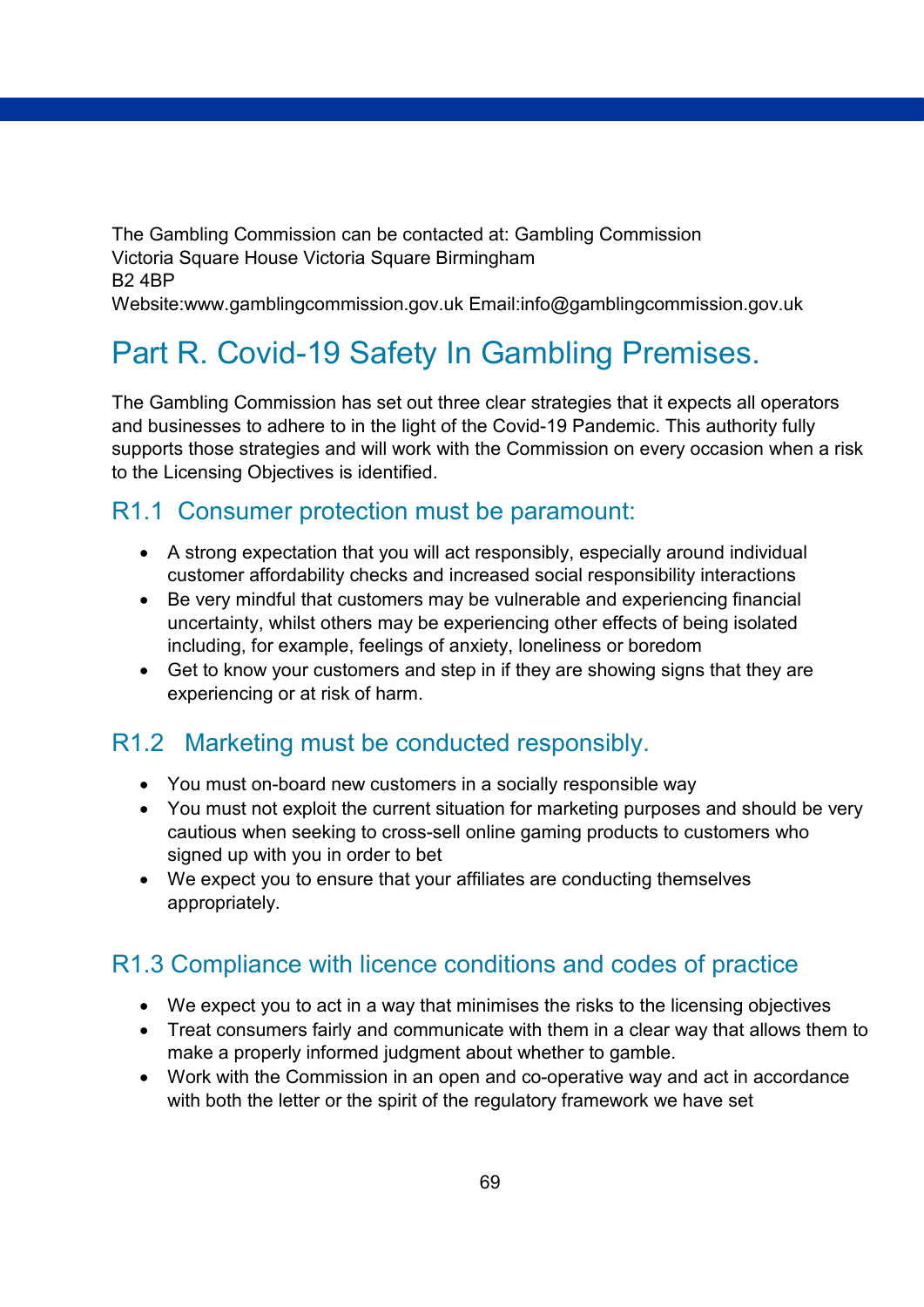The Gambling Commission can be contacted at: Gambling Commission
Victoria Square House Victoria Square Birmingham
B2 4BP
Website:www.gamblingcommission.gov.uk Email:info@gamblingcommission.gov.uk

# Part R. Covid-19 Safety In Gambling Premises.

The Gambling Commission has set out three clear strategies that it expects all operators and businesses to adhere to in the light of the Covid-19 Pandemic. This authority fully supports those strategies and will work with the Commission on every occasion when a risk to the Licensing Objectives is identified.

## R1.1 Consumer protection must be paramount:

- A strong expectation that you will act responsibly, especially around individual customer affordability checks and increased social responsibility interactions
- Be very mindful that customers may be vulnerable and experiencing financial uncertainty, whilst others may be experiencing other effects of being isolated including, for example, feelings of anxiety, loneliness or boredom
- Get to know your customers and step in if they are showing signs that they are experiencing or at risk of harm.

## R1.2 Marketing must be conducted responsibly.

- You must on-board new customers in a socially responsible way
- You must not exploit the current situation for marketing purposes and should be very cautious when seeking to cross-sell online gaming products to customers who signed up with you in order to bet
- We expect you to ensure that your affiliates are conducting themselves appropriately.

## R1.3 Compliance with licence conditions and codes of practice

- We expect you to act in a way that minimises the risks to the licensing objectives
- Treat consumers fairly and communicate with them in a clear way that allows them to make a properly informed judgment about whether to gamble.
- Work with the Commission in an open and co-operative way and act in accordance with both the letter or the spirit of the regulatory framework we have set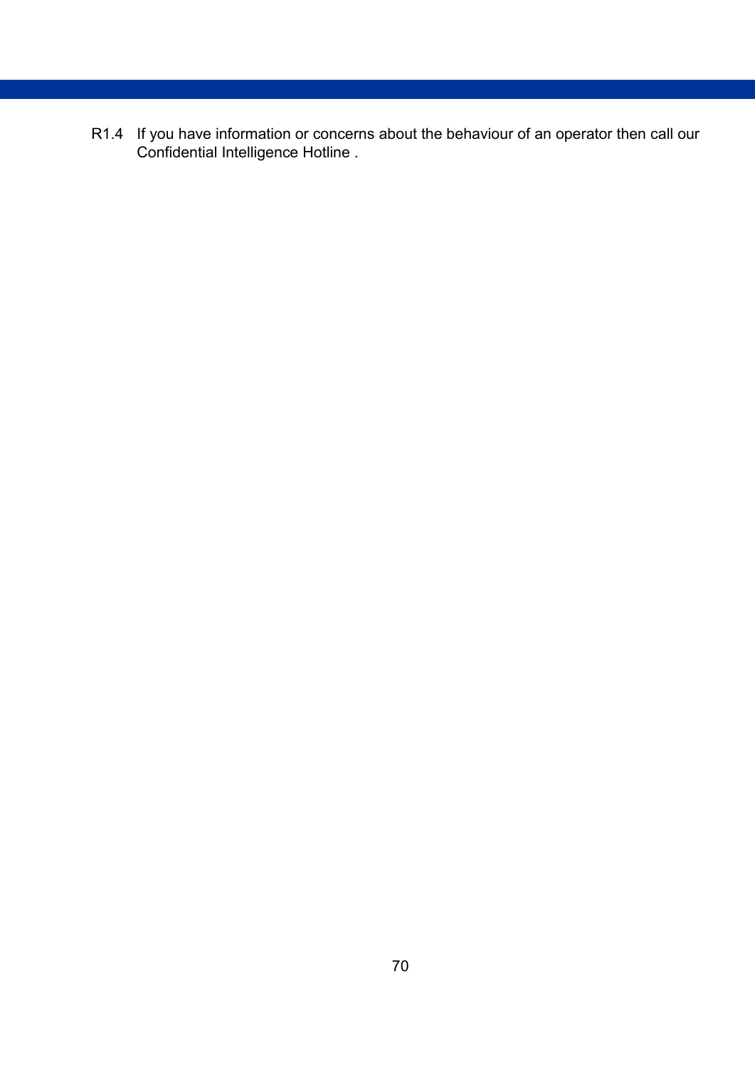R1.4 If you have information or concerns about the behaviour of an operator then call our Confidential Intelligence Hotline .